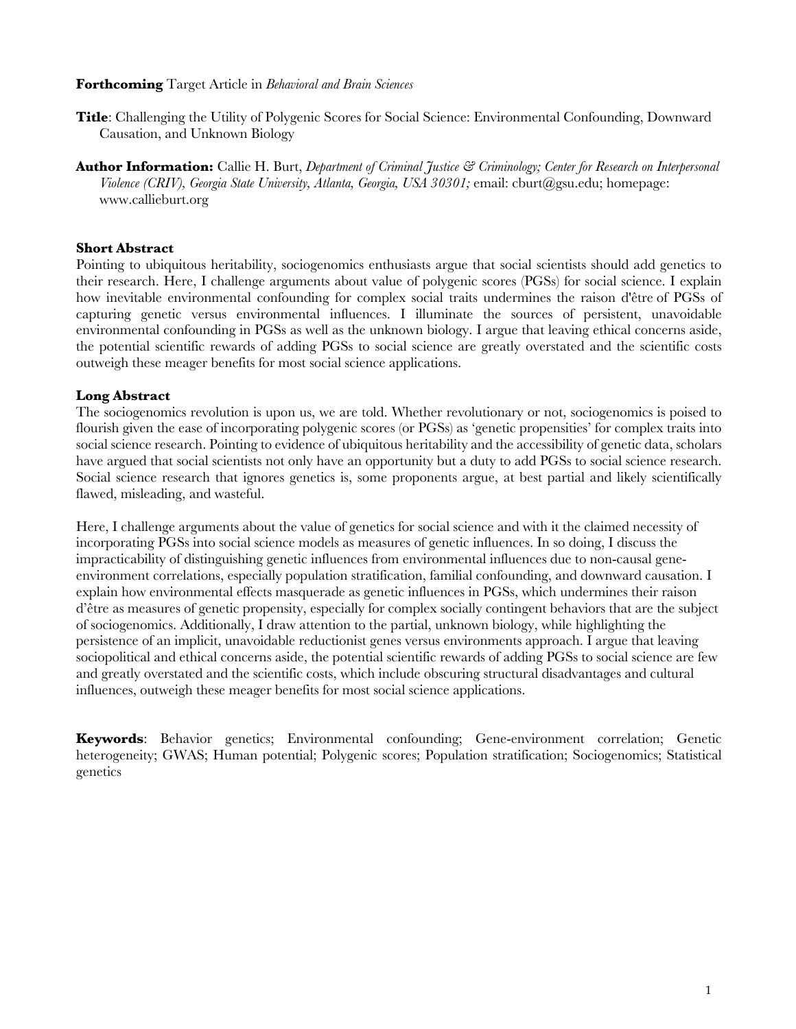**Forthcoming** Target Article in *Behavioral and Brain Sciences*

**Title**: Challenging the Utility of Polygenic Scores for Social Science: Environmental Confounding, Downward Causation, and Unknown Biology

**Author Information:** Callie H. Burt, *Department of Criminal Justice & Criminology; Center for Research on Interpersonal Violence (CRIV), Georgia State University, Atlanta, Georgia, USA 30301;* email: cburt@gsu.edu; homepage: www.callieburt.org

### Short Abstract

Pointing to ubiquitous heritability, sociogenomics enthusiasts argue that social scientists should add genetics to their research. Here, I challenge arguments about value of polygenic scores (PGSs) for social science. I explain how inevitable environmental confounding for complex social traits undermines the raison d'être of PGSs of capturing genetic versus environmental influences. I illuminate the sources of persistent, unavoidable environmental confounding in PGSs as well as the unknown biology. I argue that leaving ethical concerns aside, the potential scientific rewards of adding PGSs to social science are greatly overstated and the scientific costs outweigh these meager benefits for most social science applications.

### Long Abstract

The sociogenomics revolution is upon us, we are told. Whether revolutionary or not, sociogenomics is poised to flourish given the ease of incorporating polygenic scores (or PGSs) as 'genetic propensities' for complex traits into social science research. Pointing to evidence of ubiquitous heritability and the accessibility of genetic data, scholars have argued that social scientists not only have an opportunity but a duty to add PGSs to social science research. Social science research that ignores genetics is, some proponents argue, at best partial and likely scientifically flawed, misleading, and wasteful.

Here, I challenge arguments about the value of genetics for social science and with it the claimed necessity of incorporating PGSs into social science models as measures of genetic influences. In so doing, I discuss the impracticability of distinguishing genetic influences from environmental influences due to non-causal gene-environment correlations, especially population stratification, familial confounding, and downward causation. I explain how environmental effects masquerade as genetic influences in PGSs, which undermines their raison d'être as measures of genetic propensity, especially for complex socially contingent behaviors that are the subject of sociogenomics. Additionally, I draw attention to the partial, unknown biology, while highlighting the persistence of an implicit, unavoidable reductionist genes versus environments approach. I argue that leaving sociopolitical and ethical concerns aside, the potential scientific rewards of adding PGSs to social science are few and greatly overstated and the scientific costs, which include obscuring structural disadvantages and cultural influences, outweigh these meager benefits for most social science applications.

**Keywords**: Behavior genetics; Environmental confounding; Gene-environment correlation; Genetic heterogeneity; GWAS; Human potential; Polygenic scores; Population stratification; Sociogenomics; Statistical genetics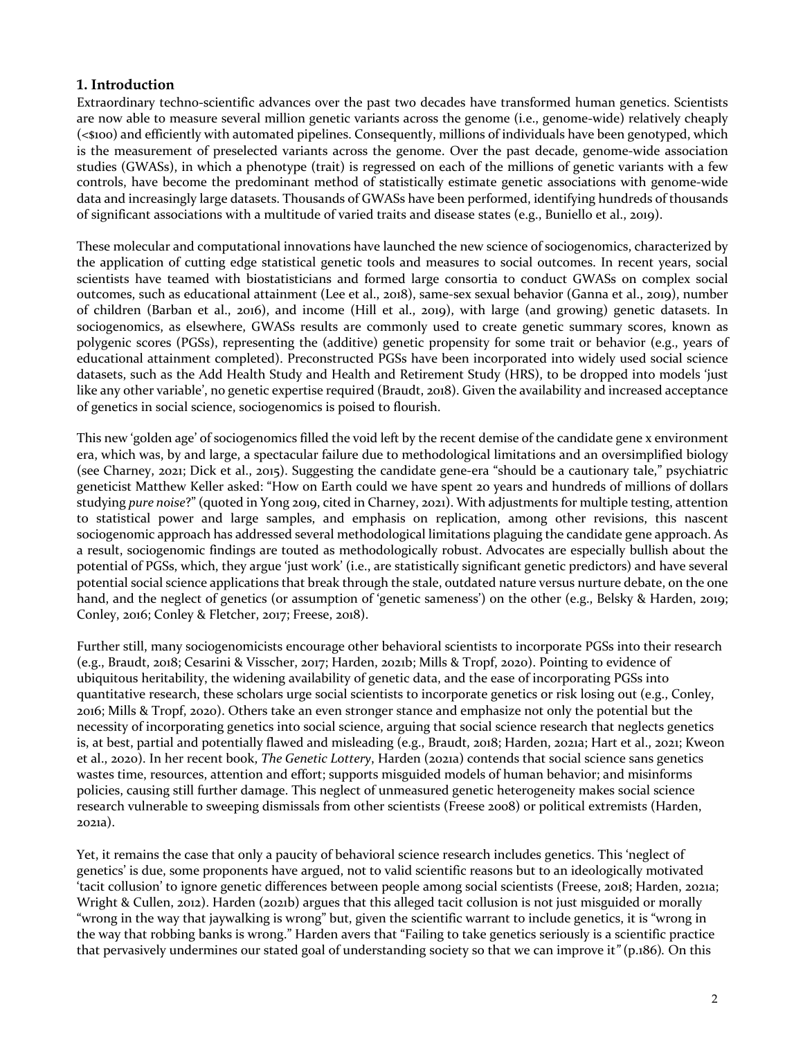## 1. Introduction

Extraordinary techno-scientific advances over the past two decades have transformed human genetics. Scientists are now able to measure several million genetic variants across the genome (i.e., genome-wide) relatively cheaply (<$100) and efficiently with automated pipelines. Consequently, millions of individuals have been genotyped, which is the measurement of preselected variants across the genome. Over the past decade, genome-wide association studies (GWASs), in which a phenotype (trait) is regressed on each of the millions of genetic variants with a few controls, have become the predominant method of statistically estimate genetic associations with genome-wide data and increasingly large datasets. Thousands of GWASs have been performed, identifying hundreds of thousands of significant associations with a multitude of varied traits and disease states (e.g., Buniello et al., 2019).

These molecular and computational innovations have launched the new science of sociogenomics, characterized by the application of cutting edge statistical genetic tools and measures to social outcomes. In recent years, social scientists have teamed with biostatisticians and formed large consortia to conduct GWASs on complex social outcomes, such as educational attainment (Lee et al., 2018), same-sex sexual behavior (Ganna et al., 2019), number of children (Barban et al., 2016), and income (Hill et al., 2019), with large (and growing) genetic datasets. In sociogenomics, as elsewhere, GWASs results are commonly used to create genetic summary scores, known as polygenic scores (PGSs), representing the (additive) genetic propensity for some trait or behavior (e.g., years of educational attainment completed). Preconstructed PGSs have been incorporated into widely used social science datasets, such as the Add Health Study and Health and Retirement Study (HRS), to be dropped into models 'just like any other variable', no genetic expertise required (Braudt, 2018). Given the availability and increased acceptance of genetics in social science, sociogenomics is poised to flourish.

This new 'golden age' of sociogenomics filled the void left by the recent demise of the candidate gene x environment era, which was, by and large, a spectacular failure due to methodological limitations and an oversimplified biology (see Charney, 2021; Dick et al., 2015). Suggesting the candidate gene-era "should be a cautionary tale," psychiatric geneticist Matthew Keller asked: "How on Earth could we have spent 20 years and hundreds of millions of dollars studying *pure noise*?" (quoted in Yong 2019, cited in Charney, 2021). With adjustments for multiple testing, attention to statistical power and large samples, and emphasis on replication, among other revisions, this nascent sociogenomic approach has addressed several methodological limitations plaguing the candidate gene approach. As a result, sociogenomic findings are touted as methodologically robust. Advocates are especially bullish about the potential of PGSs, which, they argue 'just work' (i.e., are statistically significant genetic predictors) and have several potential social science applications that break through the stale, outdated nature versus nurture debate, on the one hand, and the neglect of genetics (or assumption of 'genetic sameness') on the other (e.g., Belsky & Harden, 2019; Conley, 2016; Conley & Fletcher, 2017; Freese, 2018).

Further still, many sociogenomicists encourage other behavioral scientists to incorporate PGSs into their research (e.g., Braudt, 2018; Cesarini & Visscher, 2017; Harden, 2021b; Mills & Tropf, 2020). Pointing to evidence of ubiquitous heritability, the widening availability of genetic data, and the ease of incorporating PGSs into quantitative research, these scholars urge social scientists to incorporate genetics or risk losing out (e.g., Conley, 2016; Mills & Tropf, 2020). Others take an even stronger stance and emphasize not only the potential but the necessity of incorporating genetics into social science, arguing that social science research that neglects genetics is, at best, partial and potentially flawed and misleading (e.g., Braudt, 2018; Harden, 2021a; Hart et al., 2021; Kweon et al., 2020). In her recent book, *The Genetic Lottery*, Harden (2021a) contends that social science sans genetics wastes time, resources, attention and effort; supports misguided models of human behavior; and misinforms policies, causing still further damage. This neglect of unmeasured genetic heterogeneity makes social science research vulnerable to sweeping dismissals from other scientists (Freese 2008) or political extremists (Harden, 2021a).

Yet, it remains the case that only a paucity of behavioral science research includes genetics. This 'neglect of genetics' is due, some proponents have argued, not to valid scientific reasons but to an ideologically motivated 'tacit collusion' to ignore genetic differences between people among social scientists (Freese, 2018; Harden, 2021a; Wright & Cullen, 2012). Harden (2021b) argues that this alleged tacit collusion is not just misguided or morally "wrong in the way that jaywalking is wrong" but, given the scientific warrant to include genetics, it is "wrong in the way that robbing banks is wrong." Harden avers that "Failing to take genetics seriously is a scientific practice that pervasively undermines our stated goal of understanding society so that we can improve it" (p.186). On this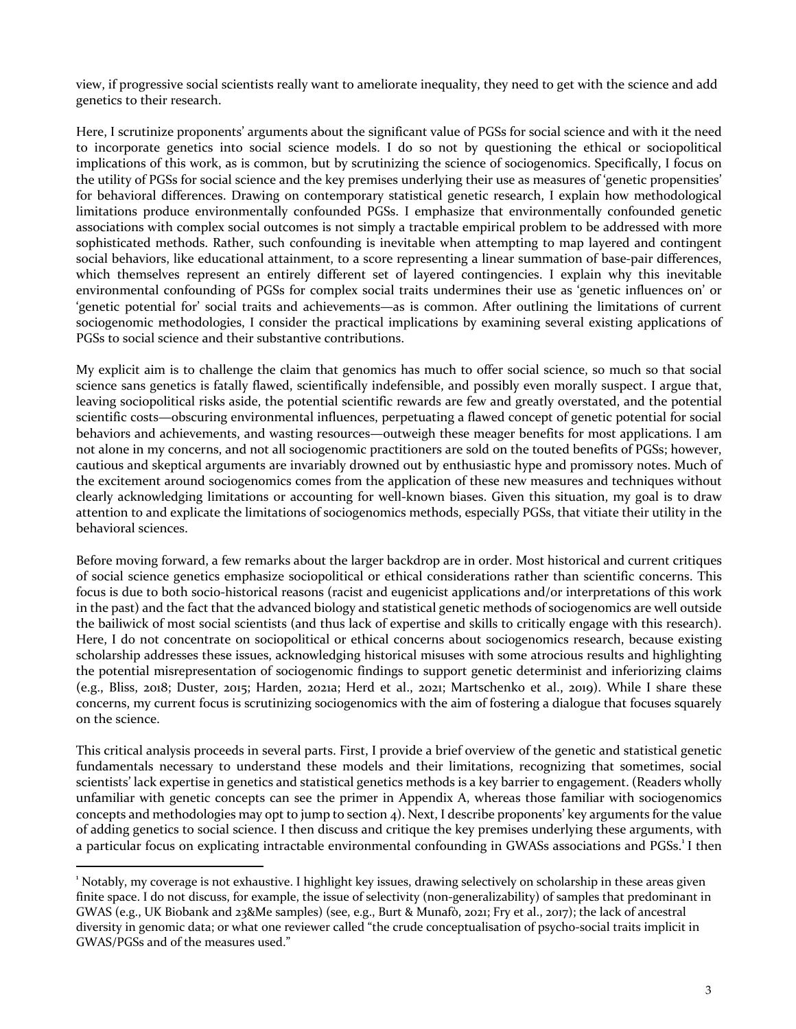view, if progressive social scientists really want to ameliorate inequality, they need to get with the science and add genetics to their research.

Here, I scrutinize proponents' arguments about the significant value of PGSs for social science and with it the need to incorporate genetics into social science models. I do so not by questioning the ethical or sociopolitical implications of this work, as is common, but by scrutinizing the science of sociogenomics. Specifically, I focus on the utility of PGSs for social science and the key premises underlying their use as measures of 'genetic propensities' for behavioral differences. Drawing on contemporary statistical genetic research, I explain how methodological limitations produce environmentally confounded PGSs. I emphasize that environmentally confounded genetic associations with complex social outcomes is not simply a tractable empirical problem to be addressed with more sophisticated methods. Rather, such confounding is inevitable when attempting to map layered and contingent social behaviors, like educational attainment, to a score representing a linear summation of base-pair differences, which themselves represent an entirely different set of layered contingencies. I explain why this inevitable environmental confounding of PGSs for complex social traits undermines their use as 'genetic influences on' or 'genetic potential for' social traits and achievements—as is common. After outlining the limitations of current sociogenomic methodologies, I consider the practical implications by examining several existing applications of PGSs to social science and their substantive contributions.

My explicit aim is to challenge the claim that genomics has much to offer social science, so much so that social science sans genetics is fatally flawed, scientifically indefensible, and possibly even morally suspect. I argue that, leaving sociopolitical risks aside, the potential scientific rewards are few and greatly overstated, and the potential scientific costs—obscuring environmental influences, perpetuating a flawed concept of genetic potential for social behaviors and achievements, and wasting resources—outweigh these meager benefits for most applications. I am not alone in my concerns, and not all sociogenomic practitioners are sold on the touted benefits of PGSs; however, cautious and skeptical arguments are invariably drowned out by enthusiastic hype and promissory notes. Much of the excitement around sociogenomics comes from the application of these new measures and techniques without clearly acknowledging limitations or accounting for well-known biases. Given this situation, my goal is to draw attention to and explicate the limitations of sociogenomics methods, especially PGSs, that vitiate their utility in the behavioral sciences.

Before moving forward, a few remarks about the larger backdrop are in order. Most historical and current critiques of social science genetics emphasize sociopolitical or ethical considerations rather than scientific concerns. This focus is due to both socio-historical reasons (racist and eugenicist applications and/or interpretations of this work in the past) and the fact that the advanced biology and statistical genetic methods of sociogenomics are well outside the bailiwick of most social scientists (and thus lack of expertise and skills to critically engage with this research). Here, I do not concentrate on sociopolitical or ethical concerns about sociogenomics research, because existing scholarship addresses these issues, acknowledging historical misuses with some atrocious results and highlighting the potential misrepresentation of sociogenomic findings to support genetic determinist and inferiorizing claims (e.g., Bliss, 2018; Duster, 2015; Harden, 2021a; Herd et al., 2021; Martschenko et al., 2019). While I share these concerns, my current focus is scrutinizing sociogenomics with the aim of fostering a dialogue that focuses squarely on the science.

This critical analysis proceeds in several parts. First, I provide a brief overview of the genetic and statistical genetic fundamentals necessary to understand these models and their limitations, recognizing that sometimes, social scientists' lack expertise in genetics and statistical genetics methods is a key barrier to engagement. (Readers wholly unfamiliar with genetic concepts can see the primer in Appendix A, whereas those familiar with sociogenomics concepts and methodologies may opt to jump to section 4). Next, I describe proponents' key arguments for the value of adding genetics to social science. I then discuss and critique the key premises underlying these arguments, with a particular focus on explicating intractable environmental confounding in GWASs associations and PGSs.[1] I then

[1] Notably, my coverage is not exhaustive. I highlight key issues, drawing selectively on scholarship in these areas given finite space. I do not discuss, for example, the issue of selectivity (non-generalizability) of samples that predominant in GWAS (e.g., UK Biobank and 23&Me samples) (see, e.g., Burt & Munafò, 2021; Fry et al., 2017); the lack of ancestral diversity in genomic data; or what one reviewer called "the crude conceptualisation of psycho-social traits implicit in GWAS/PGSs and of the measures used."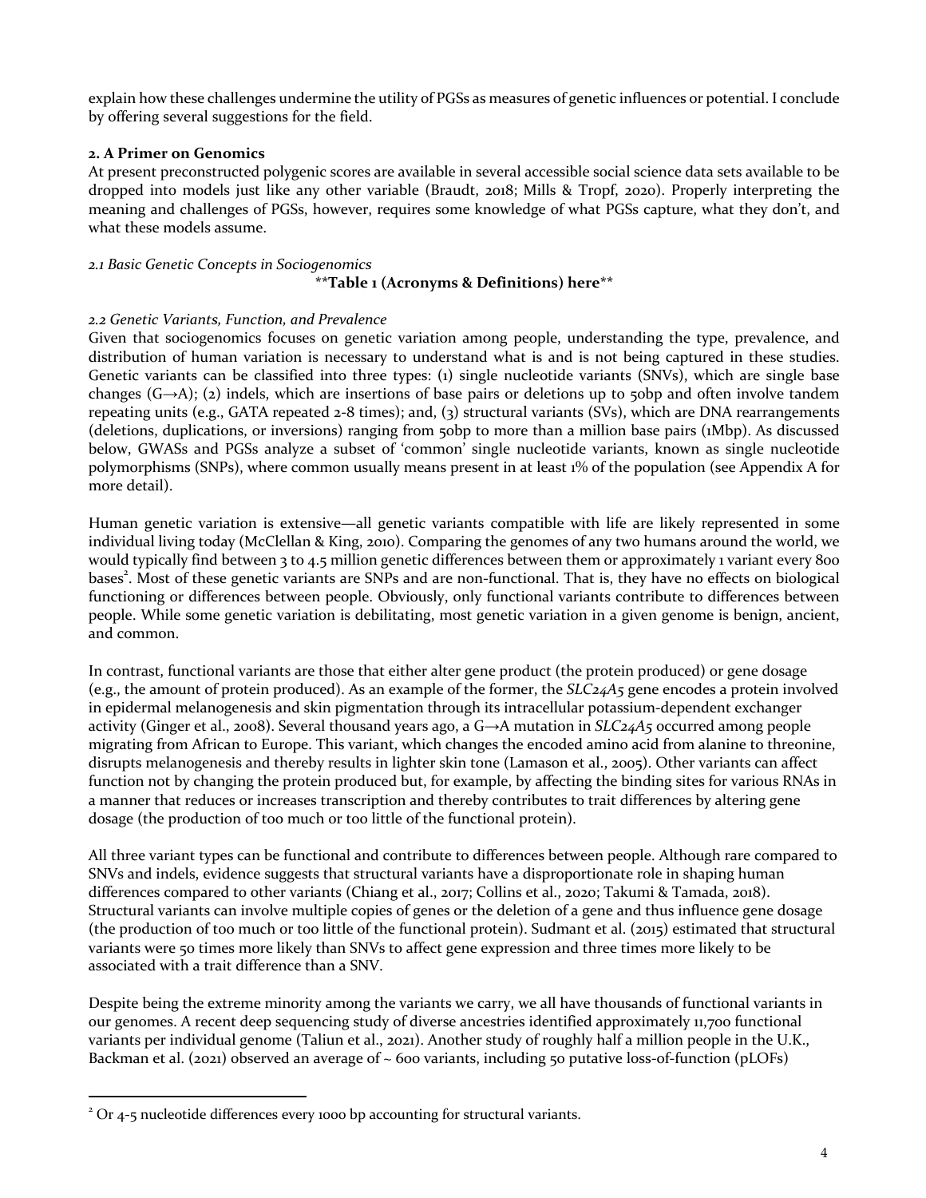explain how these challenges undermine the utility of PGSs as measures of genetic influences or potential. I conclude by offering several suggestions for the field.

## 2. A Primer on Genomics

At present preconstructed polygenic scores are available in several accessible social science data sets available to be dropped into models just like any other variable (Braudt, 2018; Mills & Tropf, 2020). Properly interpreting the meaning and challenges of PGSs, however, requires some knowledge of what PGSs capture, what they don't, and what these models assume.

### *2.1 Basic Genetic Concepts in Sociogenomics*

**\*\*Table 1 (Acronyms & Definitions) here\*\***

### *2.2 Genetic Variants, Function, and Prevalence*

Given that sociogenomics focuses on genetic variation among people, understanding the type, prevalence, and distribution of human variation is necessary to understand what is and is not being captured in these studies. Genetic variants can be classified into three types: (1) single nucleotide variants (SNVs), which are single base changes (G→A); (2) indels, which are insertions of base pairs or deletions up to 50bp and often involve tandem repeating units (e.g., GATA repeated 2-8 times); and, (3) structural variants (SVs), which are DNA rearrangements (deletions, duplications, or inversions) ranging from 50bp to more than a million base pairs (1Mbp). As discussed below, GWASs and PGSs analyze a subset of 'common' single nucleotide variants, known as single nucleotide polymorphisms (SNPs), where common usually means present in at least 1% of the population (see Appendix A for more detail).

Human genetic variation is extensive—all genetic variants compatible with life are likely represented in some individual living today (McClellan & King, 2010). Comparing the genomes of any two humans around the world, we would typically find between 3 to 4.5 million genetic differences between them or approximately 1 variant every 800 bases[2]. Most of these genetic variants are SNPs and are non-functional. That is, they have no effects on biological functioning or differences between people. Obviously, only functional variants contribute to differences between people. While some genetic variation is debilitating, most genetic variation in a given genome is benign, ancient, and common.

In contrast, functional variants are those that either alter gene product (the protein produced) or gene dosage (e.g., the amount of protein produced). As an example of the former, the *SLC24A5* gene encodes a protein involved in epidermal melanogenesis and skin pigmentation through its intracellular potassium-dependent exchanger activity (Ginger et al., 2008). Several thousand years ago, a G→A mutation in *SLC24A5* occurred among people migrating from African to Europe. This variant, which changes the encoded amino acid from alanine to threonine, disrupts melanogenesis and thereby results in lighter skin tone (Lamason et al., 2005). Other variants can affect function not by changing the protein produced but, for example, by affecting the binding sites for various RNAs in a manner that reduces or increases transcription and thereby contributes to trait differences by altering gene dosage (the production of too much or too little of the functional protein).

All three variant types can be functional and contribute to differences between people. Although rare compared to SNVs and indels, evidence suggests that structural variants have a disproportionate role in shaping human differences compared to other variants (Chiang et al., 2017; Collins et al., 2020; Takumi & Tamada, 2018). Structural variants can involve multiple copies of genes or the deletion of a gene and thus influence gene dosage (the production of too much or too little of the functional protein). Sudmant et al. (2015) estimated that structural variants were 50 times more likely than SNVs to affect gene expression and three times more likely to be associated with a trait difference than a SNV.

Despite being the extreme minority among the variants we carry, we all have thousands of functional variants in our genomes. A recent deep sequencing study of diverse ancestries identified approximately 11,700 functional variants per individual genome (Taliun et al., 2021). Another study of roughly half a million people in the U.K., Backman et al. (2021) observed an average of ~ 600 variants, including 50 putative loss-of-function (pLOFs)

---

[2] Or 4-5 nucleotide differences every 1000 bp accounting for structural variants.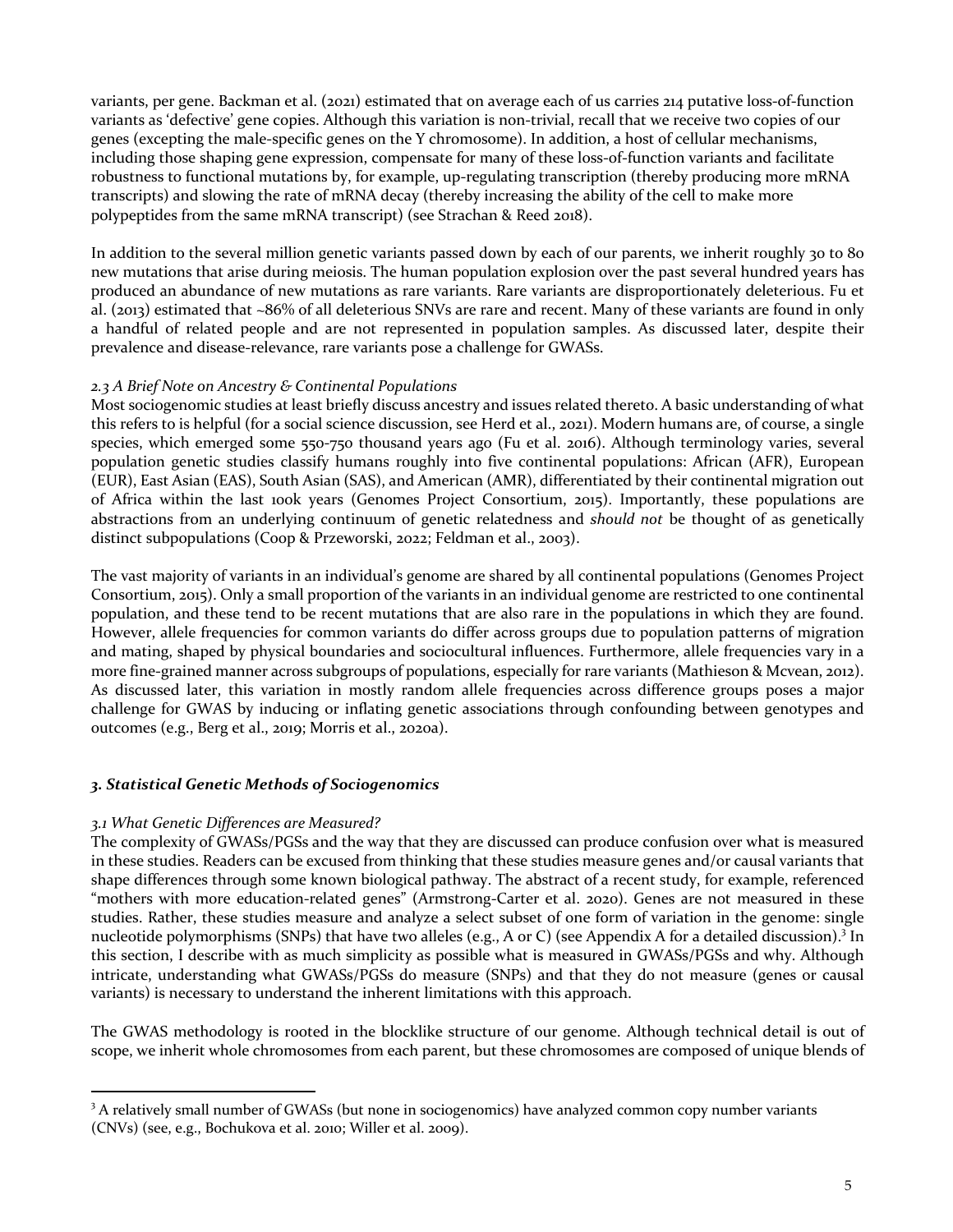variants, per gene. Backman et al. (2021) estimated that on average each of us carries 214 putative loss-of-function variants as 'defective' gene copies. Although this variation is non-trivial, recall that we receive two copies of our genes (excepting the male-specific genes on the Y chromosome). In addition, a host of cellular mechanisms, including those shaping gene expression, compensate for many of these loss-of-function variants and facilitate robustness to functional mutations by, for example, up-regulating transcription (thereby producing more mRNA transcripts) and slowing the rate of mRNA decay (thereby increasing the ability of the cell to make more polypeptides from the same mRNA transcript) (see Strachan & Reed 2018).

In addition to the several million genetic variants passed down by each of our parents, we inherit roughly 30 to 80 new mutations that arise during meiosis. The human population explosion over the past several hundred years has produced an abundance of new mutations as rare variants. Rare variants are disproportionately deleterious. Fu et al. (2013) estimated that ~86% of all deleterious SNVs are rare and recent. Many of these variants are found in only a handful of related people and are not represented in population samples. As discussed later, despite their prevalence and disease-relevance, rare variants pose a challenge for GWASs.

### *2.3 A Brief Note on Ancestry & Continental Populations*

Most sociogenomic studies at least briefly discuss ancestry and issues related thereto. A basic understanding of what this refers to is helpful (for a social science discussion, see Herd et al., 2021). Modern humans are, of course, a single species, which emerged some 550-750 thousand years ago (Fu et al. 2016). Although terminology varies, several population genetic studies classify humans roughly into five continental populations: African (AFR), European (EUR), East Asian (EAS), South Asian (SAS), and American (AMR), differentiated by their continental migration out of Africa within the last 100k years (Genomes Project Consortium, 2015). Importantly, these populations are abstractions from an underlying continuum of genetic relatedness and *should not* be thought of as genetically distinct subpopulations (Coop & Przeworski, 2022; Feldman et al., 2003).

The vast majority of variants in an individual's genome are shared by all continental populations (Genomes Project Consortium, 2015). Only a small proportion of the variants in an individual genome are restricted to one continental population, and these tend to be recent mutations that are also rare in the populations in which they are found. However, allele frequencies for common variants do differ across groups due to population patterns of migration and mating, shaped by physical boundaries and sociocultural influences. Furthermore, allele frequencies vary in a more fine-grained manner across subgroups of populations, especially for rare variants (Mathieson & Mcvean, 2012). As discussed later, this variation in mostly random allele frequencies across difference groups poses a major challenge for GWAS by inducing or inflating genetic associations through confounding between genotypes and outcomes (e.g., Berg et al., 2019; Morris et al., 2020a).

## *3. Statistical Genetic Methods of Sociogenomics*

### *3.1 What Genetic Differences are Measured?*

The complexity of GWASs/PGSs and the way that they are discussed can produce confusion over what is measured in these studies. Readers can be excused from thinking that these studies measure genes and/or causal variants that shape differences through some known biological pathway. The abstract of a recent study, for example, referenced "mothers with more education-related genes" (Armstrong-Carter et al. 2020). Genes are not measured in these studies. Rather, these studies measure and analyze a select subset of one form of variation in the genome: single nucleotide polymorphisms (SNPs) that have two alleles (e.g., A or C) (see Appendix A for a detailed discussion).[3] In this section, I describe with as much simplicity as possible what is measured in GWASs/PGSs and why. Although intricate, understanding what GWASs/PGSs do measure (SNPs) and that they do not measure (genes or causal variants) is necessary to understand the inherent limitations with this approach.

The GWAS methodology is rooted in the blocklike structure of our genome. Although technical detail is out of scope, we inherit whole chromosomes from each parent, but these chromosomes are composed of unique blends of

[3] A relatively small number of GWASs (but none in sociogenomics) have analyzed common copy number variants (CNVs) (see, e.g., Bochukova et al. 2010; Willer et al. 2009).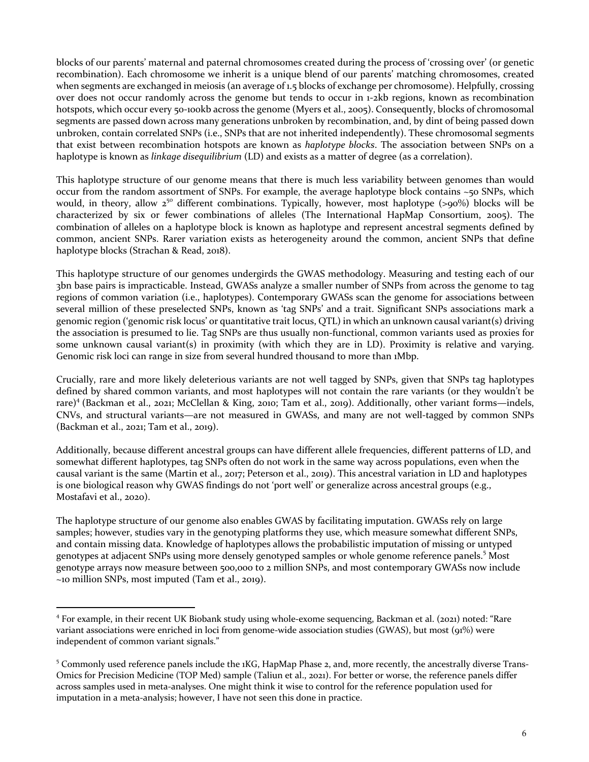blocks of our parents' maternal and paternal chromosomes created during the process of 'crossing over' (or genetic recombination). Each chromosome we inherit is a unique blend of our parents' matching chromosomes, created when segments are exchanged in meiosis (an average of 1.5 blocks of exchange per chromosome). Helpfully, crossing over does not occur randomly across the genome but tends to occur in 1-2kb regions, known as recombination hotspots, which occur every 50-100kb across the genome (Myers et al., 2005). Consequently, blocks of chromosomal segments are passed down across many generations unbroken by recombination, and, by dint of being passed down unbroken, contain correlated SNPs (i.e., SNPs that are not inherited independently). These chromosomal segments that exist between recombination hotspots are known as *haplotype blocks*. The association between SNPs on a haplotype is known as *linkage disequilibrium* (LD) and exists as a matter of degree (as a correlation).

This haplotype structure of our genome means that there is much less variability between genomes than would occur from the random assortment of SNPs. For example, the average haplotype block contains ~50 SNPs, which would, in theory, allow $2^{50}$ different combinations. Typically, however, most haplotype (>90%) blocks will be characterized by six or fewer combinations of alleles (The International HapMap Consortium, 2005). The combination of alleles on a haplotype block is known as haplotype and represent ancestral segments defined by common, ancient SNPs. Rarer variation exists as heterogeneity around the common, ancient SNPs that define haplotype blocks (Strachan & Read, 2018).

This haplotype structure of our genomes undergirds the GWAS methodology. Measuring and testing each of our 3bn base pairs is impracticable. Instead, GWASs analyze a smaller number of SNPs from across the genome to tag regions of common variation (i.e., haplotypes). Contemporary GWASs scan the genome for associations between several million of these preselected SNPs, known as 'tag SNPs' and a trait. Significant SNPs associations mark a genomic region ('genomic risk locus' or quantitative trait locus, QTL) in which an unknown causal variant(s) driving the association is presumed to lie. Tag SNPs are thus usually non-functional, common variants used as proxies for some unknown causal variant(s) in proximity (with which they are in LD). Proximity is relative and varying. Genomic risk loci can range in size from several hundred thousand to more than 1Mbp.

Crucially, rare and more likely deleterious variants are not well tagged by SNPs, given that SNPs tag haplotypes defined by shared common variants, and most haplotypes will not contain the rare variants (or they wouldn't be rare)[4] (Backman et al., 2021; McClellan & King, 2010; Tam et al., 2019). Additionally, other variant forms—indels, CNVs, and structural variants—are not measured in GWASs, and many are not well-tagged by common SNPs (Backman et al., 2021; Tam et al., 2019).

Additionally, because different ancestral groups can have different allele frequencies, different patterns of LD, and somewhat different haplotypes, tag SNPs often do not work in the same way across populations, even when the causal variant is the same (Martin et al., 2017; Peterson et al., 2019). This ancestral variation in LD and haplotypes is one biological reason why GWAS findings do not 'port well' or generalize across ancestral groups (e.g., Mostafavi et al., 2020).

The haplotype structure of our genome also enables GWAS by facilitating imputation. GWASs rely on large samples; however, studies vary in the genotyping platforms they use, which measure somewhat different SNPs, and contain missing data. Knowledge of haplotypes allows the probabilistic imputation of missing or untyped genotypes at adjacent SNPs using more densely genotyped samples or whole genome reference panels.[5] Most genotype arrays now measure between 500,000 to 2 million SNPs, and most contemporary GWASs now include ~10 million SNPs, most imputed (Tam et al., 2019).

---

[4] For example, in their recent UK Biobank study using whole-exome sequencing, Backman et al. (2021) noted: "Rare variant associations were enriched in loci from genome-wide association studies (GWAS), but most (91%) were independent of common variant signals."

[5] Commonly used reference panels include the 1KG, HapMap Phase 2, and, more recently, the ancestrally diverse Trans-Omics for Precision Medicine (TOP Med) sample (Taliun et al., 2021). For better or worse, the reference panels differ across samples used in meta-analyses. One might think it wise to control for the reference population used for imputation in a meta-analysis; however, I have not seen this done in practice.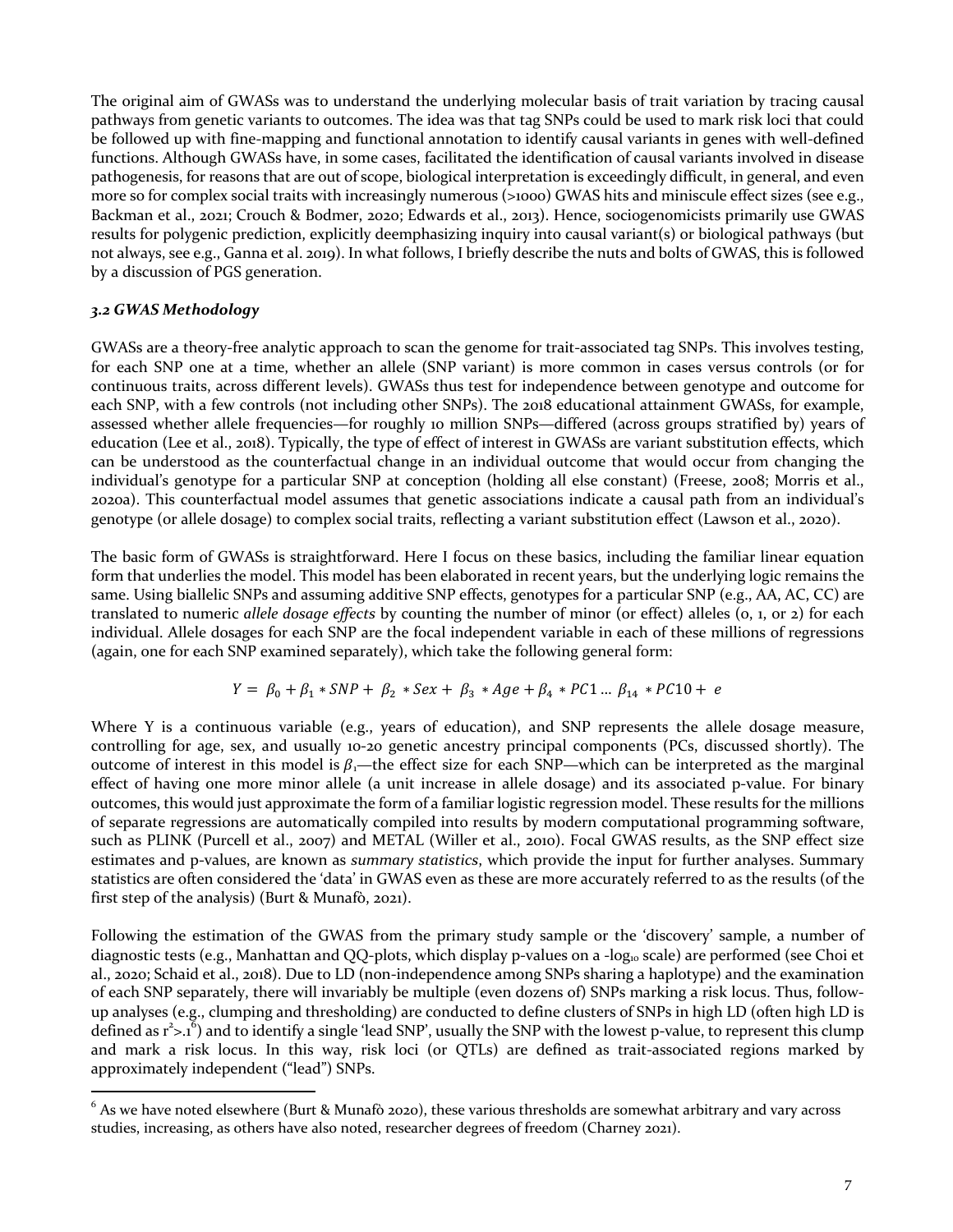The original aim of GWASs was to understand the underlying molecular basis of trait variation by tracing causal pathways from genetic variants to outcomes. The idea was that tag SNPs could be used to mark risk loci that could be followed up with fine-mapping and functional annotation to identify causal variants in genes with well-defined functions. Although GWASs have, in some cases, facilitated the identification of causal variants involved in disease pathogenesis, for reasons that are out of scope, biological interpretation is exceedingly difficult, in general, and even more so for complex social traits with increasingly numerous (>1000) GWAS hits and miniscule effect sizes (see e.g., Backman et al., 2021; Crouch & Bodmer, 2020; Edwards et al., 2013). Hence, sociogenomicists primarily use GWAS results for polygenic prediction, explicitly deemphasizing inquiry into causal variant(s) or biological pathways (but not always, see e.g., Ganna et al. 2019). In what follows, I briefly describe the nuts and bolts of GWAS, this is followed by a discussion of PGS generation.

### *3.2 GWAS Methodology*

GWASs are a theory-free analytic approach to scan the genome for trait-associated tag SNPs. This involves testing, for each SNP one at a time, whether an allele (SNP variant) is more common in cases versus controls (or for continuous traits, across different levels). GWASs thus test for independence between genotype and outcome for each SNP, with a few controls (not including other SNPs). The 2018 educational attainment GWASs, for example, assessed whether allele frequencies—for roughly 10 million SNPs—differed (across groups stratified by) years of education (Lee et al., 2018). Typically, the type of effect of interest in GWASs are variant substitution effects, which can be understood as the counterfactual change in an individual outcome that would occur from changing the individual's genotype for a particular SNP at conception (holding all else constant) (Freese, 2008; Morris et al., 2020a). This counterfactual model assumes that genetic associations indicate a causal path from an individual's genotype (or allele dosage) to complex social traits, reflecting a variant substitution effect (Lawson et al., 2020).

The basic form of GWASs is straightforward. Here I focus on these basics, including the familiar linear equation form that underlies the model. This model has been elaborated in recent years, but the underlying logic remains the same. Using biallelic SNPs and assuming additive SNP effects, genotypes for a particular SNP (e.g., AA, AC, CC) are translated to numeric *allele dosage effects* by counting the number of minor (or effect) alleles (0, 1, or 2) for each individual. Allele dosages for each SNP are the focal independent variable in each of these millions of regressions (again, one for each SNP examined separately), which take the following general form:

$$Y = \beta_0 + \beta_1 * SNP + \beta_2 * Sex + \beta_3 * Age + \beta_4 * PC1 \ldots \beta_{14} * PC10 + e$$

Where Y is a continuous variable (e.g., years of education), and SNP represents the allele dosage measure, controlling for age, sex, and usually 10-20 genetic ancestry principal components (PCs, discussed shortly). The outcome of interest in this model is $\beta_1$—the effect size for each SNP—which can be interpreted as the marginal effect of having one more minor allele (a unit increase in allele dosage) and its associated p-value. For binary outcomes, this would just approximate the form of a familiar logistic regression model. These results for the millions of separate regressions are automatically compiled into results by modern computational programming software, such as PLINK (Purcell et al., 2007) and METAL (Willer et al., 2010). Focal GWAS results, as the SNP effect size estimates and p-values, are known as *summary statistics*, which provide the input for further analyses. Summary statistics are often considered the 'data' in GWAS even as these are more accurately referred to as the results (of the first step of the analysis) (Burt & Munafò, 2021).

Following the estimation of the GWAS from the primary study sample or the 'discovery' sample, a number of diagnostic tests (e.g., Manhattan and QQ-plots, which display p-values on a $-\log_{10}$ scale) are performed (see Choi et al., 2020; Schaid et al., 2018). Due to LD (non-independence among SNPs sharing a haplotype) and the examination of each SNP separately, there will invariably be multiple (even dozens of) SNPs marking a risk locus. Thus, follow-up analyses (e.g., clumping and thresholding) are conducted to define clusters of SNPs in high LD (often high LD is defined as $r^2>.1$[6]) and to identify a single 'lead SNP', usually the SNP with the lowest p-value, to represent this clump and mark a risk locus. In this way, risk loci (or QTLs) are defined as trait-associated regions marked by approximately independent ("lead") SNPs.

[6] As we have noted elsewhere (Burt & Munafò 2020), these various thresholds are somewhat arbitrary and vary across studies, increasing, as others have also noted, researcher degrees of freedom (Charney 2021).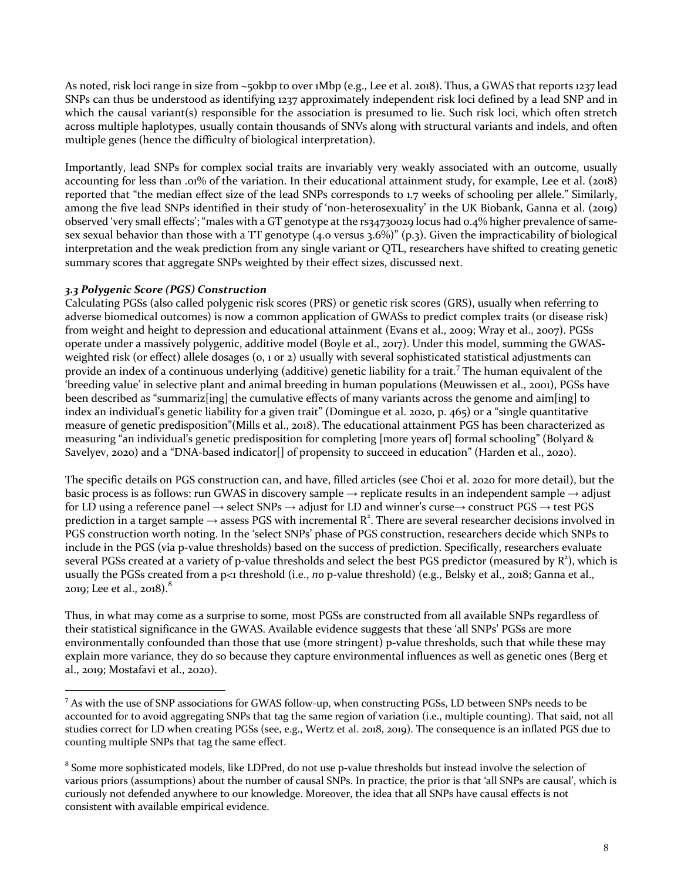As noted, risk loci range in size from ~50kbp to over 1Mbp (e.g., Lee et al. 2018). Thus, a GWAS that reports 1237 lead SNPs can thus be understood as identifying 1237 approximately independent risk loci defined by a lead SNP and in which the causal variant(s) responsible for the association is presumed to lie. Such risk loci, which often stretch across multiple haplotypes, usually contain thousands of SNVs along with structural variants and indels, and often multiple genes (hence the difficulty of biological interpretation).

Importantly, lead SNPs for complex social traits are invariably very weakly associated with an outcome, usually accounting for less than .01% of the variation. In their educational attainment study, for example, Lee et al. (2018) reported that "the median effect size of the lead SNPs corresponds to 1.7 weeks of schooling per allele." Similarly, among the five lead SNPs identified in their study of 'non-heterosexuality' in the UK Biobank, Ganna et al. (2019) observed 'very small effects'; "males with a GT genotype at the rs34730029 locus had 0.4% higher prevalence of same-sex sexual behavior than those with a TT genotype (4.0 versus 3.6%)" (p.3). Given the impracticability of biological interpretation and the weak prediction from any single variant or QTL, researchers have shifted to creating genetic summary scores that aggregate SNPs weighted by their effect sizes, discussed next.

### *3.3 Polygenic Score (PGS) Construction*

Calculating PGSs (also called polygenic risk scores (PRS) or genetic risk scores (GRS), usually when referring to adverse biomedical outcomes) is now a common application of GWASs to predict complex traits (or disease risk) from weight and height to depression and educational attainment (Evans et al., 2009; Wray et al., 2007). PGSs operate under a massively polygenic, additive model (Boyle et al., 2017). Under this model, summing the GWAS-weighted risk (or effect) allele dosages (0, 1 or 2) usually with several sophisticated statistical adjustments can provide an index of a continuous underlying (additive) genetic liability for a trait.[7] The human equivalent of the 'breeding value' in selective plant and animal breeding in human populations (Meuwissen et al., 2001), PGSs have been described as "summariz[ing] the cumulative effects of many variants across the genome and aim[ing] to index an individual's genetic liability for a given trait" (Domingue et al. 2020, p. 465) or a "single quantitative measure of genetic predisposition"(Mills et al., 2018). The educational attainment PGS has been characterized as measuring "an individual's genetic predisposition for completing [more years of] formal schooling" (Bolyard & Savelyev, 2020) and a "DNA-based indicator[] of propensity to succeed in education" (Harden et al., 2020).

The specific details on PGS construction can, and have, filled articles (see Choi et al. 2020 for more detail), but the basic process is as follows: run GWAS in discovery sample → replicate results in an independent sample → adjust for LD using a reference panel → select SNPs → adjust for LD and winner's curse→ construct PGS → test PGS prediction in a target sample → assess PGS with incremental $R^2$. There are several researcher decisions involved in PGS construction worth noting. In the 'select SNPs' phase of PGS construction, researchers decide which SNPs to include in the PGS (via p-value thresholds) based on the success of prediction. Specifically, researchers evaluate several PGSs created at a variety of p-value thresholds and select the best PGS predictor (measured by $R^2$), which is usually the PGSs created from a $p<1$ threshold (i.e., *no* p-value threshold) (e.g., Belsky et al., 2018; Ganna et al., 2019; Lee et al., 2018).[8]

Thus, in what may come as a surprise to some, most PGSs are constructed from all available SNPs regardless of their statistical significance in the GWAS. Available evidence suggests that these 'all SNPs' PGSs are more environmentally confounded than those that use (more stringent) p-value thresholds, such that while these may explain more variance, they do so because they capture environmental influences as well as genetic ones (Berg et al., 2019; Mostafavi et al., 2020).

---

[7] As with the use of SNP associations for GWAS follow-up, when constructing PGSs, LD between SNPs needs to be accounted for to avoid aggregating SNPs that tag the same region of variation (i.e., multiple counting). That said, not all studies correct for LD when creating PGSs (see, e.g., Wertz et al. 2018, 2019). The consequence is an inflated PGS due to counting multiple SNPs that tag the same effect.

[8] Some more sophisticated models, like LDPred, do not use p-value thresholds but instead involve the selection of various priors (assumptions) about the number of causal SNPs. In practice, the prior is that 'all SNPs are causal', which is curiously not defended anywhere to our knowledge. Moreover, the idea that all SNPs have causal effects is not consistent with available empirical evidence.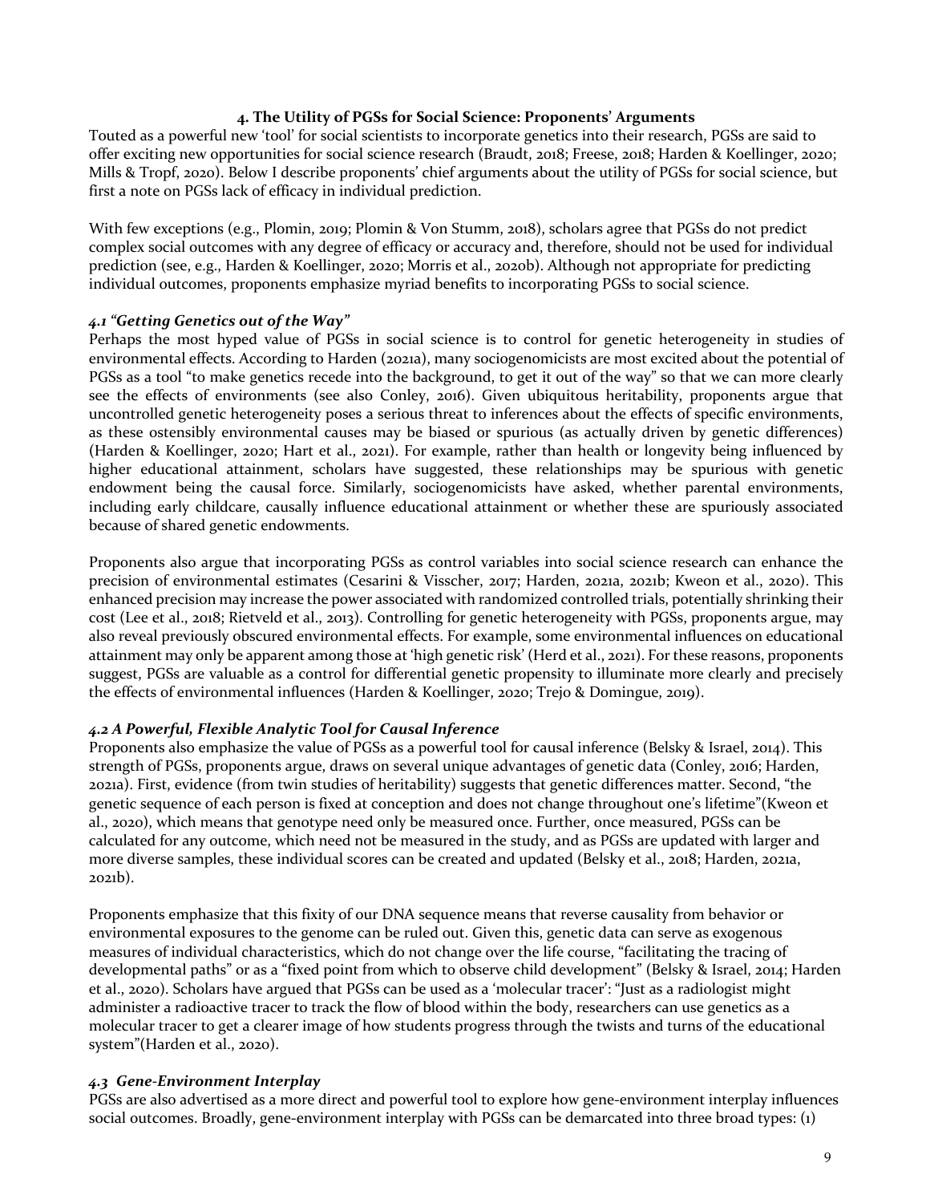## 4. The Utility of PGSs for Social Science: Proponents' Arguments

Touted as a powerful new 'tool' for social scientists to incorporate genetics into their research, PGSs are said to offer exciting new opportunities for social science research (Braudt, 2018; Freese, 2018; Harden & Koellinger, 2020; Mills & Tropf, 2020). Below I describe proponents' chief arguments about the utility of PGSs for social science, but first a note on PGSs lack of efficacy in individual prediction.

With few exceptions (e.g., Plomin, 2019; Plomin & Von Stumm, 2018), scholars agree that PGSs do not predict complex social outcomes with any degree of efficacy or accuracy and, therefore, should not be used for individual prediction (see, e.g., Harden & Koellinger, 2020; Morris et al., 2020b). Although not appropriate for predicting individual outcomes, proponents emphasize myriad benefits to incorporating PGSs to social science.

### *4.1 "Getting Genetics out of the Way"*

Perhaps the most hyped value of PGSs in social science is to control for genetic heterogeneity in studies of environmental effects. According to Harden (2021a), many sociogenomicists are most excited about the potential of PGSs as a tool "to make genetics recede into the background, to get it out of the way" so that we can more clearly see the effects of environments (see also Conley, 2016). Given ubiquitous heritability, proponents argue that uncontrolled genetic heterogeneity poses a serious threat to inferences about the effects of specific environments, as these ostensibly environmental causes may be biased or spurious (as actually driven by genetic differences) (Harden & Koellinger, 2020; Hart et al., 2021). For example, rather than health or longevity being influenced by higher educational attainment, scholars have suggested, these relationships may be spurious with genetic endowment being the causal force. Similarly, sociogenomicists have asked, whether parental environments, including early childcare, causally influence educational attainment or whether these are spuriously associated because of shared genetic endowments.

Proponents also argue that incorporating PGSs as control variables into social science research can enhance the precision of environmental estimates (Cesarini & Visscher, 2017; Harden, 2021a, 2021b; Kweon et al., 2020). This enhanced precision may increase the power associated with randomized controlled trials, potentially shrinking their cost (Lee et al., 2018; Rietveld et al., 2013). Controlling for genetic heterogeneity with PGSs, proponents argue, may also reveal previously obscured environmental effects. For example, some environmental influences on educational attainment may only be apparent among those at 'high genetic risk' (Herd et al., 2021). For these reasons, proponents suggest, PGSs are valuable as a control for differential genetic propensity to illuminate more clearly and precisely the effects of environmental influences (Harden & Koellinger, 2020; Trejo & Domingue, 2019).

### *4.2 A Powerful, Flexible Analytic Tool for Causal Inference*

Proponents also emphasize the value of PGSs as a powerful tool for causal inference (Belsky & Israel, 2014). This strength of PGSs, proponents argue, draws on several unique advantages of genetic data (Conley, 2016; Harden, 2021a). First, evidence (from twin studies of heritability) suggests that genetic differences matter. Second, "the genetic sequence of each person is fixed at conception and does not change throughout one's lifetime"(Kweon et al., 2020), which means that genotype need only be measured once. Further, once measured, PGSs can be calculated for any outcome, which need not be measured in the study, and as PGSs are updated with larger and more diverse samples, these individual scores can be created and updated (Belsky et al., 2018; Harden, 2021a, 2021b).

Proponents emphasize that this fixity of our DNA sequence means that reverse causality from behavior or environmental exposures to the genome can be ruled out. Given this, genetic data can serve as exogenous measures of individual characteristics, which do not change over the life course, "facilitating the tracing of developmental paths" or as a "fixed point from which to observe child development" (Belsky & Israel, 2014; Harden et al., 2020). Scholars have argued that PGSs can be used as a 'molecular tracer': "Just as a radiologist might administer a radioactive tracer to track the flow of blood within the body, researchers can use genetics as a molecular tracer to get a clearer image of how students progress through the twists and turns of the educational system"(Harden et al., 2020).

### *4.3 Gene-Environment Interplay*

PGSs are also advertised as a more direct and powerful tool to explore how gene-environment interplay influences social outcomes. Broadly, gene-environment interplay with PGSs can be demarcated into three broad types: (1)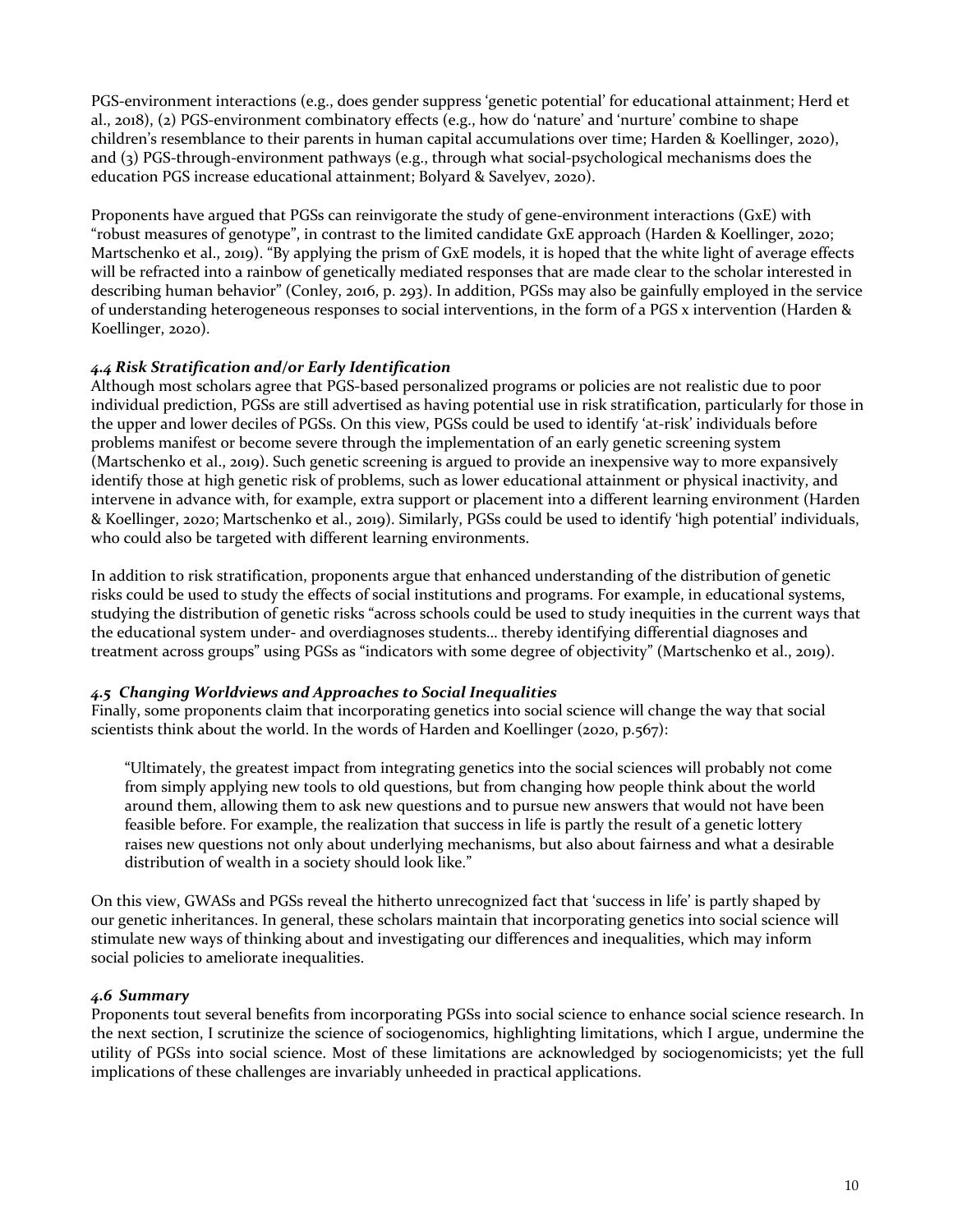PGS-environment interactions (e.g., does gender suppress 'genetic potential' for educational attainment; Herd et al., 2018), (2) PGS-environment combinatory effects (e.g., how do 'nature' and 'nurture' combine to shape children's resemblance to their parents in human capital accumulations over time; Harden & Koellinger, 2020), and (3) PGS-through-environment pathways (e.g., through what social-psychological mechanisms does the education PGS increase educational attainment; Bolyard & Savelyev, 2020).

Proponents have argued that PGSs can reinvigorate the study of gene-environment interactions (GxE) with "robust measures of genotype", in contrast to the limited candidate GxE approach (Harden & Koellinger, 2020; Martschenko et al., 2019). "By applying the prism of GxE models, it is hoped that the white light of average effects will be refracted into a rainbow of genetically mediated responses that are made clear to the scholar interested in describing human behavior" (Conley, 2016, p. 293). In addition, PGSs may also be gainfully employed in the service of understanding heterogeneous responses to social interventions, in the form of a PGS x intervention (Harden & Koellinger, 2020).

### *4.4 Risk Stratification and/or Early Identification*

Although most scholars agree that PGS-based personalized programs or policies are not realistic due to poor individual prediction, PGSs are still advertised as having potential use in risk stratification, particularly for those in the upper and lower deciles of PGSs. On this view, PGSs could be used to identify 'at-risk' individuals before problems manifest or become severe through the implementation of an early genetic screening system (Martschenko et al., 2019). Such genetic screening is argued to provide an inexpensive way to more expansively identify those at high genetic risk of problems, such as lower educational attainment or physical inactivity, and intervene in advance with, for example, extra support or placement into a different learning environment (Harden & Koellinger, 2020; Martschenko et al., 2019). Similarly, PGSs could be used to identify 'high potential' individuals, who could also be targeted with different learning environments.

In addition to risk stratification, proponents argue that enhanced understanding of the distribution of genetic risks could be used to study the effects of social institutions and programs. For example, in educational systems, studying the distribution of genetic risks "across schools could be used to study inequities in the current ways that the educational system under- and overdiagnoses students… thereby identifying differential diagnoses and treatment across groups" using PGSs as "indicators with some degree of objectivity" (Martschenko et al., 2019).

### *4.5 Changing Worldviews and Approaches to Social Inequalities*

Finally, some proponents claim that incorporating genetics into social science will change the way that social scientists think about the world. In the words of Harden and Koellinger (2020, p.567):

> "Ultimately, the greatest impact from integrating genetics into the social sciences will probably not come from simply applying new tools to old questions, but from changing how people think about the world around them, allowing them to ask new questions and to pursue new answers that would not have been feasible before. For example, the realization that success in life is partly the result of a genetic lottery raises new questions not only about underlying mechanisms, but also about fairness and what a desirable distribution of wealth in a society should look like."

On this view, GWASs and PGSs reveal the hitherto unrecognized fact that 'success in life' is partly shaped by our genetic inheritances. In general, these scholars maintain that incorporating genetics into social science will stimulate new ways of thinking about and investigating our differences and inequalities, which may inform social policies to ameliorate inequalities.

### *4.6 Summary*

Proponents tout several benefits from incorporating PGSs into social science to enhance social science research. In the next section, I scrutinize the science of sociogenomics, highlighting limitations, which I argue, undermine the utility of PGSs into social science. Most of these limitations are acknowledged by sociogenomicists; yet the full implications of these challenges are invariably unheeded in practical applications.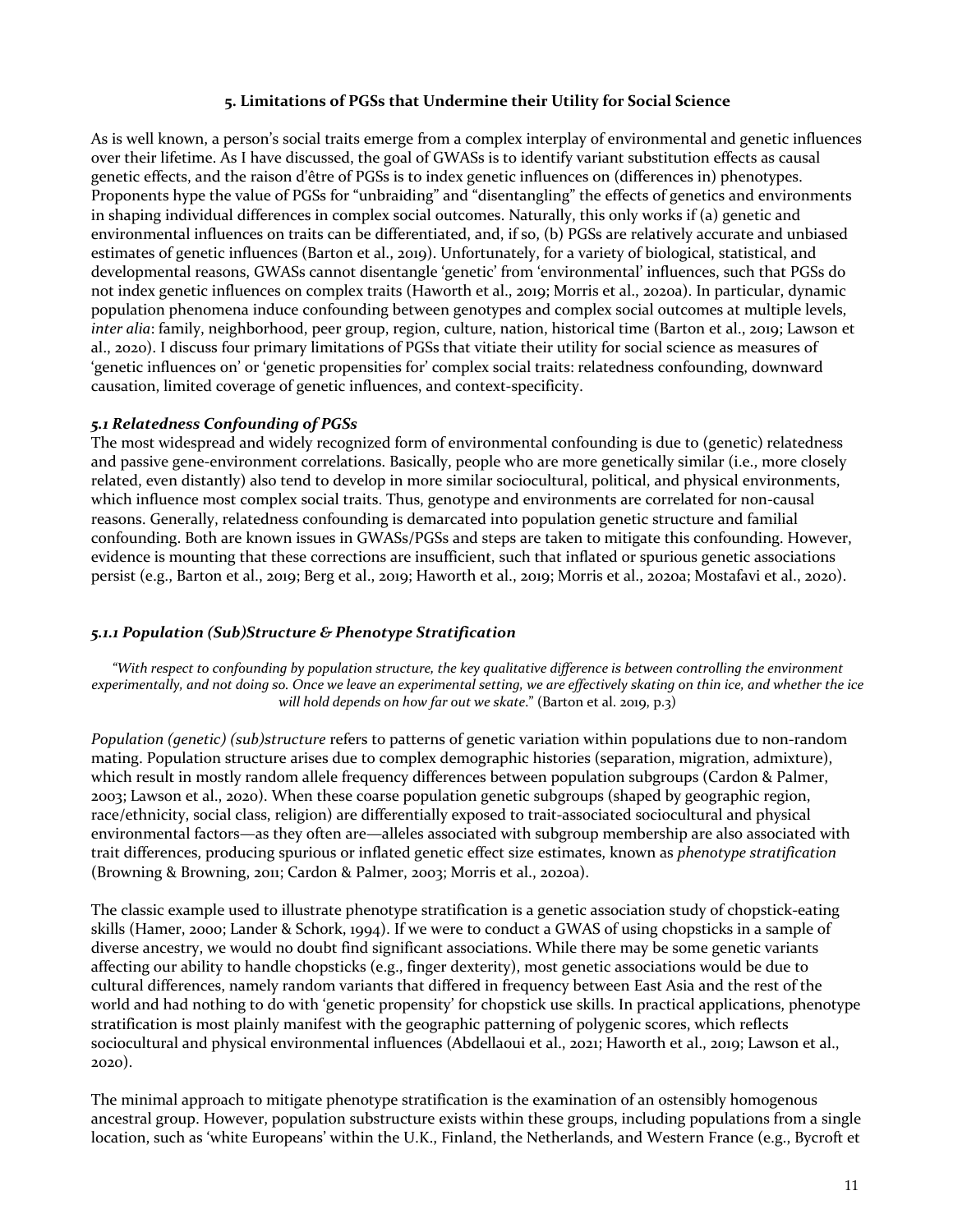## 5. Limitations of PGSs that Undermine their Utility for Social Science

As is well known, a person's social traits emerge from a complex interplay of environmental and genetic influences over their lifetime. As I have discussed, the goal of GWASs is to identify variant substitution effects as causal genetic effects, and the raison d'être of PGSs is to index genetic influences on (differences in) phenotypes. Proponents hype the value of PGSs for "unbraiding" and "disentangling" the effects of genetics and environments in shaping individual differences in complex social outcomes. Naturally, this only works if (a) genetic and environmental influences on traits can be differentiated, and, if so, (b) PGSs are relatively accurate and unbiased estimates of genetic influences (Barton et al., 2019). Unfortunately, for a variety of biological, statistical, and developmental reasons, GWASs cannot disentangle 'genetic' from 'environmental' influences, such that PGSs do not index genetic influences on complex traits (Haworth et al., 2019; Morris et al., 2020a). In particular, dynamic population phenomena induce confounding between genotypes and complex social outcomes at multiple levels, *inter alia*: family, neighborhood, peer group, region, culture, nation, historical time (Barton et al., 2019; Lawson et al., 2020). I discuss four primary limitations of PGSs that vitiate their utility for social science as measures of 'genetic influences on' or 'genetic propensities for' complex social traits: relatedness confounding, downward causation, limited coverage of genetic influences, and context-specificity.

### *5.1 Relatedness Confounding of PGSs*

The most widespread and widely recognized form of environmental confounding is due to (genetic) relatedness and passive gene-environment correlations. Basically, people who are more genetically similar (i.e., more closely related, even distantly) also tend to develop in more similar sociocultural, political, and physical environments, which influence most complex social traits. Thus, genotype and environments are correlated for non-causal reasons. Generally, relatedness confounding is demarcated into population genetic structure and familial confounding. Both are known issues in GWASs/PGSs and steps are taken to mitigate this confounding. However, evidence is mounting that these corrections are insufficient, such that inflated or spurious genetic associations persist (e.g., Barton et al., 2019; Berg et al., 2019; Haworth et al., 2019; Morris et al., 2020a; Mostafavi et al., 2020).

#### *5.1.1 Population (Sub)Structure & Phenotype Stratification*

*"With respect to confounding by population structure, the key qualitative difference is between controlling the environment experimentally, and not doing so. Once we leave an experimental setting, we are effectively skating on thin ice, and whether the ice will hold depends on how far out we skate."* (Barton et al. 2019, p.3)

*Population (genetic) (sub)structure* refers to patterns of genetic variation within populations due to non-random mating. Population structure arises due to complex demographic histories (separation, migration, admixture), which result in mostly random allele frequency differences between population subgroups (Cardon & Palmer, 2003; Lawson et al., 2020). When these coarse population genetic subgroups (shaped by geographic region, race/ethnicity, social class, religion) are differentially exposed to trait-associated sociocultural and physical environmental factors—as they often are—alleles associated with subgroup membership are also associated with trait differences, producing spurious or inflated genetic effect size estimates, known as *phenotype stratification* (Browning & Browning, 2011; Cardon & Palmer, 2003; Morris et al., 2020a).

The classic example used to illustrate phenotype stratification is a genetic association study of chopstick-eating skills (Hamer, 2000; Lander & Schork, 1994). If we were to conduct a GWAS of using chopsticks in a sample of diverse ancestry, we would no doubt find significant associations. While there may be some genetic variants affecting our ability to handle chopsticks (e.g., finger dexterity), most genetic associations would be due to cultural differences, namely random variants that differed in frequency between East Asia and the rest of the world and had nothing to do with 'genetic propensity' for chopstick use skills. In practical applications, phenotype stratification is most plainly manifest with the geographic patterning of polygenic scores, which reflects sociocultural and physical environmental influences (Abdellaoui et al., 2021; Haworth et al., 2019; Lawson et al., 2020).

The minimal approach to mitigate phenotype stratification is the examination of an ostensibly homogenous ancestral group. However, population substructure exists within these groups, including populations from a single location, such as 'white Europeans' within the U.K., Finland, the Netherlands, and Western France (e.g., Bycroft et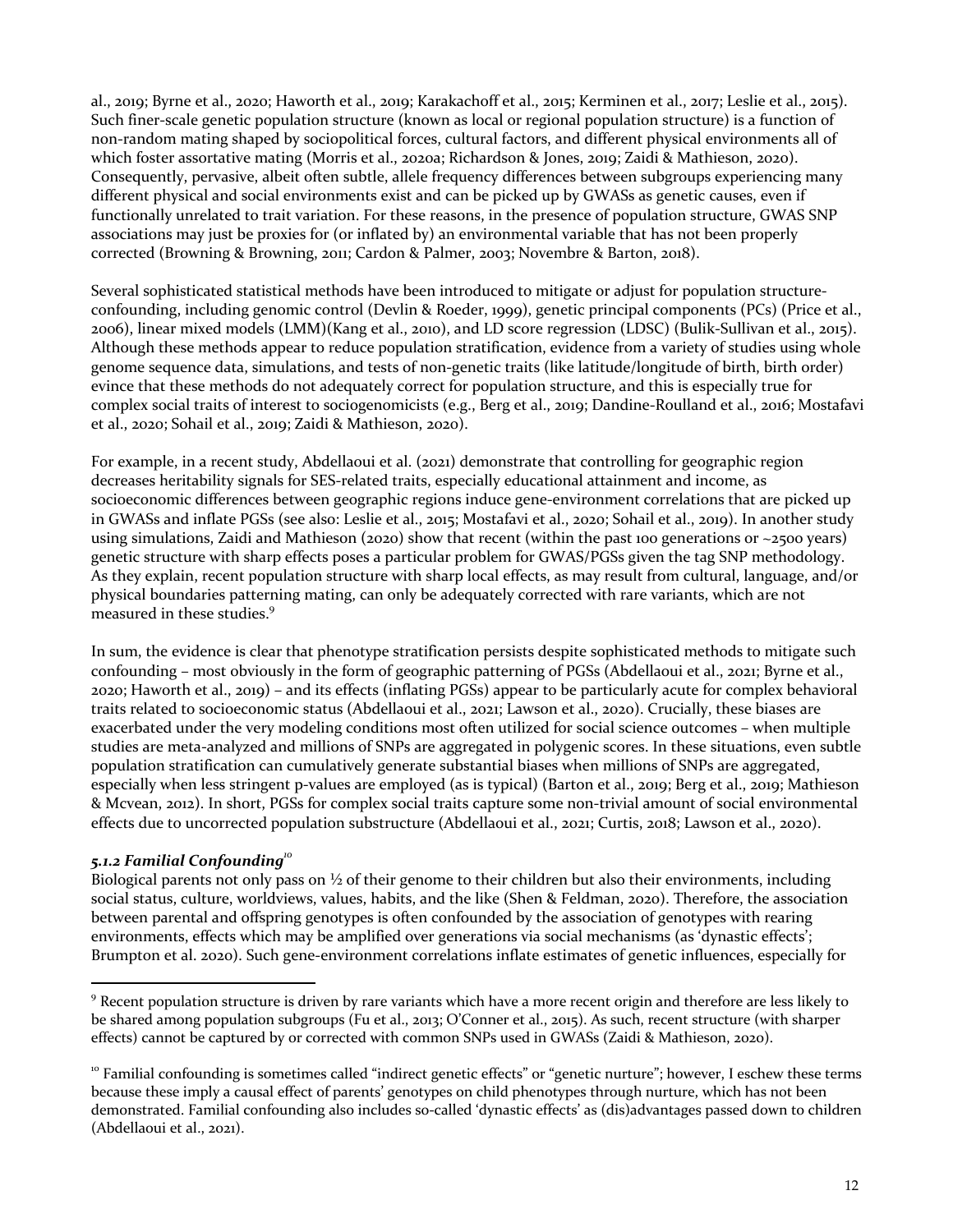al., 2019; Byrne et al., 2020; Haworth et al., 2019; Karakachoff et al., 2015; Kerminen et al., 2017; Leslie et al., 2015). Such finer-scale genetic population structure (known as local or regional population structure) is a function of non-random mating shaped by sociopolitical forces, cultural factors, and different physical environments all of which foster assortative mating (Morris et al., 2020a; Richardson & Jones, 2019; Zaidi & Mathieson, 2020). Consequently, pervasive, albeit often subtle, allele frequency differences between subgroups experiencing many different physical and social environments exist and can be picked up by GWASs as genetic causes, even if functionally unrelated to trait variation. For these reasons, in the presence of population structure, GWAS SNP associations may just be proxies for (or inflated by) an environmental variable that has not been properly corrected (Browning & Browning, 2011; Cardon & Palmer, 2003; Novembre & Barton, 2018).

Several sophisticated statistical methods have been introduced to mitigate or adjust for population structure-confounding, including genomic control (Devlin & Roeder, 1999), genetic principal components (PCs) (Price et al., 2006), linear mixed models (LMM)(Kang et al., 2010), and LD score regression (LDSC) (Bulik-Sullivan et al., 2015). Although these methods appear to reduce population stratification, evidence from a variety of studies using whole genome sequence data, simulations, and tests of non-genetic traits (like latitude/longitude of birth, birth order) evince that these methods do not adequately correct for population structure, and this is especially true for complex social traits of interest to sociogenomicists (e.g., Berg et al., 2019; Dandine-Roulland et al., 2016; Mostafavi et al., 2020; Sohail et al., 2019; Zaidi & Mathieson, 2020).

For example, in a recent study, Abdellaoui et al. (2021) demonstrate that controlling for geographic region decreases heritability signals for SES-related traits, especially educational attainment and income, as socioeconomic differences between geographic regions induce gene-environment correlations that are picked up in GWASs and inflate PGSs (see also: Leslie et al., 2015; Mostafavi et al., 2020; Sohail et al., 2019). In another study using simulations, Zaidi and Mathieson (2020) show that recent (within the past 100 generations or ~2500 years) genetic structure with sharp effects poses a particular problem for GWAS/PGSs given the tag SNP methodology. As they explain, recent population structure with sharp local effects, as may result from cultural, language, and/or physical boundaries patterning mating, can only be adequately corrected with rare variants, which are not measured in these studies.[9]

In sum, the evidence is clear that phenotype stratification persists despite sophisticated methods to mitigate such confounding – most obviously in the form of geographic patterning of PGSs (Abdellaoui et al., 2021; Byrne et al., 2020; Haworth et al., 2019) – and its effects (inflating PGSs) appear to be particularly acute for complex behavioral traits related to socioeconomic status (Abdellaoui et al., 2021; Lawson et al., 2020). Crucially, these biases are exacerbated under the very modeling conditions most often utilized for social science outcomes – when multiple studies are meta-analyzed and millions of SNPs are aggregated in polygenic scores. In these situations, even subtle population stratification can cumulatively generate substantial biases when millions of SNPs are aggregated, especially when less stringent p-values are employed (as is typical) (Barton et al., 2019; Berg et al., 2019; Mathieson & Mcvean, 2012). In short, PGSs for complex social traits capture some non-trivial amount of social environmental effects due to uncorrected population substructure (Abdellaoui et al., 2021; Curtis, 2018; Lawson et al., 2020).

### *5.1.2 Familial Confounding*[10]

Biological parents not only pass on ½ of their genome to their children but also their environments, including social status, culture, worldviews, values, habits, and the like (Shen & Feldman, 2020). Therefore, the association between parental and offspring genotypes is often confounded by the association of genotypes with rearing environments, effects which may be amplified over generations via social mechanisms (as 'dynastic effects'; Brumpton et al. 2020). Such gene-environment correlations inflate estimates of genetic influences, especially for

---

[9] Recent population structure is driven by rare variants which have a more recent origin and therefore are less likely to be shared among population subgroups (Fu et al., 2013; O'Conner et al., 2015). As such, recent structure (with sharper effects) cannot be captured by or corrected with common SNPs used in GWASs (Zaidi & Mathieson, 2020).

[10] Familial confounding is sometimes called "indirect genetic effects" or "genetic nurture"; however, I eschew these terms because these imply a causal effect of parents' genotypes on child phenotypes through nurture, which has not been demonstrated. Familial confounding also includes so-called 'dynastic effects' as (dis)advantages passed down to children (Abdellaoui et al., 2021).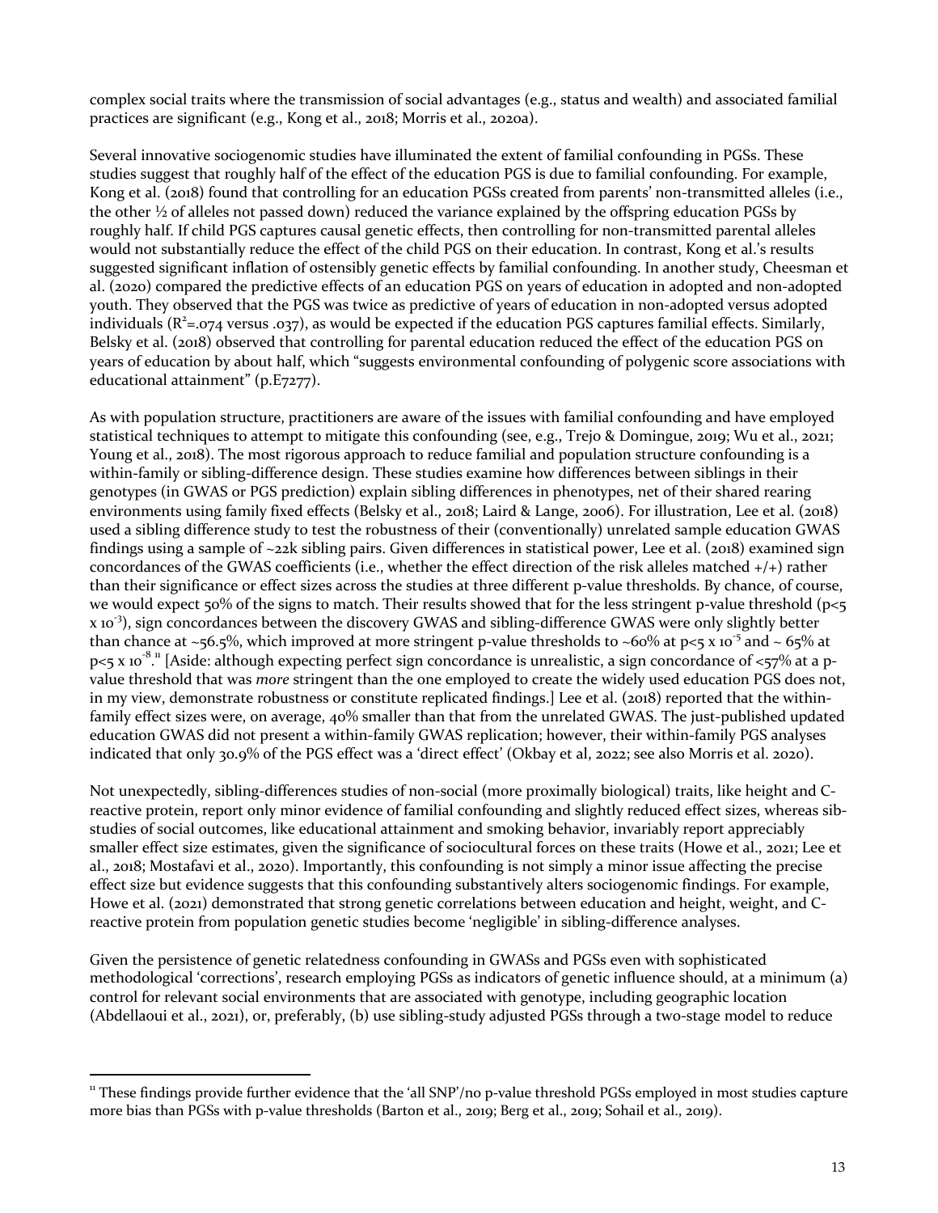complex social traits where the transmission of social advantages (e.g., status and wealth) and associated familial practices are significant (e.g., Kong et al., 2018; Morris et al., 2020a).

Several innovative sociogenomic studies have illuminated the extent of familial confounding in PGSs. These studies suggest that roughly half of the effect of the education PGS is due to familial confounding. For example, Kong et al. (2018) found that controlling for an education PGSs created from parents' non-transmitted alleles (i.e., the other ½ of alleles not passed down) reduced the variance explained by the offspring education PGSs by roughly half. If child PGS captures causal genetic effects, then controlling for non-transmitted parental alleles would not substantially reduce the effect of the child PGS on their education. In contrast, Kong et al.'s results suggested significant inflation of ostensibly genetic effects by familial confounding. In another study, Cheesman et al. (2020) compared the predictive effects of an education PGS on years of education in adopted and non-adopted youth. They observed that the PGS was twice as predictive of years of education in non-adopted versus adopted individuals ($R^2$=.074 versus .037), as would be expected if the education PGS captures familial effects. Similarly, Belsky et al. (2018) observed that controlling for parental education reduced the effect of the education PGS on years of education by about half, which "suggests environmental confounding of polygenic score associations with educational attainment" (p.E7277).

As with population structure, practitioners are aware of the issues with familial confounding and have employed statistical techniques to attempt to mitigate this confounding (see, e.g., Trejo & Domingue, 2019; Wu et al., 2021; Young et al., 2018). The most rigorous approach to reduce familial and population structure confounding is a within-family or sibling-difference design. These studies examine how differences between siblings in their genotypes (in GWAS or PGS prediction) explain sibling differences in phenotypes, net of their shared rearing environments using family fixed effects (Belsky et al., 2018; Laird & Lange, 2006). For illustration, Lee et al. (2018) used a sibling difference study to test the robustness of their (conventionally) unrelated sample education GWAS findings using a sample of ~22k sibling pairs. Given differences in statistical power, Lee et al. (2018) examined sign concordances of the GWAS coefficients (i.e., whether the effect direction of the risk alleles matched +/+) rather than their significance or effect sizes across the studies at three different p-value thresholds. By chance, of course, we would expect 50% of the signs to match. Their results showed that for the less stringent p-value threshold ($p<5 \times 10^{-3}$), sign concordances between the discovery GWAS and sibling-difference GWAS were only slightly better than chance at ~56.5%, which improved at more stringent p-value thresholds to ~60% at $p<5 \times 10^{-5}$ and ~ 65% at $p<5 \times 10^{-8}$.[11] [Aside: although expecting perfect sign concordance is unrealistic, a sign concordance of <57% at a p-value threshold that was *more* stringent than the one employed to create the widely used education PGS does not, in my view, demonstrate robustness or constitute replicated findings.] Lee et al. (2018) reported that the within-family effect sizes were, on average, 40% smaller than that from the unrelated GWAS. The just-published updated education GWAS did not present a within-family GWAS replication; however, their within-family PGS analyses indicated that only 30.9% of the PGS effect was a 'direct effect' (Okbay et al, 2022; see also Morris et al. 2020).

Not unexpectedly, sibling-differences studies of non-social (more proximally biological) traits, like height and C-reactive protein, report only minor evidence of familial confounding and slightly reduced effect sizes, whereas sib-studies of social outcomes, like educational attainment and smoking behavior, invariably report appreciably smaller effect size estimates, given the significance of sociocultural forces on these traits (Howe et al., 2021; Lee et al., 2018; Mostafavi et al., 2020). Importantly, this confounding is not simply a minor issue affecting the precise effect size but evidence suggests that this confounding substantively alters sociogenomic findings. For example, Howe et al. (2021) demonstrated that strong genetic correlations between education and height, weight, and C-reactive protein from population genetic studies become 'negligible' in sibling-difference analyses.

Given the persistence of genetic relatedness confounding in GWASs and PGSs even with sophisticated methodological 'corrections', research employing PGSs as indicators of genetic influence should, at a minimum (a) control for relevant social environments that are associated with genotype, including geographic location (Abdellaoui et al., 2021), or, preferably, (b) use sibling-study adjusted PGSs through a two-stage model to reduce

[11] These findings provide further evidence that the 'all SNP'/no p-value threshold PGSs employed in most studies capture more bias than PGSs with p-value thresholds (Barton et al., 2019; Berg et al., 2019; Sohail et al., 2019).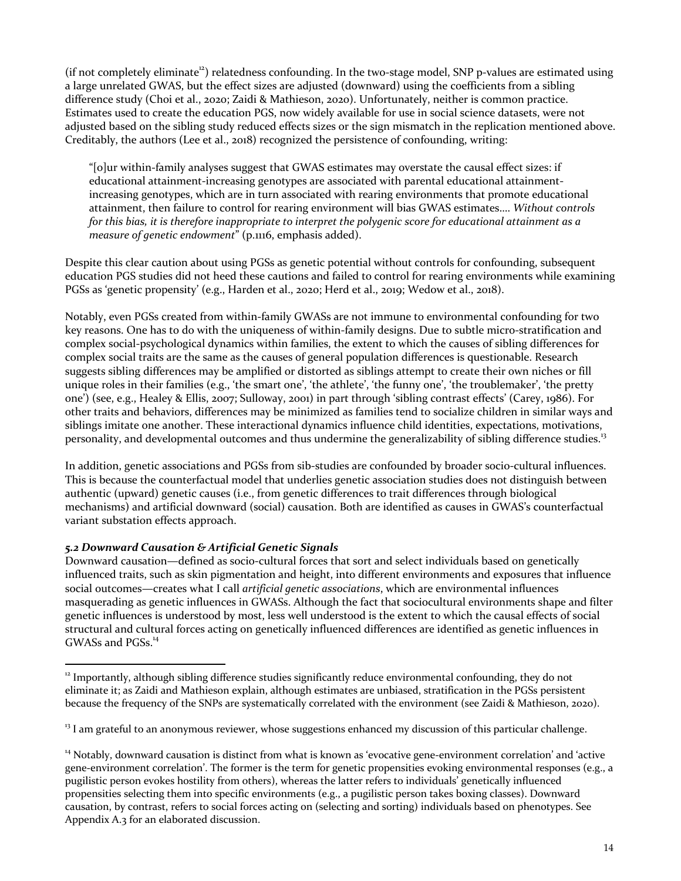(if not completely eliminate[12]) relatedness confounding. In the two-stage model, SNP p-values are estimated using a large unrelated GWAS, but the effect sizes are adjusted (downward) using the coefficients from a sibling difference study (Choi et al., 2020; Zaidi & Mathieson, 2020). Unfortunately, neither is common practice. Estimates used to create the education PGS, now widely available for use in social science datasets, were not adjusted based on the sibling study reduced effects sizes or the sign mismatch in the replication mentioned above. Creditably, the authors (Lee et al., 2018) recognized the persistence of confounding, writing:

> "[o]ur within-family analyses suggest that GWAS estimates may overstate the causal effect sizes: if educational attainment-increasing genotypes are associated with parental educational attainment-increasing genotypes, which are in turn associated with rearing environments that promote educational attainment, then failure to control for rearing environment will bias GWAS estimates…. *Without controls for this bias, it is therefore inappropriate to interpret the polygenic score for educational attainment as a measure of genetic endowment*" (p.1116, emphasis added).

Despite this clear caution about using PGSs as genetic potential without controls for confounding, subsequent education PGS studies did not heed these cautions and failed to control for rearing environments while examining PGSs as 'genetic propensity' (e.g., Harden et al., 2020; Herd et al., 2019; Wedow et al., 2018).

Notably, even PGSs created from within-family GWASs are not immune to environmental confounding for two key reasons. One has to do with the uniqueness of within-family designs. Due to subtle micro-stratification and complex social-psychological dynamics within families, the extent to which the causes of sibling differences for complex social traits are the same as the causes of general population differences is questionable. Research suggests sibling differences may be amplified or distorted as siblings attempt to create their own niches or fill unique roles in their families (e.g., 'the smart one', 'the athlete', 'the funny one', 'the troublemaker', 'the pretty one') (see, e.g., Healey & Ellis, 2007; Sulloway, 2001) in part through 'sibling contrast effects' (Carey, 1986). For other traits and behaviors, differences may be minimized as families tend to socialize children in similar ways and siblings imitate one another. These interactional dynamics influence child identities, expectations, motivations, personality, and developmental outcomes and thus undermine the generalizability of sibling difference studies.[13]

In addition, genetic associations and PGSs from sib-studies are confounded by broader socio-cultural influences. This is because the counterfactual model that underlies genetic association studies does not distinguish between authentic (upward) genetic causes (i.e., from genetic differences to trait differences through biological mechanisms) and artificial downward (social) causation. Both are identified as causes in GWAS's counterfactual variant substation effects approach.

### *5.2 Downward Causation & Artificial Genetic Signals*

Downward causation—defined as socio-cultural forces that sort and select individuals based on genetically influenced traits, such as skin pigmentation and height, into different environments and exposures that influence social outcomes—creates what I call *artificial genetic associations*, which are environmental influences masquerading as genetic influences in GWASs. Although the fact that sociocultural environments shape and filter genetic influences is understood by most, less well understood is the extent to which the causal effects of social structural and cultural forces acting on genetically influenced differences are identified as genetic influences in GWASs and PGSs.[14]

---

[12] Importantly, although sibling difference studies significantly reduce environmental confounding, they do not eliminate it; as Zaidi and Mathieson explain, although estimates are unbiased, stratification in the PGSs persistent because the frequency of the SNPs are systematically correlated with the environment (see Zaidi & Mathieson, 2020).

[13] I am grateful to an anonymous reviewer, whose suggestions enhanced my discussion of this particular challenge.

[14] Notably, downward causation is distinct from what is known as 'evocative gene-environment correlation' and 'active gene-environment correlation'. The former is the term for genetic propensities evoking environmental responses (e.g., a pugilistic person evokes hostility from others), whereas the latter refers to individuals' genetically influenced propensities selecting them into specific environments (e.g., a pugilistic person takes boxing classes). Downward causation, by contrast, refers to social forces acting on (selecting and sorting) individuals based on phenotypes. See Appendix A.3 for an elaborated discussion.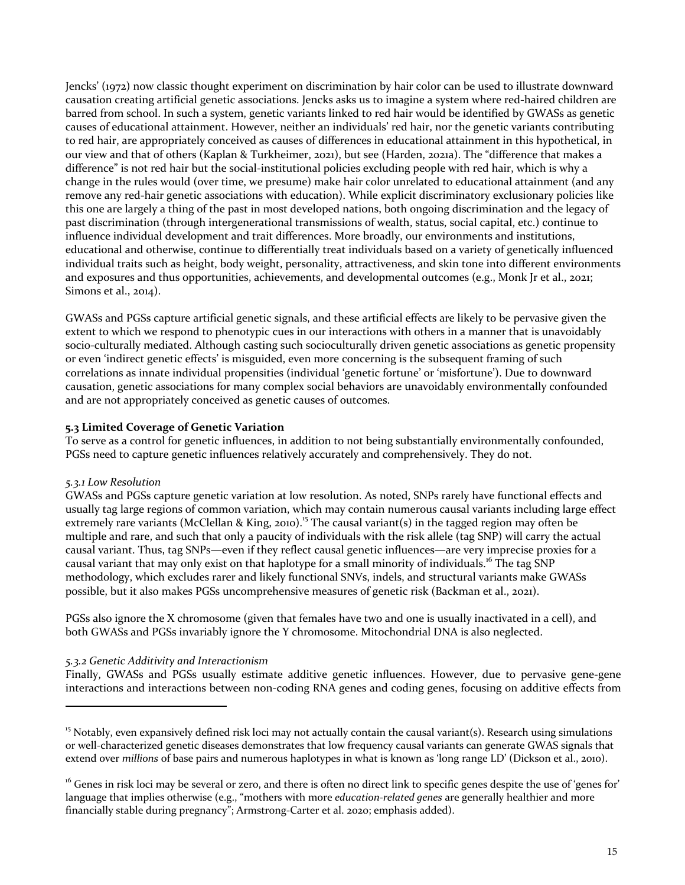Jencks' (1972) now classic thought experiment on discrimination by hair color can be used to illustrate downward causation creating artificial genetic associations. Jencks asks us to imagine a system where red-haired children are barred from school. In such a system, genetic variants linked to red hair would be identified by GWASs as genetic causes of educational attainment. However, neither an individuals' red hair, nor the genetic variants contributing to red hair, are appropriately conceived as causes of differences in educational attainment in this hypothetical, in our view and that of others (Kaplan & Turkheimer, 2021), but see (Harden, 2021a). The "difference that makes a difference" is not red hair but the social-institutional policies excluding people with red hair, which is why a change in the rules would (over time, we presume) make hair color unrelated to educational attainment (and any remove any red-hair genetic associations with education). While explicit discriminatory exclusionary policies like this one are largely a thing of the past in most developed nations, both ongoing discrimination and the legacy of past discrimination (through intergenerational transmissions of wealth, status, social capital, etc.) continue to influence individual development and trait differences. More broadly, our environments and institutions, educational and otherwise, continue to differentially treat individuals based on a variety of genetically influenced individual traits such as height, body weight, personality, attractiveness, and skin tone into different environments and exposures and thus opportunities, achievements, and developmental outcomes (e.g., Monk Jr et al., 2021; Simons et al., 2014).

GWASs and PGSs capture artificial genetic signals, and these artificial effects are likely to be pervasive given the extent to which we respond to phenotypic cues in our interactions with others in a manner that is unavoidably socio-culturally mediated. Although casting such socioculturally driven genetic associations as genetic propensity or even 'indirect genetic effects' is misguided, even more concerning is the subsequent framing of such correlations as innate individual propensities (individual 'genetic fortune' or 'misfortune'). Due to downward causation, genetic associations for many complex social behaviors are unavoidably environmentally confounded and are not appropriately conceived as genetic causes of outcomes.

**5.3 Limited Coverage of Genetic Variation**

To serve as a control for genetic influences, in addition to not being substantially environmentally confounded, PGSs need to capture genetic influences relatively accurately and comprehensively. They do not.

*5.3.1 Low Resolution*

GWASs and PGSs capture genetic variation at low resolution. As noted, SNPs rarely have functional effects and usually tag large regions of common variation, which may contain numerous causal variants including large effect extremely rare variants (McClellan & King, 2010).[15] The causal variant(s) in the tagged region may often be multiple and rare, and such that only a paucity of individuals with the risk allele (tag SNP) will carry the actual causal variant. Thus, tag SNPs—even if they reflect causal genetic influences—are very imprecise proxies for a causal variant that may only exist on that haplotype for a small minority of individuals.[16] The tag SNP methodology, which excludes rarer and likely functional SNVs, indels, and structural variants make GWASs possible, but it also makes PGSs uncomprehensive measures of genetic risk (Backman et al., 2021).

PGSs also ignore the X chromosome (given that females have two and one is usually inactivated in a cell), and both GWASs and PGSs invariably ignore the Y chromosome. Mitochondrial DNA is also neglected.

*5.3.2 Genetic Additivity and Interactionism*

Finally, GWASs and PGSs usually estimate additive genetic influences. However, due to pervasive gene-gene interactions and interactions between non-coding RNA genes and coding genes, focusing on additive effects from

---

[15] Notably, even expansively defined risk loci may not actually contain the causal variant(s). Research using simulations or well-characterized genetic diseases demonstrates that low frequency causal variants can generate GWAS signals that extend over *millions* of base pairs and numerous haplotypes in what is known as 'long range LD' (Dickson et al., 2010).

[16] Genes in risk loci may be several or zero, and there is often no direct link to specific genes despite the use of 'genes for' language that implies otherwise (e.g., "mothers with more *education-related genes* are generally healthier and more financially stable during pregnancy"; Armstrong-Carter et al. 2020; emphasis added).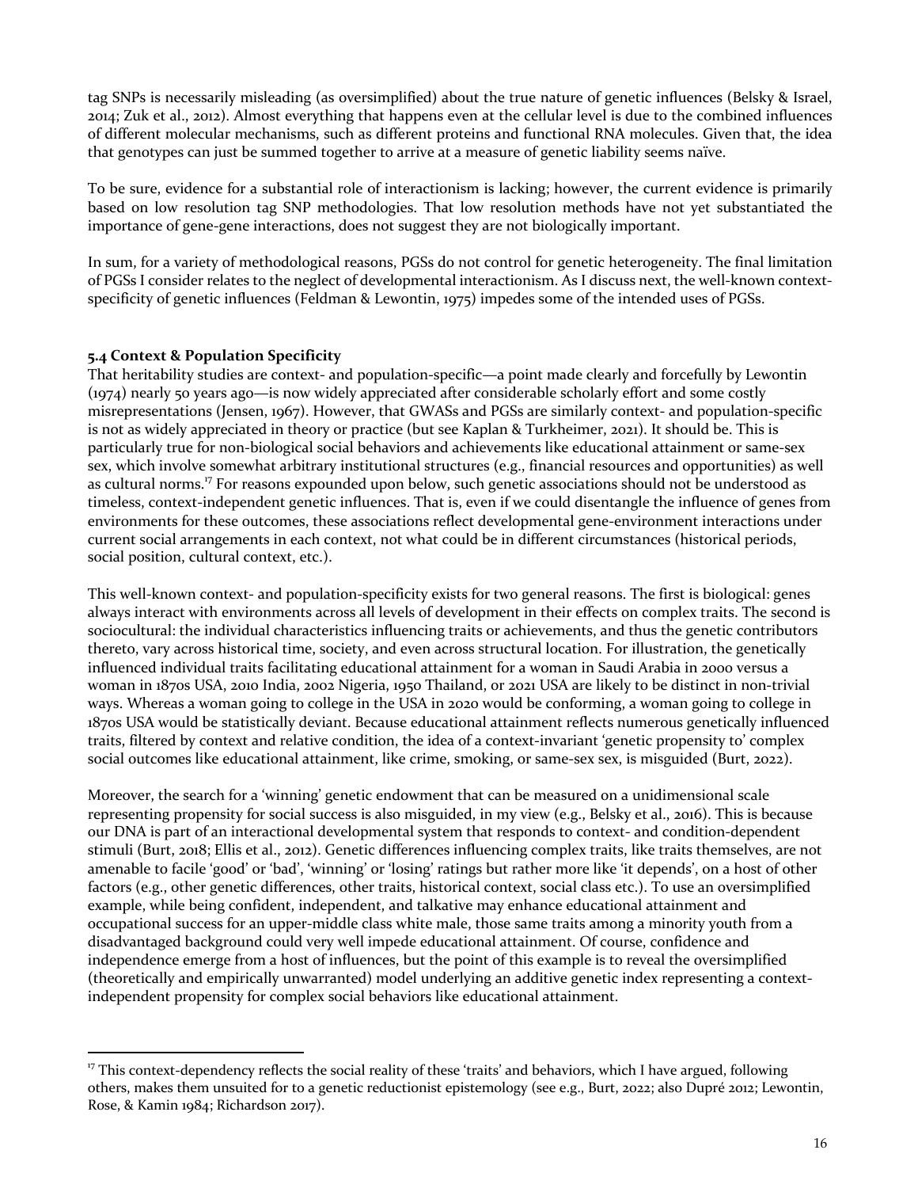tag SNPs is necessarily misleading (as oversimplified) about the true nature of genetic influences (Belsky & Israel, 2014; Zuk et al., 2012). Almost everything that happens even at the cellular level is due to the combined influences of different molecular mechanisms, such as different proteins and functional RNA molecules. Given that, the idea that genotypes can just be summed together to arrive at a measure of genetic liability seems naïve.

To be sure, evidence for a substantial role of interactionism is lacking; however, the current evidence is primarily based on low resolution tag SNP methodologies. That low resolution methods have not yet substantiated the importance of gene-gene interactions, does not suggest they are not biologically important.

In sum, for a variety of methodological reasons, PGSs do not control for genetic heterogeneity. The final limitation of PGSs I consider relates to the neglect of developmental interactionism. As I discuss next, the well-known context-specificity of genetic influences (Feldman & Lewontin, 1975) impedes some of the intended uses of PGSs.

### 5.4 Context & Population Specificity

That heritability studies are context- and population-specific—a point made clearly and forcefully by Lewontin (1974) nearly 50 years ago—is now widely appreciated after considerable scholarly effort and some costly misrepresentations (Jensen, 1967). However, that GWASs and PGSs are similarly context- and population-specific is not as widely appreciated in theory or practice (but see Kaplan & Turkheimer, 2021). It should be. This is particularly true for non-biological social behaviors and achievements like educational attainment or same-sex sex, which involve somewhat arbitrary institutional structures (e.g., financial resources and opportunities) as well as cultural norms.[17] For reasons expounded upon below, such genetic associations should not be understood as timeless, context-independent genetic influences. That is, even if we could disentangle the influence of genes from environments for these outcomes, these associations reflect developmental gene-environment interactions under current social arrangements in each context, not what could be in different circumstances (historical periods, social position, cultural context, etc.).

This well-known context- and population-specificity exists for two general reasons. The first is biological: genes always interact with environments across all levels of development in their effects on complex traits. The second is sociocultural: the individual characteristics influencing traits or achievements, and thus the genetic contributors thereto, vary across historical time, society, and even across structural location. For illustration, the genetically influenced individual traits facilitating educational attainment for a woman in Saudi Arabia in 2000 versus a woman in 1870s USA, 2010 India, 2002 Nigeria, 1950 Thailand, or 2021 USA are likely to be distinct in non-trivial ways. Whereas a woman going to college in the USA in 2020 would be conforming, a woman going to college in 1870s USA would be statistically deviant. Because educational attainment reflects numerous genetically influenced traits, filtered by context and relative condition, the idea of a context-invariant 'genetic propensity to' complex social outcomes like educational attainment, like crime, smoking, or same-sex sex, is misguided (Burt, 2022).

Moreover, the search for a 'winning' genetic endowment that can be measured on a unidimensional scale representing propensity for social success is also misguided, in my view (e.g., Belsky et al., 2016). This is because our DNA is part of an interactional developmental system that responds to context- and condition-dependent stimuli (Burt, 2018; Ellis et al., 2012). Genetic differences influencing complex traits, like traits themselves, are not amenable to facile 'good' or 'bad', 'winning' or 'losing' ratings but rather more like 'it depends', on a host of other factors (e.g., other genetic differences, other traits, historical context, social class etc.). To use an oversimplified example, while being confident, independent, and talkative may enhance educational attainment and occupational success for an upper-middle class white male, those same traits among a minority youth from a disadvantaged background could very well impede educational attainment. Of course, confidence and independence emerge from a host of influences, but the point of this example is to reveal the oversimplified (theoretically and empirically unwarranted) model underlying an additive genetic index representing a context-independent propensity for complex social behaviors like educational attainment.

---

[17] This context-dependency reflects the social reality of these 'traits' and behaviors, which I have argued, following others, makes them unsuited for to a genetic reductionist epistemology (see e.g., Burt, 2022; also Dupré 2012; Lewontin, Rose, & Kamin 1984; Richardson 2017).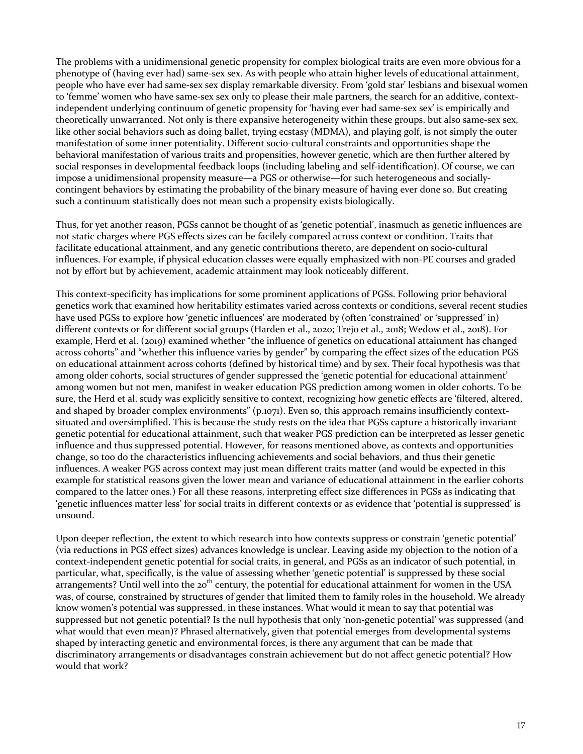The problems with a unidimensional genetic propensity for complex biological traits are even more obvious for a phenotype of (having ever had) same-sex sex. As with people who attain higher levels of educational attainment, people who have ever had same-sex sex display remarkable diversity. From 'gold star' lesbians and bisexual women to 'femme' women who have same-sex sex only to please their male partners, the search for an additive, context-independent underlying continuum of genetic propensity for 'having ever had same-sex sex' is empirically and theoretically unwarranted. Not only is there expansive heterogeneity within these groups, but also same-sex sex, like other social behaviors such as doing ballet, trying ecstasy (MDMA), and playing golf, is not simply the outer manifestation of some inner potentiality. Different socio-cultural constraints and opportunities shape the behavioral manifestation of various traits and propensities, however genetic, which are then further altered by social responses in developmental feedback loops (including labeling and self-identification). Of course, we can impose a unidimensional propensity measure—a PGS or otherwise—for such heterogeneous and socially-contingent behaviors by estimating the probability of the binary measure of having ever done so. But creating such a continuum statistically does not mean such a propensity exists biologically.

Thus, for yet another reason, PGSs cannot be thought of as 'genetic potential', inasmuch as genetic influences are not static charges where PGS effects sizes can be facilely compared across context or condition. Traits that facilitate educational attainment, and any genetic contributions thereto, are dependent on socio-cultural influences. For example, if physical education classes were equally emphasized with non-PE courses and graded not by effort but by achievement, academic attainment may look noticeably different.

This context-specificity has implications for some prominent applications of PGSs. Following prior behavioral genetics work that examined how heritability estimates varied across contexts or conditions, several recent studies have used PGSs to explore how 'genetic influences' are moderated by (often 'constrained' or 'suppressed' in) different contexts or for different social groups (Harden et al., 2020; Trejo et al., 2018; Wedow et al., 2018). For example, Herd et al. (2019) examined whether "the influence of genetics on educational attainment has changed across cohorts" and "whether this influence varies by gender" by comparing the effect sizes of the education PGS on educational attainment across cohorts (defined by historical time) and by sex. Their focal hypothesis was that among older cohorts, social structures of gender suppressed the 'genetic potential for educational attainment' among women but not men, manifest in weaker education PGS prediction among women in older cohorts. To be sure, the Herd et al. study was explicitly sensitive to context, recognizing how genetic effects are 'filtered, altered, and shaped by broader complex environments" (p.1071). Even so, this approach remains insufficiently context-situated and oversimplified. This is because the study rests on the idea that PGSs capture a historically invariant genetic potential for educational attainment, such that weaker PGS prediction can be interpreted as lesser genetic influence and thus suppressed potential. However, for reasons mentioned above, as contexts and opportunities change, so too do the characteristics influencing achievements and social behaviors, and thus their genetic influences. A weaker PGS across context may just mean different traits matter (and would be expected in this example for statistical reasons given the lower mean and variance of educational attainment in the earlier cohorts compared to the latter ones.) For all these reasons, interpreting effect size differences in PGSs as indicating that 'genetic influences matter less' for social traits in different contexts or as evidence that 'potential is suppressed' is unsound.

Upon deeper reflection, the extent to which research into how contexts suppress or constrain 'genetic potential' (via reductions in PGS effect sizes) advances knowledge is unclear. Leaving aside my objection to the notion of a context-independent genetic potential for social traits, in general, and PGSs as an indicator of such potential, in particular, what, specifically, is the value of assessing whether 'genetic potential' is suppressed by these social arrangements? Until well into the 20th century, the potential for educational attainment for women in the USA was, of course, constrained by structures of gender that limited them to family roles in the household. We already know women's potential was suppressed, in these instances. What would it mean to say that potential was suppressed but not genetic potential? Is the null hypothesis that only 'non-genetic potential' was suppressed (and what would that even mean)? Phrased alternatively, given that potential emerges from developmental systems shaped by interacting genetic and environmental forces, is there any argument that can be made that discriminatory arrangements or disadvantages constrain achievement but do not affect genetic potential? How would that work?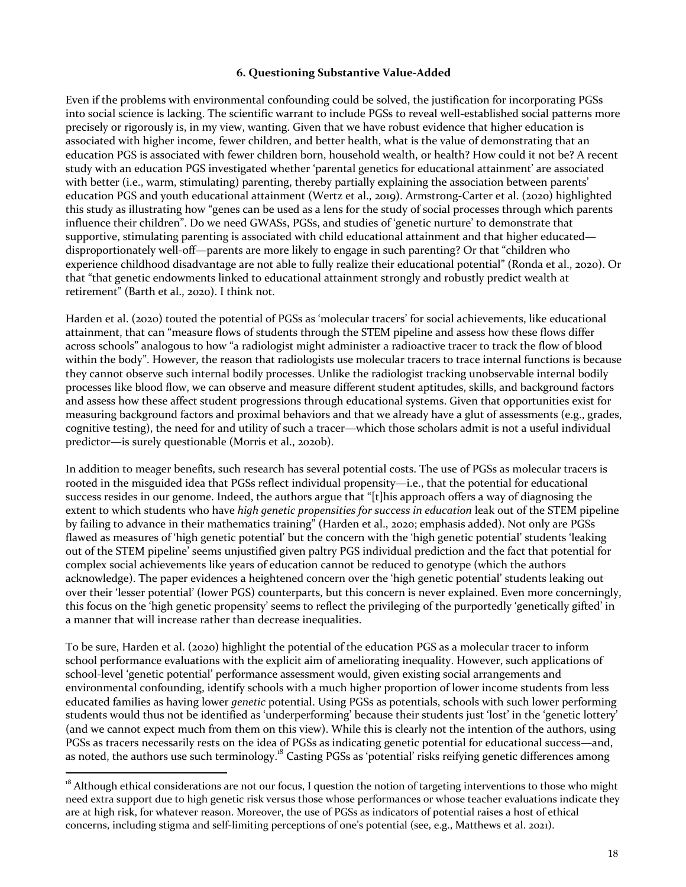### 6. Questioning Substantive Value-Added

Even if the problems with environmental confounding could be solved, the justification for incorporating PGSs into social science is lacking. The scientific warrant to include PGSs to reveal well-established social patterns more precisely or rigorously is, in my view, wanting. Given that we have robust evidence that higher education is associated with higher income, fewer children, and better health, what is the value of demonstrating that an education PGS is associated with fewer children born, household wealth, or health? How could it not be? A recent study with an education PGS investigated whether 'parental genetics for educational attainment' are associated with better (i.e., warm, stimulating) parenting, thereby partially explaining the association between parents' education PGS and youth educational attainment (Wertz et al., 2019). Armstrong-Carter et al. (2020) highlighted this study as illustrating how "genes can be used as a lens for the study of social processes through which parents influence their children". Do we need GWASs, PGSs, and studies of 'genetic nurture' to demonstrate that supportive, stimulating parenting is associated with child educational attainment and that higher educated—disproportionately well-off—parents are more likely to engage in such parenting? Or that "children who experience childhood disadvantage are not able to fully realize their educational potential" (Ronda et al., 2020). Or that "that genetic endowments linked to educational attainment strongly and robustly predict wealth at retirement" (Barth et al., 2020). I think not.

Harden et al. (2020) touted the potential of PGSs as 'molecular tracers' for social achievements, like educational attainment, that can "measure flows of students through the STEM pipeline and assess how these flows differ across schools" analogous to how "a radiologist might administer a radioactive tracer to track the flow of blood within the body". However, the reason that radiologists use molecular tracers to trace internal functions is because they cannot observe such internal bodily processes. Unlike the radiologist tracking unobservable internal bodily processes like blood flow, we can observe and measure different student aptitudes, skills, and background factors and assess how these affect student progressions through educational systems. Given that opportunities exist for measuring background factors and proximal behaviors and that we already have a glut of assessments (e.g., grades, cognitive testing), the need for and utility of such a tracer—which those scholars admit is not a useful individual predictor—is surely questionable (Morris et al., 2020b).

In addition to meager benefits, such research has several potential costs. The use of PGSs as molecular tracers is rooted in the misguided idea that PGSs reflect individual propensity—i.e., that the potential for educational success resides in our genome. Indeed, the authors argue that "[t]his approach offers a way of diagnosing the extent to which students who have *high genetic propensities for success in education* leak out of the STEM pipeline by failing to advance in their mathematics training" (Harden et al., 2020; emphasis added). Not only are PGSs flawed as measures of 'high genetic potential' but the concern with the 'high genetic potential' students 'leaking out of the STEM pipeline' seems unjustified given paltry PGS individual prediction and the fact that potential for complex social achievements like years of education cannot be reduced to genotype (which the authors acknowledge). The paper evidences a heightened concern over the 'high genetic potential' students leaking out over their 'lesser potential' (lower PGS) counterparts, but this concern is never explained. Even more concerningly, this focus on the 'high genetic propensity' seems to reflect the privileging of the purportedly 'genetically gifted' in a manner that will increase rather than decrease inequalities.

To be sure, Harden et al. (2020) highlight the potential of the education PGS as a molecular tracer to inform school performance evaluations with the explicit aim of ameliorating inequality. However, such applications of school-level 'genetic potential' performance assessment would, given existing social arrangements and environmental confounding, identify schools with a much higher proportion of lower income students from less educated families as having lower *genetic* potential. Using PGSs as potentials, schools with such lower performing students would thus not be identified as 'underperforming' because their students just 'lost' in the 'genetic lottery' (and we cannot expect much from them on this view). While this is clearly not the intention of the authors, using PGSs as tracers necessarily rests on the idea of PGSs as indicating genetic potential for educational success—and, as noted, the authors use such terminology.[18] Casting PGSs as 'potential' risks reifying genetic differences among

[18] Although ethical considerations are not our focus, I question the notion of targeting interventions to those who might need extra support due to high genetic risk versus those whose performances or whose teacher evaluations indicate they are at high risk, for whatever reason. Moreover, the use of PGSs as indicators of potential raises a host of ethical concerns, including stigma and self-limiting perceptions of one's potential (see, e.g., Matthews et al. 2021).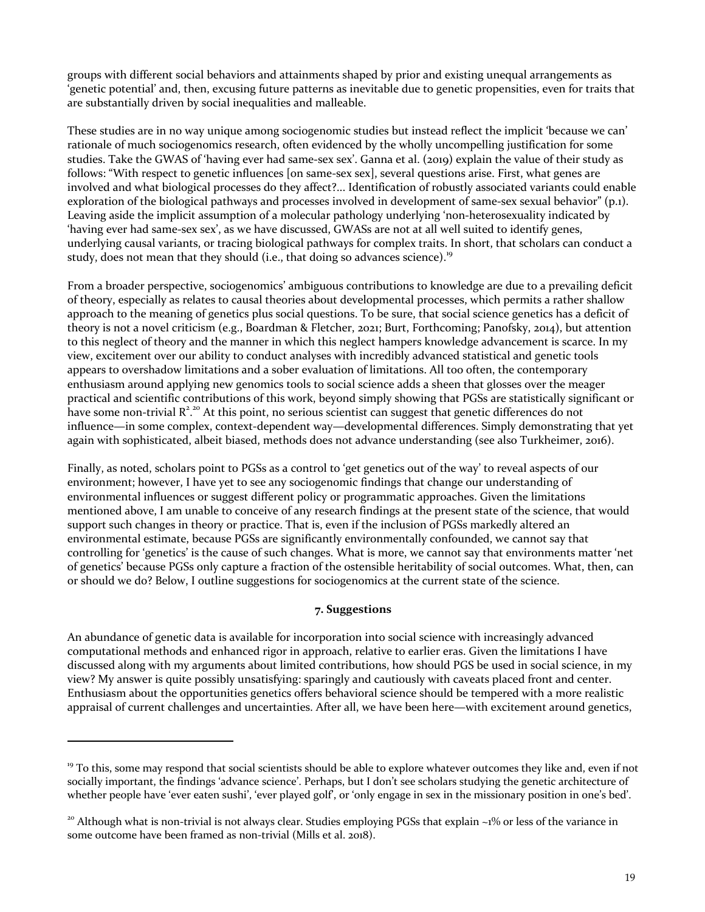groups with different social behaviors and attainments shaped by prior and existing unequal arrangements as 'genetic potential' and, then, excusing future patterns as inevitable due to genetic propensities, even for traits that are substantially driven by social inequalities and malleable.

These studies are in no way unique among sociogenomic studies but instead reflect the implicit 'because we can' rationale of much sociogenomics research, often evidenced by the wholly uncompelling justification for some studies. Take the GWAS of 'having ever had same-sex sex'. Ganna et al. (2019) explain the value of their study as follows: "With respect to genetic influences [on same-sex sex], several questions arise. First, what genes are involved and what biological processes do they affect?... Identification of robustly associated variants could enable exploration of the biological pathways and processes involved in development of same-sex sexual behavior" (p.1). Leaving aside the implicit assumption of a molecular pathology underlying 'non-heterosexuality indicated by 'having ever had same-sex sex', as we have discussed, GWASs are not at all well suited to identify genes, underlying causal variants, or tracing biological pathways for complex traits. In short, that scholars can conduct a study, does not mean that they should (i.e., that doing so advances science).[19]

From a broader perspective, sociogenomics' ambiguous contributions to knowledge are due to a prevailing deficit of theory, especially as relates to causal theories about developmental processes, which permits a rather shallow approach to the meaning of genetics plus social questions. To be sure, that social science genetics has a deficit of theory is not a novel criticism (e.g., Boardman & Fletcher, 2021; Burt, Forthcoming; Panofsky, 2014), but attention to this neglect of theory and the manner in which this neglect hampers knowledge advancement is scarce. In my view, excitement over our ability to conduct analyses with incredibly advanced statistical and genetic tools appears to overshadow limitations and a sober evaluation of limitations. All too often, the contemporary enthusiasm around applying new genomics tools to social science adds a sheen that glosses over the meager practical and scientific contributions of this work, beyond simply showing that PGSs are statistically significant or have some non-trivial $R^2$.[20] At this point, no serious scientist can suggest that genetic differences do not influence—in some complex, context-dependent way—developmental differences. Simply demonstrating that yet again with sophisticated, albeit biased, methods does not advance understanding (see also Turkheimer, 2016).

Finally, as noted, scholars point to PGSs as a control to 'get genetics out of the way' to reveal aspects of our environment; however, I have yet to see any sociogenomic findings that change our understanding of environmental influences or suggest different policy or programmatic approaches. Given the limitations mentioned above, I am unable to conceive of any research findings at the present state of the science, that would support such changes in theory or practice. That is, even if the inclusion of PGSs markedly altered an environmental estimate, because PGSs are significantly environmentally confounded, we cannot say that controlling for 'genetics' is the cause of such changes. What is more, we cannot say that environments matter 'net of genetics' because PGSs only capture a fraction of the ostensible heritability of social outcomes. What, then, can or should we do? Below, I outline suggestions for sociogenomics at the current state of the science.

## 7. Suggestions

An abundance of genetic data is available for incorporation into social science with increasingly advanced computational methods and enhanced rigor in approach, relative to earlier eras. Given the limitations I have discussed along with my arguments about limited contributions, how should PGS be used in social science, in my view? My answer is quite possibly unsatisfying: sparingly and cautiously with caveats placed front and center. Enthusiasm about the opportunities genetics offers behavioral science should be tempered with a more realistic appraisal of current challenges and uncertainties. After all, we have been here—with excitement around genetics,

---

[19] To this, some may respond that social scientists should be able to explore whatever outcomes they like and, even if not socially important, the findings 'advance science'. Perhaps, but I don't see scholars studying the genetic architecture of whether people have 'ever eaten sushi', 'ever played golf', or 'only engage in sex in the missionary position in one's bed'.

[20] Although what is non-trivial is not always clear. Studies employing PGSs that explain ~1% or less of the variance in some outcome have been framed as non-trivial (Mills et al. 2018).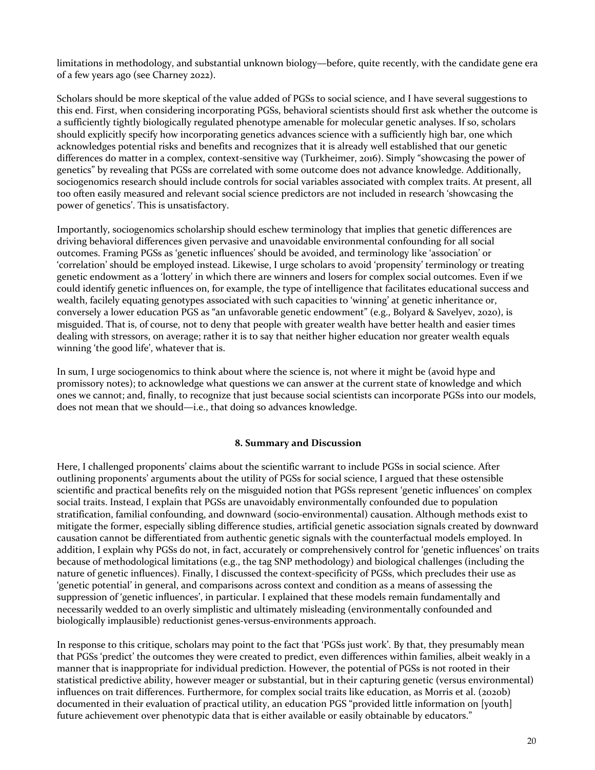limitations in methodology, and substantial unknown biology—before, quite recently, with the candidate gene era of a few years ago (see Charney 2022).

Scholars should be more skeptical of the value added of PGSs to social science, and I have several suggestions to this end. First, when considering incorporating PGSs, behavioral scientists should first ask whether the outcome is a sufficiently tightly biologically regulated phenotype amenable for molecular genetic analyses. If so, scholars should explicitly specify how incorporating genetics advances science with a sufficiently high bar, one which acknowledges potential risks and benefits and recognizes that it is already well established that our genetic differences do matter in a complex, context-sensitive way (Turkheimer, 2016). Simply "showcasing the power of genetics" by revealing that PGSs are correlated with some outcome does not advance knowledge. Additionally, sociogenomics research should include controls for social variables associated with complex traits. At present, all too often easily measured and relevant social science predictors are not included in research 'showcasing the power of genetics'. This is unsatisfactory.

Importantly, sociogenomics scholarship should eschew terminology that implies that genetic differences are driving behavioral differences given pervasive and unavoidable environmental confounding for all social outcomes. Framing PGSs as 'genetic influences' should be avoided, and terminology like 'association' or 'correlation' should be employed instead. Likewise, I urge scholars to avoid 'propensity' terminology or treating genetic endowment as a 'lottery' in which there are winners and losers for complex social outcomes. Even if we could identify genetic influences on, for example, the type of intelligence that facilitates educational success and wealth, facilely equating genotypes associated with such capacities to 'winning' at genetic inheritance or, conversely a lower education PGS as "an unfavorable genetic endowment" (e.g., Bolyard & Savelyev, 2020), is misguided. That is, of course, not to deny that people with greater wealth have better health and easier times dealing with stressors, on average; rather it is to say that neither higher education nor greater wealth equals winning 'the good life', whatever that is.

In sum, I urge sociogenomics to think about where the science is, not where it might be (avoid hype and promissory notes); to acknowledge what questions we can answer at the current state of knowledge and which ones we cannot; and, finally, to recognize that just because social scientists can incorporate PGSs into our models, does not mean that we should—i.e., that doing so advances knowledge.

## 8. Summary and Discussion

Here, I challenged proponents' claims about the scientific warrant to include PGSs in social science. After outlining proponents' arguments about the utility of PGSs for social science, I argued that these ostensible scientific and practical benefits rely on the misguided notion that PGSs represent 'genetic influences' on complex social traits. Instead, I explain that PGSs are unavoidably environmentally confounded due to population stratification, familial confounding, and downward (socio-environmental) causation. Although methods exist to mitigate the former, especially sibling difference studies, artificial genetic association signals created by downward causation cannot be differentiated from authentic genetic signals with the counterfactual models employed. In addition, I explain why PGSs do not, in fact, accurately or comprehensively control for 'genetic influences' on traits because of methodological limitations (e.g., the tag SNP methodology) and biological challenges (including the nature of genetic influences). Finally, I discussed the context-specificity of PGSs, which precludes their use as 'genetic potential' in general, and comparisons across context and condition as a means of assessing the suppression of 'genetic influences', in particular. I explained that these models remain fundamentally and necessarily wedded to an overly simplistic and ultimately misleading (environmentally confounded and biologically implausible) reductionist genes-versus-environments approach.

In response to this critique, scholars may point to the fact that 'PGSs just work'. By that, they presumably mean that PGSs 'predict' the outcomes they were created to predict, even differences within families, albeit weakly in a manner that is inappropriate for individual prediction. However, the potential of PGSs is not rooted in their statistical predictive ability, however meager or substantial, but in their capturing genetic (versus environmental) influences on trait differences. Furthermore, for complex social traits like education, as Morris et al. (2020b) documented in their evaluation of practical utility, an education PGS "provided little information on [youth] future achievement over phenotypic data that is either available or easily obtainable by educators."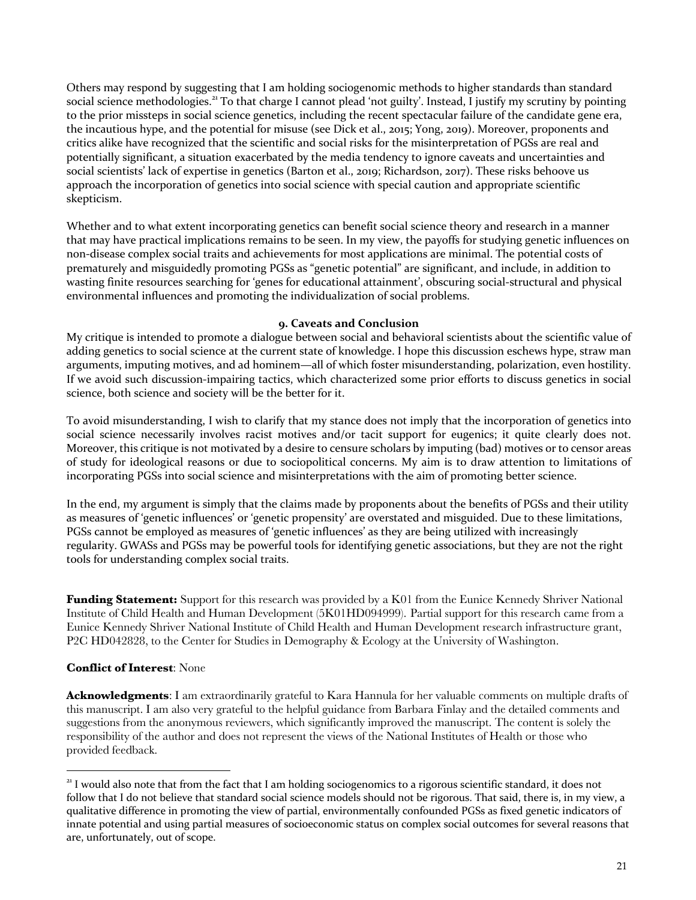Others may respond by suggesting that I am holding sociogenomic methods to higher standards than standard social science methodologies.[21] To that charge I cannot plead 'not guilty'. Instead, I justify my scrutiny by pointing to the prior missteps in social science genetics, including the recent spectacular failure of the candidate gene era, the incautious hype, and the potential for misuse (see Dick et al., 2015; Yong, 2019). Moreover, proponents and critics alike have recognized that the scientific and social risks for the misinterpretation of PGSs are real and potentially significant, a situation exacerbated by the media tendency to ignore caveats and uncertainties and social scientists' lack of expertise in genetics (Barton et al., 2019; Richardson, 2017). These risks behoove us approach the incorporation of genetics into social science with special caution and appropriate scientific skepticism.

Whether and to what extent incorporating genetics can benefit social science theory and research in a manner that may have practical implications remains to be seen. In my view, the payoffs for studying genetic influences on non-disease complex social traits and achievements for most applications are minimal. The potential costs of prematurely and misguidedly promoting PGSs as "genetic potential" are significant, and include, in addition to wasting finite resources searching for 'genes for educational attainment', obscuring social-structural and physical environmental influences and promoting the individualization of social problems.

## 9. Caveats and Conclusion

My critique is intended to promote a dialogue between social and behavioral scientists about the scientific value of adding genetics to social science at the current state of knowledge. I hope this discussion eschews hype, straw man arguments, imputing motives, and ad hominem—all of which foster misunderstanding, polarization, even hostility. If we avoid such discussion-impairing tactics, which characterized some prior efforts to discuss genetics in social science, both science and society will be the better for it.

To avoid misunderstanding, I wish to clarify that my stance does not imply that the incorporation of genetics into social science necessarily involves racist motives and/or tacit support for eugenics; it quite clearly does not. Moreover, this critique is not motivated by a desire to censure scholars by imputing (bad) motives or to censor areas of study for ideological reasons or due to sociopolitical concerns. My aim is to draw attention to limitations of incorporating PGSs into social science and misinterpretations with the aim of promoting better science.

In the end, my argument is simply that the claims made by proponents about the benefits of PGSs and their utility as measures of 'genetic influences' or 'genetic propensity' are overstated and misguided. Due to these limitations, PGSs cannot be employed as measures of 'genetic influences' as they are being utilized with increasingly regularity. GWASs and PGSs may be powerful tools for identifying genetic associations, but they are not the right tools for understanding complex social traits.

**Funding Statement:** Support for this research was provided by a K01 from the Eunice Kennedy Shriver National Institute of Child Health and Human Development (5K01HD094999). Partial support for this research came from a Eunice Kennedy Shriver National Institute of Child Health and Human Development research infrastructure grant, P2C HD042828, to the Center for Studies in Demography & Ecology at the University of Washington.

**Conflict of Interest**: None

**Acknowledgments**: I am extraordinarily grateful to Kara Hannula for her valuable comments on multiple drafts of this manuscript. I am also very grateful to the helpful guidance from Barbara Finlay and the detailed comments and suggestions from the anonymous reviewers, which significantly improved the manuscript. The content is solely the responsibility of the author and does not represent the views of the National Institutes of Health or those who provided feedback.

[21] I would also note that from the fact that I am holding sociogenomics to a rigorous scientific standard, it does not follow that I do not believe that standard social science models should not be rigorous. That said, there is, in my view, a qualitative difference in promoting the view of partial, environmentally confounded PGSs as fixed genetic indicators of innate potential and using partial measures of socioeconomic status on complex social outcomes for several reasons that are, unfortunately, out of scope.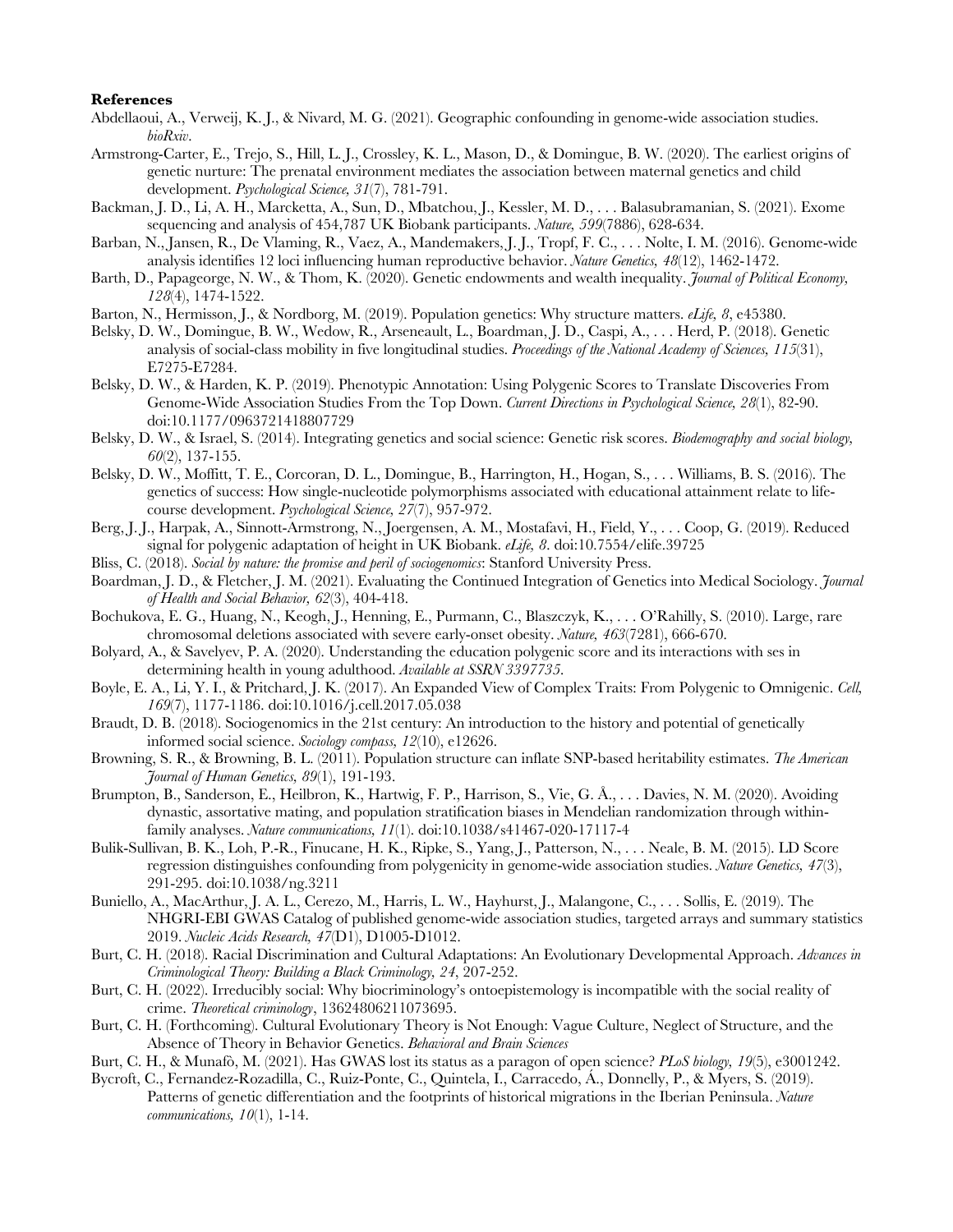**References**

Abdellaoui, A., Verweij, K. J., & Nivard, M. G. (2021). Geographic confounding in genome-wide association studies. *bioRxiv*.

Armstrong-Carter, E., Trejo, S., Hill, L. J., Crossley, K. L., Mason, D., & Domingue, B. W. (2020). The earliest origins of genetic nurture: The prenatal environment mediates the association between maternal genetics and child development. *Psychological Science, 31*(7), 781-791.

Backman, J. D., Li, A. H., Marcketta, A., Sun, D., Mbatchou, J., Kessler, M. D., . . . Balasubramanian, S. (2021). Exome sequencing and analysis of 454,787 UK Biobank participants. *Nature, 599*(7886), 628-634.

Barban, N., Jansen, R., De Vlaming, R., Vaez, A., Mandemakers, J. J., Tropf, F. C., . . . Nolte, I. M. (2016). Genome-wide analysis identifies 12 loci influencing human reproductive behavior. *Nature Genetics, 48*(12), 1462-1472.

Barth, D., Papageorge, N. W., & Thom, K. (2020). Genetic endowments and wealth inequality. *Journal of Political Economy, 128*(4), 1474-1522.

Barton, N., Hermisson, J., & Nordborg, M. (2019). Population genetics: Why structure matters. *eLife, 8*, e45380.

Belsky, D. W., Domingue, B. W., Wedow, R., Arseneault, L., Boardman, J. D., Caspi, A., . . . Herd, P. (2018). Genetic analysis of social-class mobility in five longitudinal studies. *Proceedings of the National Academy of Sciences, 115*(31), E7275-E7284.

Belsky, D. W., & Harden, K. P. (2019). Phenotypic Annotation: Using Polygenic Scores to Translate Discoveries From Genome-Wide Association Studies From the Top Down. *Current Directions in Psychological Science, 28*(1), 82-90. doi:10.1177/0963721418807729

Belsky, D. W., & Israel, S. (2014). Integrating genetics and social science: Genetic risk scores. *Biodemography and social biology, 60*(2), 137-155.

Belsky, D. W., Moffitt, T. E., Corcoran, D. L., Domingue, B., Harrington, H., Hogan, S., . . . Williams, B. S. (2016). The genetics of success: How single-nucleotide polymorphisms associated with educational attainment relate to life-course development. *Psychological Science, 27*(7), 957-972.

Berg, J. J., Harpak, A., Sinnott-Armstrong, N., Joergensen, A. M., Mostafavi, H., Field, Y., . . . Coop, G. (2019). Reduced signal for polygenic adaptation of height in UK Biobank. *eLife, 8*. doi:10.7554/elife.39725

Bliss, C. (2018). *Social by nature: the promise and peril of sociogenomics*: Stanford University Press.

Boardman, J. D., & Fletcher, J. M. (2021). Evaluating the Continued Integration of Genetics into Medical Sociology. *Journal of Health and Social Behavior, 62*(3), 404-418.

Bochukova, E. G., Huang, N., Keogh, J., Henning, E., Purmann, C., Blaszczyk, K., . . . O'Rahilly, S. (2010). Large, rare chromosomal deletions associated with severe early-onset obesity. *Nature, 463*(7281), 666-670.

Bolyard, A., & Savelyev, P. A. (2020). Understanding the education polygenic score and its interactions with ses in determining health in young adulthood. *Available at SSRN 3397735*.

Boyle, E. A., Li, Y. I., & Pritchard, J. K. (2017). An Expanded View of Complex Traits: From Polygenic to Omnigenic. *Cell, 169*(7), 1177-1186. doi:10.1016/j.cell.2017.05.038

Braudt, D. B. (2018). Sociogenomics in the 21st century: An introduction to the history and potential of genetically informed social science. *Sociology compass, 12*(10), e12626.

Browning, S. R., & Browning, B. L. (2011). Population structure can inflate SNP-based heritability estimates. *The American Journal of Human Genetics, 89*(1), 191-193.

Brumpton, B., Sanderson, E., Heilbron, K., Hartwig, F. P., Harrison, S., Vie, G. Å., . . . Davies, N. M. (2020). Avoiding dynastic, assortative mating, and population stratification biases in Mendelian randomization through within-family analyses. *Nature communications, 11*(1). doi:10.1038/s41467-020-17117-4

Bulik-Sullivan, B. K., Loh, P.-R., Finucane, H. K., Ripke, S., Yang, J., Patterson, N., . . . Neale, B. M. (2015). LD Score regression distinguishes confounding from polygenicity in genome-wide association studies. *Nature Genetics, 47*(3), 291-295. doi:10.1038/ng.3211

Buniello, A., MacArthur, J. A. L., Cerezo, M., Harris, L. W., Hayhurst, J., Malangone, C., . . . Sollis, E. (2019). The NHGRI-EBI GWAS Catalog of published genome-wide association studies, targeted arrays and summary statistics 2019. *Nucleic Acids Research, 47*(D1), D1005-D1012.

Burt, C. H. (2018). Racial Discrimination and Cultural Adaptations: An Evolutionary Developmental Approach. *Advances in Criminological Theory: Building a Black Criminology, 24*, 207-252.

Burt, C. H. (2022). Irreducibly social: Why biocriminology's ontoepistemology is incompatible with the social reality of crime. *Theoretical criminology*, 13624806211073695.

Burt, C. H. (Forthcoming). Cultural Evolutionary Theory is Not Enough: Vague Culture, Neglect of Structure, and the Absence of Theory in Behavior Genetics. *Behavioral and Brain Sciences*

Burt, C. H., & Munafò, M. (2021). Has GWAS lost its status as a paragon of open science? *PLoS biology, 19*(5), e3001242.

Bycroft, C., Fernandez-Rozadilla, C., Ruiz-Ponte, C., Quintela, I., Carracedo, Á., Donnelly, P., & Myers, S. (2019). Patterns of genetic differentiation and the footprints of historical migrations in the Iberian Peninsula. *Nature communications, 10*(1), 1-14.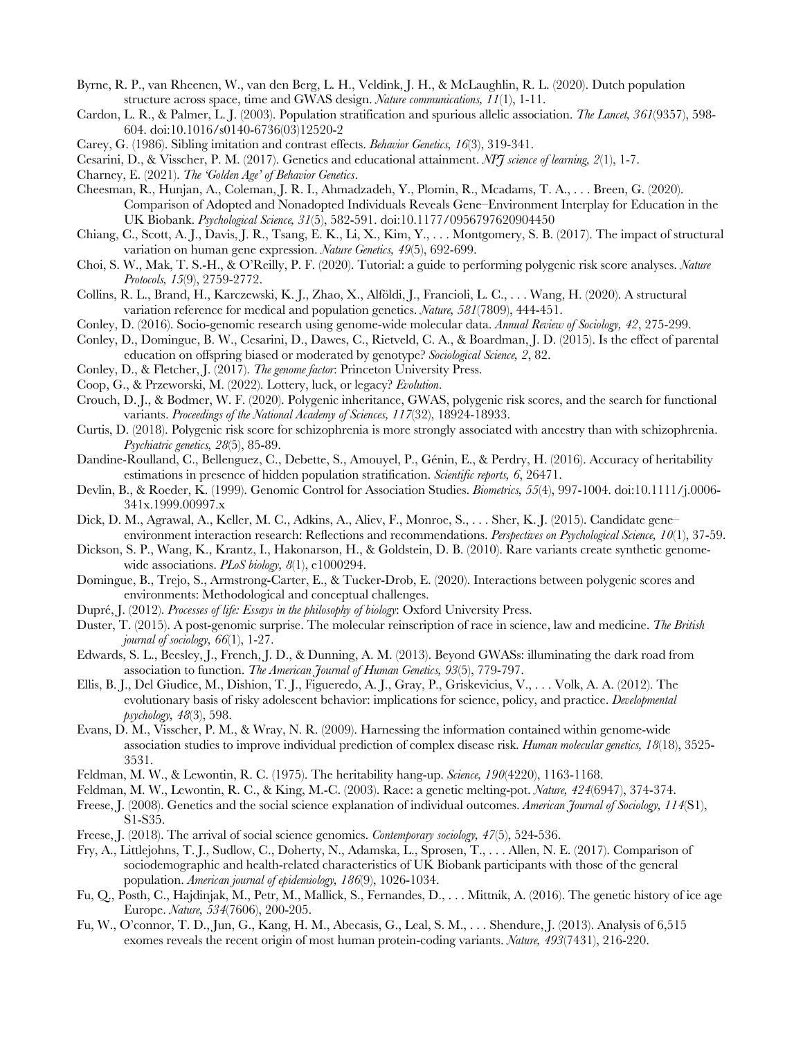Byrne, R. P., van Rheenen, W., van den Berg, L. H., Veldink, J. H., & McLaughlin, R. L. (2020). Dutch population structure across space, time and GWAS design. *Nature communications, 11*(1), 1-11.

Cardon, L. R., & Palmer, L. J. (2003). Population stratification and spurious allelic association. *The Lancet, 361*(9357), 598-604. doi:10.1016/s0140-6736(03)12520-2

Carey, G. (1986). Sibling imitation and contrast effects. *Behavior Genetics, 16*(3), 319-341.

Cesarini, D., & Visscher, P. M. (2017). Genetics and educational attainment. *NPJ science of learning, 2*(1), 1-7.

Charney, E. (2021). *The 'Golden Age' of Behavior Genetics*.

Cheesman, R., Hunjan, A., Coleman, J. R. I., Ahmadzadeh, Y., Plomin, R., Mcadams, T. A., . . . Breen, G. (2020). Comparison of Adopted and Nonadopted Individuals Reveals Gene–Environment Interplay for Education in the UK Biobank. *Psychological Science, 31*(5), 582-591. doi:10.1177/0956797620904450

Chiang, C., Scott, A. J., Davis, J. R., Tsang, E. K., Li, X., Kim, Y., . . . Montgomery, S. B. (2017). The impact of structural variation on human gene expression. *Nature Genetics, 49*(5), 692-699.

Choi, S. W., Mak, T. S.-H., & O'Reilly, P. F. (2020). Tutorial: a guide to performing polygenic risk score analyses. *Nature Protocols, 15*(9), 2759-2772.

Collins, R. L., Brand, H., Karczewski, K. J., Zhao, X., Alföldi, J., Francioli, L. C., . . . Wang, H. (2020). A structural variation reference for medical and population genetics. *Nature, 581*(7809), 444-451.

Conley, D. (2016). Socio-genomic research using genome-wide molecular data. *Annual Review of Sociology, 42*, 275-299.

Conley, D., Domingue, B. W., Cesarini, D., Dawes, C., Rietveld, C. A., & Boardman, J. D. (2015). Is the effect of parental education on offspring biased or moderated by genotype? *Sociological Science, 2*, 82.

Conley, D., & Fletcher, J. (2017). *The genome factor*: Princeton University Press.

Coop, G., & Przeworski, M. (2022). Lottery, luck, or legacy? *Evolution*.

Crouch, D. J., & Bodmer, W. F. (2020). Polygenic inheritance, GWAS, polygenic risk scores, and the search for functional variants. *Proceedings of the National Academy of Sciences, 117*(32), 18924-18933.

Curtis, D. (2018). Polygenic risk score for schizophrenia is more strongly associated with ancestry than with schizophrenia. *Psychiatric genetics, 28*(5), 85-89.

Dandine-Roulland, C., Bellenguez, C., Debette, S., Amouyel, P., Génin, E., & Perdry, H. (2016). Accuracy of heritability estimations in presence of hidden population stratification. *Scientific reports, 6*, 26471.

Devlin, B., & Roeder, K. (1999). Genomic Control for Association Studies. *Biometrics, 55*(4), 997-1004. doi:10.1111/j.0006-341x.1999.00997.x

Dick, D. M., Agrawal, A., Keller, M. C., Adkins, A., Aliev, F., Monroe, S., . . . Sher, K. J. (2015). Candidate gene–environment interaction research: Reflections and recommendations. *Perspectives on Psychological Science, 10*(1), 37-59.

Dickson, S. P., Wang, K., Krantz, I., Hakonarson, H., & Goldstein, D. B. (2010). Rare variants create synthetic genome-wide associations. *PLoS biology, 8*(1), e1000294.

Domingue, B., Trejo, S., Armstrong-Carter, E., & Tucker-Drob, E. (2020). Interactions between polygenic scores and environments: Methodological and conceptual challenges.

Dupré, J. (2012). *Processes of life: Essays in the philosophy of biology*: Oxford University Press.

Duster, T. (2015). A post-genomic surprise. The molecular reinscription of race in science, law and medicine. *The British journal of sociology, 66*(1), 1-27.

Edwards, S. L., Beesley, J., French, J. D., & Dunning, A. M. (2013). Beyond GWASs: illuminating the dark road from association to function. *The American Journal of Human Genetics, 93*(5), 779-797.

Ellis, B. J., Del Giudice, M., Dishion, T. J., Figueredo, A. J., Gray, P., Griskevicius, V., . . . Volk, A. A. (2012). The evolutionary basis of risky adolescent behavior: implications for science, policy, and practice. *Developmental psychology, 48*(3), 598.

Evans, D. M., Visscher, P. M., & Wray, N. R. (2009). Harnessing the information contained within genome-wide association studies to improve individual prediction of complex disease risk. *Human molecular genetics, 18*(18), 3525-3531.

Feldman, M. W., & Lewontin, R. C. (1975). The heritability hang-up. *Science, 190*(4220), 1163-1168.

Feldman, M. W., Lewontin, R. C., & King, M.-C. (2003). Race: a genetic melting-pot. *Nature, 424*(6947), 374-374.

Freese, J. (2008). Genetics and the social science explanation of individual outcomes. *American Journal of Sociology, 114*(S1), S1-S35.

Freese, J. (2018). The arrival of social science genomics. *Contemporary sociology, 47*(5), 524-536.

Fry, A., Littlejohns, T. J., Sudlow, C., Doherty, N., Adamska, L., Sprosen, T., . . . Allen, N. E. (2017). Comparison of sociodemographic and health-related characteristics of UK Biobank participants with those of the general population. *American journal of epidemiology, 186*(9), 1026-1034.

Fu, Q., Posth, C., Hajdinjak, M., Petr, M., Mallick, S., Fernandes, D., . . . Mittnik, A. (2016). The genetic history of ice age Europe. *Nature, 534*(7606), 200-205.

Fu, W., O'connor, T. D., Jun, G., Kang, H. M., Abecasis, G., Leal, S. M., . . . Shendure, J. (2013). Analysis of 6,515 exomes reveals the recent origin of most human protein-coding variants. *Nature, 493*(7431), 216-220.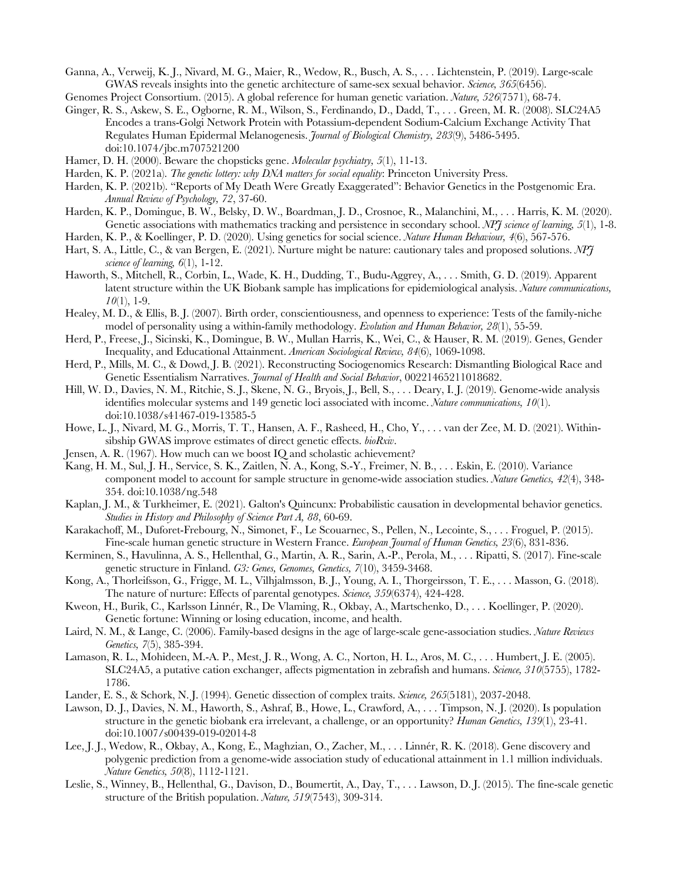Ganna, A., Verweij, K. J., Nivard, M. G., Maier, R., Wedow, R., Busch, A. S., . . . Lichtenstein, P. (2019). Large-scale GWAS reveals insights into the genetic architecture of same-sex sexual behavior. *Science, 365*(6456).

Genomes Project Consortium. (2015). A global reference for human genetic variation. *Nature, 526*(7571), 68-74.

Ginger, R. S., Askew, S. E., Ogborne, R. M., Wilson, S., Ferdinando, D., Dadd, T., . . . Green, M. R. (2008). SLC24A5 Encodes a trans-Golgi Network Protein with Potassium-dependent Sodium-Calcium Exchange Activity That Regulates Human Epidermal Melanogenesis. *Journal of Biological Chemistry, 283*(9), 5486-5495. doi:10.1074/jbc.m707521200

Hamer, D. H. (2000). Beware the chopsticks gene. *Molecular psychiatry, 5*(1), 11-13.

Harden, K. P. (2021a). *The genetic lottery: why DNA matters for social equality*: Princeton University Press.

Harden, K. P. (2021b). "Reports of My Death Were Greatly Exaggerated": Behavior Genetics in the Postgenomic Era. *Annual Review of Psychology, 72*, 37-60.

Harden, K. P., Domingue, B. W., Belsky, D. W., Boardman, J. D., Crosnoe, R., Malanchini, M., . . . Harris, K. M. (2020). Genetic associations with mathematics tracking and persistence in secondary school. *NPJ science of learning, 5*(1), 1-8.

Harden, K. P., & Koellinger, P. D. (2020). Using genetics for social science. *Nature Human Behaviour, 4*(6), 567-576.

Hart, S. A., Little, C., & van Bergen, E. (2021). Nurture might be nature: cautionary tales and proposed solutions. *NPJ science of learning, 6*(1), 1-12.

Haworth, S., Mitchell, R., Corbin, L., Wade, K. H., Dudding, T., Budu-Aggrey, A., . . . Smith, G. D. (2019). Apparent latent structure within the UK Biobank sample has implications for epidemiological analysis. *Nature communications, 10*(1), 1-9.

Healey, M. D., & Ellis, B. J. (2007). Birth order, conscientiousness, and openness to experience: Tests of the family-niche model of personality using a within-family methodology. *Evolution and Human Behavior, 28*(1), 55-59.

Herd, P., Freese, J., Sicinski, K., Domingue, B. W., Mullan Harris, K., Wei, C., & Hauser, R. M. (2019). Genes, Gender Inequality, and Educational Attainment. *American Sociological Review, 84*(6), 1069-1098.

Herd, P., Mills, M. C., & Dowd, J. B. (2021). Reconstructing Sociogenomics Research: Dismantling Biological Race and Genetic Essentialism Narratives. *Journal of Health and Social Behavior*, 00221465211018682.

Hill, W. D., Davies, N. M., Ritchie, S. J., Skene, N. G., Bryois, J., Bell, S., . . . Deary, I. J. (2019). Genome-wide analysis identifies molecular systems and 149 genetic loci associated with income. *Nature communications, 10*(1). doi:10.1038/s41467-019-13585-5

Howe, L. J., Nivard, M. G., Morris, T. T., Hansen, A. F., Rasheed, H., Cho, Y., . . . van der Zee, M. D. (2021). Within-sibship GWAS improve estimates of direct genetic effects. *bioRxiv*.

Jensen, A. R. (1967). How much can we boost IQ and scholastic achievement?

Kang, H. M., Sul, J. H., Service, S. K., Zaitlen, N. A., Kong, S.-Y., Freimer, N. B., . . . Eskin, E. (2010). Variance component model to account for sample structure in genome-wide association studies. *Nature Genetics, 42*(4), 348-354. doi:10.1038/ng.548

Kaplan, J. M., & Turkheimer, E. (2021). Galton's Quincunx: Probabilistic causation in developmental behavior genetics. *Studies in History and Philosophy of Science Part A, 88*, 60-69.

Karakachoff, M., Duforet-Frebourg, N., Simonet, F., Le Scouarnec, S., Pellen, N., Lecointe, S., . . . Froguel, P. (2015). Fine-scale human genetic structure in Western France. *European Journal of Human Genetics, 23*(6), 831-836.

Kerminen, S., Havulinna, A. S., Hellenthal, G., Martin, A. R., Sarin, A.-P., Perola, M., . . . Ripatti, S. (2017). Fine-scale genetic structure in Finland. *G3: Genes, Genomes, Genetics, 7*(10), 3459-3468.

Kong, A., Thorleifsson, G., Frigge, M. L., Vilhjalmsson, B. J., Young, A. I., Thorgeirsson, T. E., . . . Masson, G. (2018). The nature of nurture: Effects of parental genotypes. *Science, 359*(6374), 424-428.

Kweon, H., Burik, C., Karlsson Linnér, R., De Vlaming, R., Okbay, A., Martschenko, D., . . . Koellinger, P. (2020). Genetic fortune: Winning or losing education, income, and health.

Laird, N. M., & Lange, C. (2006). Family-based designs in the age of large-scale gene-association studies. *Nature Reviews Genetics, 7*(5), 385-394.

Lamason, R. L., Mohideen, M.-A. P., Mest, J. R., Wong, A. C., Norton, H. L., Aros, M. C., . . . Humbert, J. E. (2005). SLC24A5, a putative cation exchanger, affects pigmentation in zebrafish and humans. *Science, 310*(5755), 1782-1786.

Lander, E. S., & Schork, N. J. (1994). Genetic dissection of complex traits. *Science, 265*(5181), 2037-2048.

Lawson, D. J., Davies, N. M., Haworth, S., Ashraf, B., Howe, L., Crawford, A., . . . Timpson, N. J. (2020). Is population structure in the genetic biobank era irrelevant, a challenge, or an opportunity? *Human Genetics, 139*(1), 23-41. doi:10.1007/s00439-019-02014-8

Lee, J. J., Wedow, R., Okbay, A., Kong, E., Maghzian, O., Zacher, M., . . . Linnér, R. K. (2018). Gene discovery and polygenic prediction from a genome-wide association study of educational attainment in 1.1 million individuals. *Nature Genetics, 50*(8), 1112-1121.

Leslie, S., Winney, B., Hellenthal, G., Davison, D., Boumertit, A., Day, T., . . . Lawson, D. J. (2015). The fine-scale genetic structure of the British population. *Nature, 519*(7543), 309-314.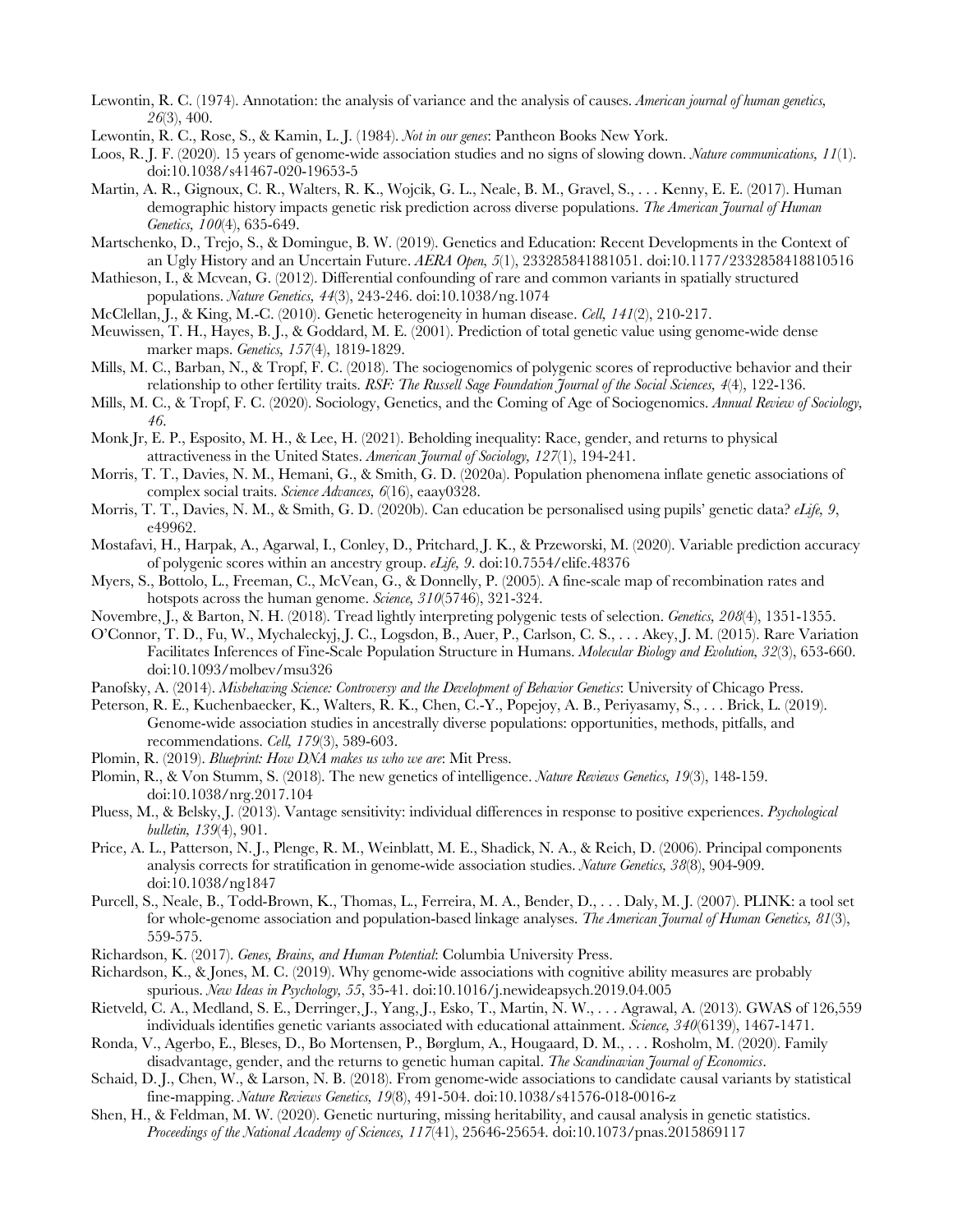Lewontin, R. C. (1974). Annotation: the analysis of variance and the analysis of causes. *American journal of human genetics, 26*(3), 400.

Lewontin, R. C., Rose, S., & Kamin, L. J. (1984). *Not in our genes*: Pantheon Books New York.

Loos, R. J. F. (2020). 15 years of genome-wide association studies and no signs of slowing down. *Nature communications, 11*(1). doi:10.1038/s41467-020-19653-5

Martin, A. R., Gignoux, C. R., Walters, R. K., Wojcik, G. L., Neale, B. M., Gravel, S., . . . Kenny, E. E. (2017). Human demographic history impacts genetic risk prediction across diverse populations. *The American Journal of Human Genetics, 100*(4), 635-649.

Martschenko, D., Trejo, S., & Domingue, B. W. (2019). Genetics and Education: Recent Developments in the Context of an Ugly History and an Uncertain Future. *AERA Open, 5*(1), 233285841881051. doi:10.1177/2332858418810516

Mathieson, I., & Mcvean, G. (2012). Differential confounding of rare and common variants in spatially structured populations. *Nature Genetics, 44*(3), 243-246. doi:10.1038/ng.1074

McClellan, J., & King, M.-C. (2010). Genetic heterogeneity in human disease. *Cell, 141*(2), 210-217.

Meuwissen, T. H., Hayes, B. J., & Goddard, M. E. (2001). Prediction of total genetic value using genome-wide dense marker maps. *Genetics, 157*(4), 1819-1829.

Mills, M. C., Barban, N., & Tropf, F. C. (2018). The sociogenomics of polygenic scores of reproductive behavior and their relationship to other fertility traits. *RSF: The Russell Sage Foundation Journal of the Social Sciences, 4*(4), 122-136.

Mills, M. C., & Tropf, F. C. (2020). Sociology, Genetics, and the Coming of Age of Sociogenomics. *Annual Review of Sociology, 46*.

Monk Jr, E. P., Esposito, M. H., & Lee, H. (2021). Beholding inequality: Race, gender, and returns to physical attractiveness in the United States. *American Journal of Sociology, 127*(1), 194-241.

Morris, T. T., Davies, N. M., Hemani, G., & Smith, G. D. (2020a). Population phenomena inflate genetic associations of complex social traits. *Science Advances, 6*(16), eaay0328.

Morris, T. T., Davies, N. M., & Smith, G. D. (2020b). Can education be personalised using pupils' genetic data? *eLife, 9*, e49962.

Mostafavi, H., Harpak, A., Agarwal, I., Conley, D., Pritchard, J. K., & Przeworski, M. (2020). Variable prediction accuracy of polygenic scores within an ancestry group. *eLife, 9*. doi:10.7554/elife.48376

Myers, S., Bottolo, L., Freeman, C., McVean, G., & Donnelly, P. (2005). A fine-scale map of recombination rates and hotspots across the human genome. *Science, 310*(5746), 321-324.

Novembre, J., & Barton, N. H. (2018). Tread lightly interpreting polygenic tests of selection. *Genetics, 208*(4), 1351-1355.

O'Connor, T. D., Fu, W., Mychaleckyj, J. C., Logsdon, B., Auer, P., Carlson, C. S., . . . Akey, J. M. (2015). Rare Variation Facilitates Inferences of Fine-Scale Population Structure in Humans. *Molecular Biology and Evolution, 32*(3), 653-660. doi:10.1093/molbev/msu326

Panofsky, A. (2014). *Misbehaving Science: Controversy and the Development of Behavior Genetics*: University of Chicago Press.

Peterson, R. E., Kuchenbaecker, K., Walters, R. K., Chen, C.-Y., Popejoy, A. B., Periyasamy, S., . . . Brick, L. (2019). Genome-wide association studies in ancestrally diverse populations: opportunities, methods, pitfalls, and recommendations. *Cell, 179*(3), 589-603.

Plomin, R. (2019). *Blueprint: How DNA makes us who we are*: Mit Press.

Plomin, R., & Von Stumm, S. (2018). The new genetics of intelligence. *Nature Reviews Genetics, 19*(3), 148-159. doi:10.1038/nrg.2017.104

Pluess, M., & Belsky, J. (2013). Vantage sensitivity: individual differences in response to positive experiences. *Psychological bulletin, 139*(4), 901.

Price, A. L., Patterson, N. J., Plenge, R. M., Weinblatt, M. E., Shadick, N. A., & Reich, D. (2006). Principal components analysis corrects for stratification in genome-wide association studies. *Nature Genetics, 38*(8), 904-909. doi:10.1038/ng1847

Purcell, S., Neale, B., Todd-Brown, K., Thomas, L., Ferreira, M. A., Bender, D., . . . Daly, M. J. (2007). PLINK: a tool set for whole-genome association and population-based linkage analyses. *The American Journal of Human Genetics, 81*(3), 559-575.

Richardson, K. (2017). *Genes, Brains, and Human Potential*: Columbia University Press.

Richardson, K., & Jones, M. C. (2019). Why genome-wide associations with cognitive ability measures are probably spurious. *New Ideas in Psychology, 55*, 35-41. doi:10.1016/j.newideapsych.2019.04.005

Rietveld, C. A., Medland, S. E., Derringer, J., Yang, J., Esko, T., Martin, N. W., . . . Agrawal, A. (2013). GWAS of 126,559 individuals identifies genetic variants associated with educational attainment. *Science, 340*(6139), 1467-1471.

Ronda, V., Agerbo, E., Bleses, D., Bo Mortensen, P., Børglum, A., Hougaard, D. M., . . . Rosholm, M. (2020). Family disadvantage, gender, and the returns to genetic human capital. *The Scandinavian Journal of Economics*.

Schaid, D. J., Chen, W., & Larson, N. B. (2018). From genome-wide associations to candidate causal variants by statistical fine-mapping. *Nature Reviews Genetics, 19*(8), 491-504. doi:10.1038/s41576-018-0016-z

Shen, H., & Feldman, M. W. (2020). Genetic nurturing, missing heritability, and causal analysis in genetic statistics. *Proceedings of the National Academy of Sciences, 117*(41), 25646-25654. doi:10.1073/pnas.2015869117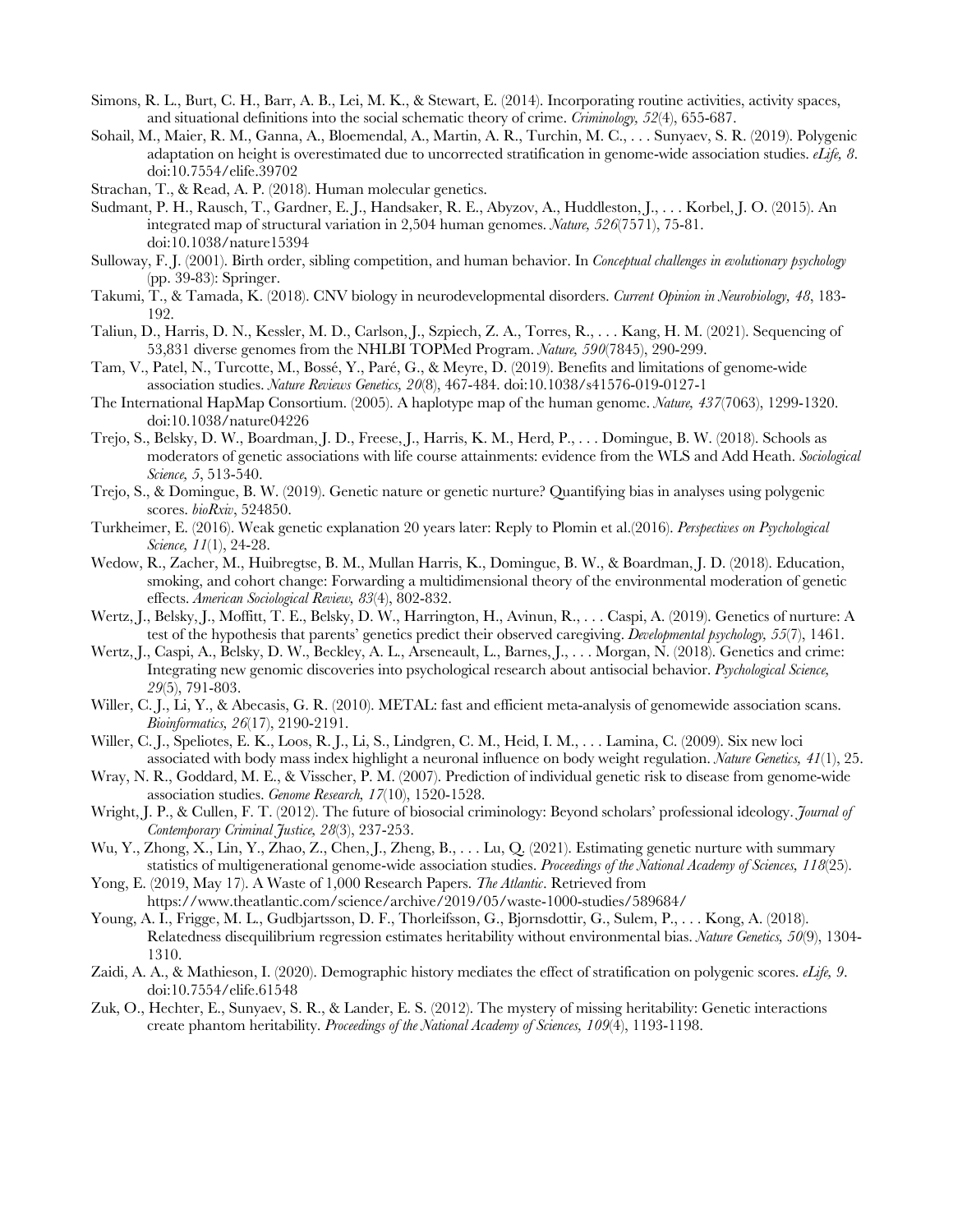Simons, R. L., Burt, C. H., Barr, A. B., Lei, M. K., & Stewart, E. (2014). Incorporating routine activities, activity spaces, and situational definitions into the social schematic theory of crime. *Criminology, 52*(4), 655-687.

Sohail, M., Maier, R. M., Ganna, A., Bloemendal, A., Martin, A. R., Turchin, M. C., . . . Sunyaev, S. R. (2019). Polygenic adaptation on height is overestimated due to uncorrected stratification in genome-wide association studies. *eLife, 8*. doi:10.7554/elife.39702

Strachan, T., & Read, A. P. (2018). Human molecular genetics.

Sudmant, P. H., Rausch, T., Gardner, E. J., Handsaker, R. E., Abyzov, A., Huddleston, J., . . . Korbel, J. O. (2015). An integrated map of structural variation in 2,504 human genomes. *Nature, 526*(7571), 75-81. doi:10.1038/nature15394

Sulloway, F. J. (2001). Birth order, sibling competition, and human behavior. In *Conceptual challenges in evolutionary psychology* (pp. 39-83): Springer.

Takumi, T., & Tamada, K. (2018). CNV biology in neurodevelopmental disorders. *Current Opinion in Neurobiology, 48*, 183-192.

Taliun, D., Harris, D. N., Kessler, M. D., Carlson, J., Szpiech, Z. A., Torres, R., . . . Kang, H. M. (2021). Sequencing of 53,831 diverse genomes from the NHLBI TOPMed Program. *Nature, 590*(7845), 290-299.

Tam, V., Patel, N., Turcotte, M., Bossé, Y., Paré, G., & Meyre, D. (2019). Benefits and limitations of genome-wide association studies. *Nature Reviews Genetics, 20*(8), 467-484. doi:10.1038/s41576-019-0127-1

The International HapMap Consortium. (2005). A haplotype map of the human genome. *Nature, 437*(7063), 1299-1320. doi:10.1038/nature04226

Trejo, S., Belsky, D. W., Boardman, J. D., Freese, J., Harris, K. M., Herd, P., . . . Domingue, B. W. (2018). Schools as moderators of genetic associations with life course attainments: evidence from the WLS and Add Heath. *Sociological Science, 5*, 513-540.

Trejo, S., & Domingue, B. W. (2019). Genetic nature or genetic nurture? Quantifying bias in analyses using polygenic scores. *bioRxiv*, 524850.

Turkheimer, E. (2016). Weak genetic explanation 20 years later: Reply to Plomin et al.(2016). *Perspectives on Psychological Science, 11*(1), 24-28.

Wedow, R., Zacher, M., Huibregtse, B. M., Mullan Harris, K., Domingue, B. W., & Boardman, J. D. (2018). Education, smoking, and cohort change: Forwarding a multidimensional theory of the environmental moderation of genetic effects. *American Sociological Review, 83*(4), 802-832.

Wertz, J., Belsky, J., Moffitt, T. E., Belsky, D. W., Harrington, H., Avinun, R., . . . Caspi, A. (2019). Genetics of nurture: A test of the hypothesis that parents' genetics predict their observed caregiving. *Developmental psychology, 55*(7), 1461.

Wertz, J., Caspi, A., Belsky, D. W., Beckley, A. L., Arseneault, L., Barnes, J., . . . Morgan, N. (2018). Genetics and crime: Integrating new genomic discoveries into psychological research about antisocial behavior. *Psychological Science, 29*(5), 791-803.

Willer, C. J., Li, Y., & Abecasis, G. R. (2010). METAL: fast and efficient meta-analysis of genomewide association scans. *Bioinformatics, 26*(17), 2190-2191.

Willer, C. J., Speliotes, E. K., Loos, R. J., Li, S., Lindgren, C. M., Heid, I. M., . . . Lamina, C. (2009). Six new loci associated with body mass index highlight a neuronal influence on body weight regulation. *Nature Genetics, 41*(1), 25.

Wray, N. R., Goddard, M. E., & Visscher, P. M. (2007). Prediction of individual genetic risk to disease from genome-wide association studies. *Genome Research, 17*(10), 1520-1528.

Wright, J. P., & Cullen, F. T. (2012). The future of biosocial criminology: Beyond scholars' professional ideology. *Journal of Contemporary Criminal Justice, 28*(3), 237-253.

Wu, Y., Zhong, X., Lin, Y., Zhao, Z., Chen, J., Zheng, B., . . . Lu, Q. (2021). Estimating genetic nurture with summary statistics of multigenerational genome-wide association studies. *Proceedings of the National Academy of Sciences, 118*(25).

Yong, E. (2019, May 17). A Waste of 1,000 Research Papers. *The Atlantic*. Retrieved from https://www.theatlantic.com/science/archive/2019/05/waste-1000-studies/589684/

Young, A. I., Frigge, M. L., Gudbjartsson, D. F., Thorleifsson, G., Bjornsdottir, G., Sulem, P., . . . Kong, A. (2018). Relatedness disequilibrium regression estimates heritability without environmental bias. *Nature Genetics, 50*(9), 1304-1310.

Zaidi, A. A., & Mathieson, I. (2020). Demographic history mediates the effect of stratification on polygenic scores. *eLife, 9*. doi:10.7554/elife.61548

Zuk, O., Hechter, E., Sunyaev, S. R., & Lander, E. S. (2012). The mystery of missing heritability: Genetic interactions create phantom heritability. *Proceedings of the National Academy of Sciences, 109*(4), 1193-1198.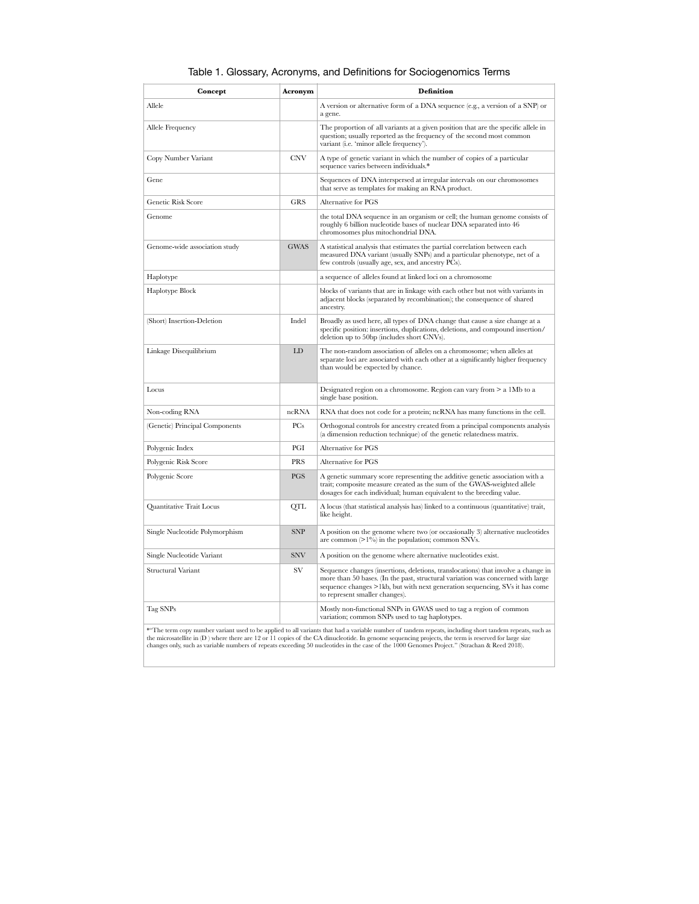Table 1. Glossary, Acronyms, and Definitions for Sociogenomics Terms

| Concept | Acronym | Definition |
| --- | --- | --- |
| Allele | | A version or alternative form of a DNA sequence (e.g., a version of a SNP) or a gene. |
| Allele Frequency | | The proportion of all variants at a given position that are the specific allele in question; usually reported as the frequency of the second most common variant (i.e. 'minor allele frequency'). |
| Copy Number Variant | CNV | A type of genetic variant in which the number of copies of a particular sequence varies between individuals.* |
| Gene | | Sequences of DNA interspersed at irregular intervals on our chromosomes that serve as templates for making an RNA product. |
| Genetic Risk Score | GRS | Alternative for PGS |
| Genome | | the total DNA sequence in an organism or cell; the human genome consists of roughly 6 billion nucleotide bases of nuclear DNA separated into 46 chromosomes plus mitochondrial DNA. |
| Genome-wide association study | GWAS | A statistical analysis that estimates the partial correlation between each measured DNA variant (usually SNPs) and a particular phenotype, net of a few controls (usually age, sex, and ancestry PCs). |
| Haplotype | | a sequence of alleles found at linked loci on a chromosome |
| Haplotype Block | | blocks of variants that are in linkage with each other but not with variants in adjacent blocks (separated by recombination); the consequence of shared ancestry. |
| (Short) Insertion-Deletion | Indel | Broadly as used here, all types of DNA change that cause a size change at a specific position: insertions, duplications, deletions, and compound insertion/deletion up to 50bp (includes short CNVs). |
| Linkage Disequilibrium | LD | The non-random association of alleles on a chromosome; when alleles at separate loci are associated with each other at a significantly higher frequency than would be expected by chance. |
| Locus | | Designated region on a chromosome. Region can vary from > a 1Mb to a single base position. |
| Non-coding RNA | ncRNA | RNA that does not code for a protein; ncRNA has many functions in the cell. |
| (Genetic) Principal Components | PCs | Orthogonal controls for ancestry created from a principal components analysis (a dimension reduction technique) of the genetic relatedness matrix. |
| Polygenic Index | PGI | Alternative for PGS |
| Polygenic Risk Score | PRS | Alternative for PGS |
| Polygenic Score | PGS | A genetic summary score representing the additive genetic association with a trait; composite measure created as the sum of the GWAS-weighted allele dosages for each individual; human equivalent to the breeding value. |
| Quantitative Trait Locus | QTL | A locus (that statistical analysis has) linked to a continuous (quantitative) trait, like height. |
| Single Nucleotide Polymorphism | SNP | A position on the genome where two (or occasionally 3) alternative nucleotides are common (>1%) in the population; common SNVs. |
| Single Nucleotide Variant | SNV | A position on the genome where alternative nucleotides exist. |
| Structural Variant | SV | Sequence changes (insertions, deletions, translocations) that involve a change in more than 50 bases. (In the past, structural variation was concerned with large sequence changes >1kb, but with next generation sequencing, SVs it has come to represent smaller changes). |
| Tag SNPs | | Mostly non-functional SNPs in GWAS used to tag a region of common variation; common SNPs used to tag haplotypes. |

*"The term copy number variant used to be applied to all variants that had a variable number of tandem repeats, including short tandem repeats, such as the microsatellite in (D ) where there are 12 or 11 copies of the CA dinucleotide. In genome sequencing projects, the term is reserved for large size changes only, such as variable numbers of repeats exceeding 50 nucleotides in the case of the 1000 Genomes Project." (Strachan & Reed 2018).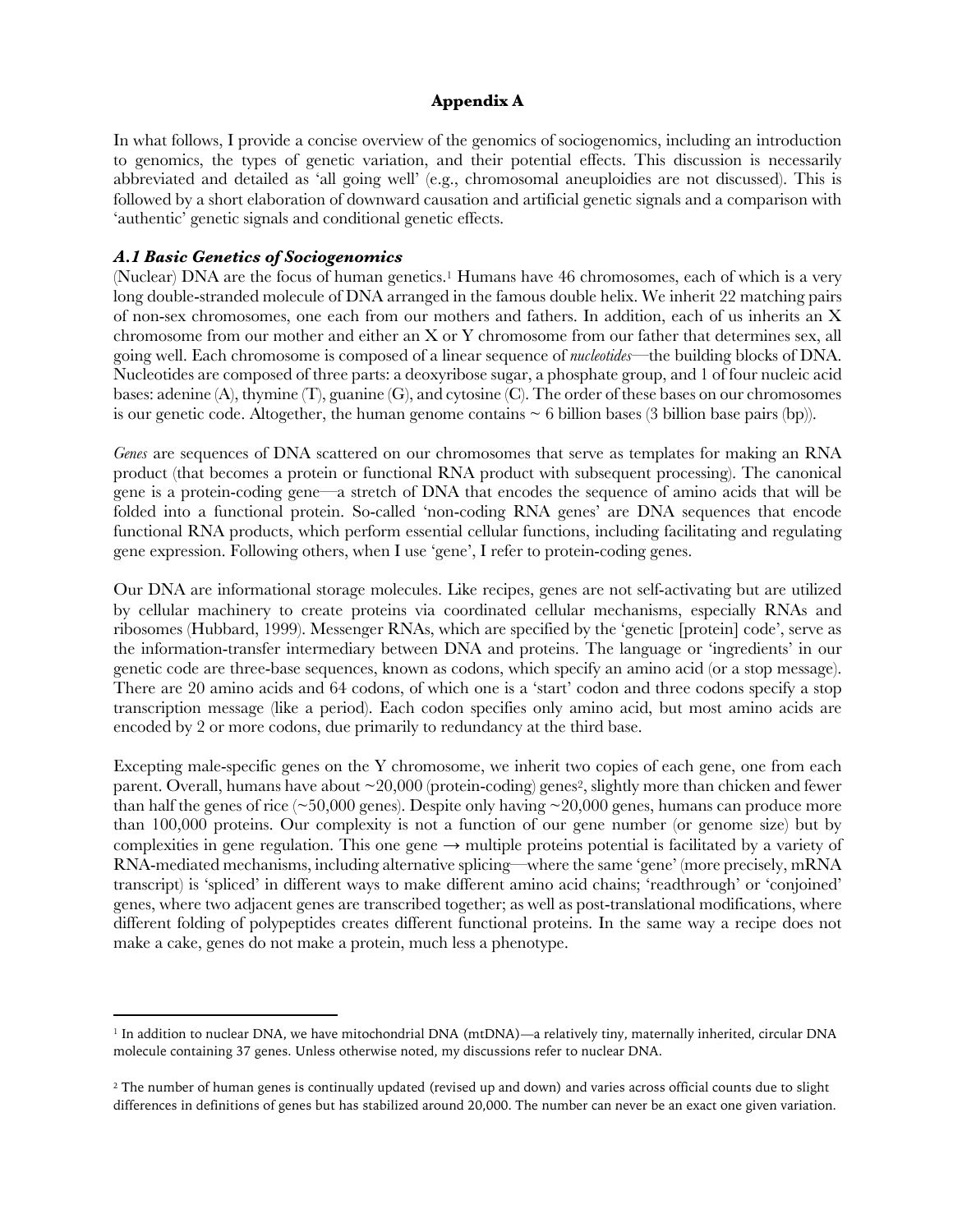# Appendix A

In what follows, I provide a concise overview of the genomics of sociogenomics, including an introduction to genomics, the types of genetic variation, and their potential effects. This discussion is necessarily abbreviated and detailed as 'all going well' (e.g., chromosomal aneuploidies are not discussed). This is followed by a short elaboration of downward causation and artificial genetic signals and a comparison with 'authentic' genetic signals and conditional genetic effects.

### *A.1 Basic Genetics of Sociogenomics*

(Nuclear) DNA are the focus of human genetics.[1] Humans have 46 chromosomes, each of which is a very long double-stranded molecule of DNA arranged in the famous double helix. We inherit 22 matching pairs of non-sex chromosomes, one each from our mothers and fathers. In addition, each of us inherits an X chromosome from our mother and either an X or Y chromosome from our father that determines sex, all going well. Each chromosome is composed of a linear sequence of *nucleotides*—the building blocks of DNA. Nucleotides are composed of three parts: a deoxyribose sugar, a phosphate group, and 1 of four nucleic acid bases: adenine (A), thymine (T), guanine (G), and cytosine (C). The order of these bases on our chromosomes is our genetic code. Altogether, the human genome contains ~ 6 billion bases (3 billion base pairs (bp)).

*Genes* are sequences of DNA scattered on our chromosomes that serve as templates for making an RNA product (that becomes a protein or functional RNA product with subsequent processing). The canonical gene is a protein-coding gene—a stretch of DNA that encodes the sequence of amino acids that will be folded into a functional protein. So-called 'non-coding RNA genes' are DNA sequences that encode functional RNA products, which perform essential cellular functions, including facilitating and regulating gene expression. Following others, when I use 'gene', I refer to protein-coding genes.

Our DNA are informational storage molecules. Like recipes, genes are not self-activating but are utilized by cellular machinery to create proteins via coordinated cellular mechanisms, especially RNAs and ribosomes (Hubbard, 1999). Messenger RNAs, which are specified by the 'genetic [protein] code', serve as the information-transfer intermediary between DNA and proteins. The language or 'ingredients' in our genetic code are three-base sequences, known as codons, which specify an amino acid (or a stop message). There are 20 amino acids and 64 codons, of which one is a 'start' codon and three codons specify a stop transcription message (like a period). Each codon specifies only amino acid, but most amino acids are encoded by 2 or more codons, due primarily to redundancy at the third base.

Excepting male-specific genes on the Y chromosome, we inherit two copies of each gene, one from each parent. Overall, humans have about ~20,000 (protein-coding) genes[2], slightly more than chicken and fewer than half the genes of rice (~50,000 genes). Despite only having ~20,000 genes, humans can produce more than 100,000 proteins. Our complexity is not a function of our gene number (or genome size) but by complexities in gene regulation. This one gene → multiple proteins potential is facilitated by a variety of RNA-mediated mechanisms, including alternative splicing—where the same 'gene' (more precisely, mRNA transcript) is 'spliced' in different ways to make different amino acid chains; 'readthrough' or 'conjoined' genes, where two adjacent genes are transcribed together; as well as post-translational modifications, where different folding of polypeptides creates different functional proteins. In the same way a recipe does not make a cake, genes do not make a protein, much less a phenotype.

---

[1] In addition to nuclear DNA, we have mitochondrial DNA (mtDNA)—a relatively tiny, maternally inherited, circular DNA molecule containing 37 genes. Unless otherwise noted, my discussions refer to nuclear DNA.

[2] The number of human genes is continually updated (revised up and down) and varies across official counts due to slight differences in definitions of genes but has stabilized around 20,000. The number can never be an exact one given variation.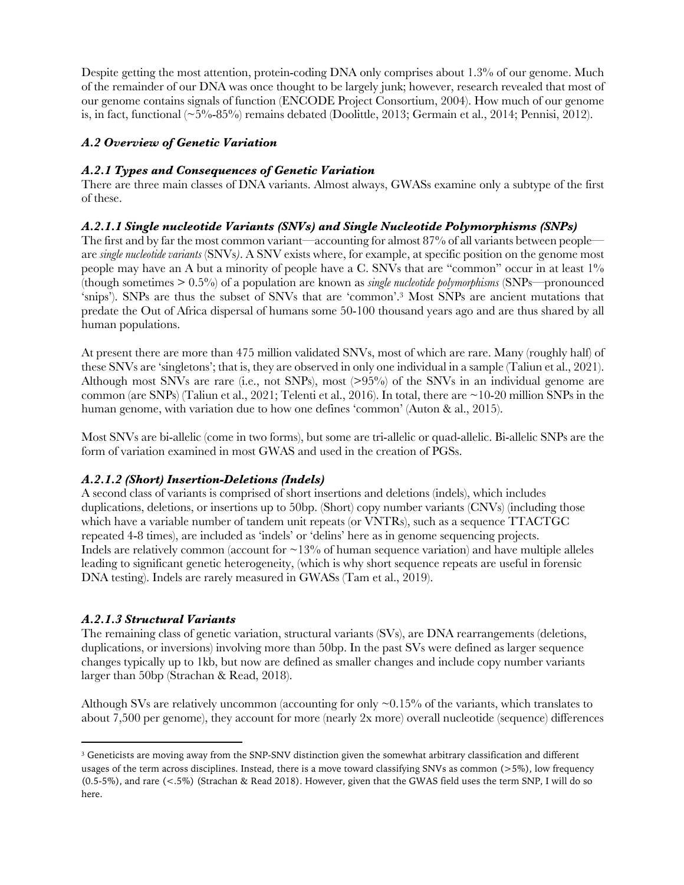Despite getting the most attention, protein-coding DNA only comprises about 1.3% of our genome. Much of the remainder of our DNA was once thought to be largely junk; however, research revealed that most of our genome contains signals of function (ENCODE Project Consortium, 2004). How much of our genome is, in fact, functional (~5%-85%) remains debated (Doolittle, 2013; Germain et al., 2014; Pennisi, 2012).

### *A.2 Overview of Genetic Variation*

### *A.2.1 Types and Consequences of Genetic Variation*

There are three main classes of DNA variants. Almost always, GWASs examine only a subtype of the first of these.

#### *A.2.1.1 Single nucleotide Variants (SNVs) and Single Nucleotide Polymorphisms (SNPs)*

The first and by far the most common variant—accounting for almost 87% of all variants between people—are *single nucleotide variants* (SNVs). A SNV exists where, for example, at specific position on the genome most people may have an A but a minority of people have a C. SNVs that are "common" occur in at least 1% (though sometimes > 0.5%) of a population are known as *single nucleotide polymorphisms* (SNPs—pronounced 'snips'). SNPs are thus the subset of SNVs that are 'common'.[3] Most SNPs are ancient mutations that predate the Out of Africa dispersal of humans some 50-100 thousand years ago and are thus shared by all human populations.

At present there are more than 475 million validated SNVs, most of which are rare. Many (roughly half) of these SNVs are 'singletons'; that is, they are observed in only one individual in a sample (Taliun et al., 2021). Although most SNVs are rare (i.e., not SNPs), most (>95%) of the SNVs in an individual genome are common (are SNPs) (Taliun et al., 2021; Telenti et al., 2016). In total, there are ~10-20 million SNPs in the human genome, with variation due to how one defines 'common' (Auton & al., 2015).

Most SNVs are bi-allelic (come in two forms), but some are tri-allelic or quad-allelic. Bi-allelic SNPs are the form of variation examined in most GWAS and used in the creation of PGSs.

#### *A.2.1.2 (Short) Insertion-Deletions (Indels)*

A second class of variants is comprised of short insertions and deletions (indels), which includes duplications, deletions, or insertions up to 50bp. (Short) copy number variants (CNVs) (including those which have a variable number of tandem unit repeats (or VNTRs), such as a sequence TTACTGC repeated 4-8 times), are included as 'indels' or 'delins' here as in genome sequencing projects. Indels are relatively common (account for ~13% of human sequence variation) and have multiple alleles leading to significant genetic heterogeneity, (which is why short sequence repeats are useful in forensic DNA testing). Indels are rarely measured in GWASs (Tam et al., 2019).

#### *A.2.1.3 Structural Variants*

The remaining class of genetic variation, structural variants (SVs), are DNA rearrangements (deletions, duplications, or inversions) involving more than 50bp. In the past SVs were defined as larger sequence changes typically up to 1kb, but now are defined as smaller changes and include copy number variants larger than 50bp (Strachan & Read, 2018).

Although SVs are relatively uncommon (accounting for only ~0.15% of the variants, which translates to about 7,500 per genome), they account for more (nearly 2x more) overall nucleotide (sequence) differences

---

[3] Geneticists are moving away from the SNP-SNV distinction given the somewhat arbitrary classification and different usages of the term across disciplines. Instead, there is a move toward classifying SNVs as common (>5%), low frequency (0.5-5%), and rare (<.5%) (Strachan & Read 2018). However, given that the GWAS field uses the term SNP, I will do so here.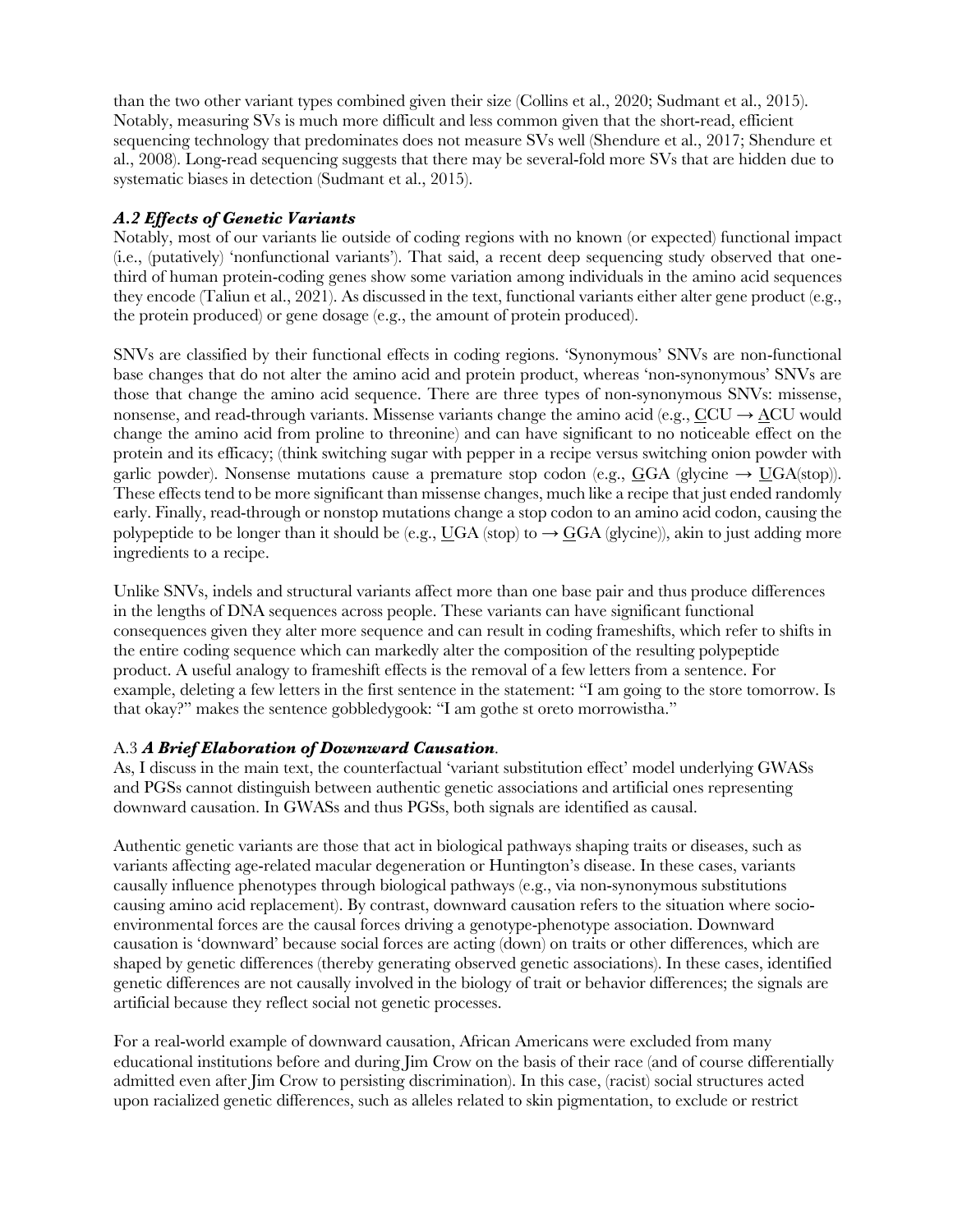than the two other variant types combined given their size (Collins et al., 2020; Sudmant et al., 2015). Notably, measuring SVs is much more difficult and less common given that the short-read, efficient sequencing technology that predominates does not measure SVs well (Shendure et al., 2017; Shendure et al., 2008). Long-read sequencing suggests that there may be several-fold more SVs that are hidden due to systematic biases in detection (Sudmant et al., 2015).

### *A.2 Effects of Genetic Variants*

Notably, most of our variants lie outside of coding regions with no known (or expected) functional impact (i.e., (putatively) 'nonfunctional variants'). That said, a recent deep sequencing study observed that one-third of human protein-coding genes show some variation among individuals in the amino acid sequences they encode (Taliun et al., 2021). As discussed in the text, functional variants either alter gene product (e.g., the protein produced) or gene dosage (e.g., the amount of protein produced).

SNVs are classified by their functional effects in coding regions. 'Synonymous' SNVs are non-functional base changes that do not alter the amino acid and protein product, whereas 'non-synonymous' SNVs are those that change the amino acid sequence. There are three types of non-synonymous SNVs: missense, nonsense, and read-through variants. Missense variants change the amino acid (e.g., <u>C</u>CU → <u>A</u>CU would change the amino acid from proline to threonine) and can have significant to no noticeable effect on the protein and its efficacy; (think switching sugar with pepper in a recipe versus switching onion powder with garlic powder). Nonsense mutations cause a premature stop codon (e.g., <u>G</u>GA (glycine → <u>U</u>GA(stop)). These effects tend to be more significant than missense changes, much like a recipe that just ended randomly early. Finally, read-through or nonstop mutations change a stop codon to an amino acid codon, causing the polypeptide to be longer than it should be (e.g., <u>U</u>GA (stop) to → <u>G</u>GA (glycine)), akin to just adding more ingredients to a recipe.

Unlike SNVs, indels and structural variants affect more than one base pair and thus produce differences in the lengths of DNA sequences across people. These variants can have significant functional consequences given they alter more sequence and can result in coding frameshifts, which refer to shifts in the entire coding sequence which can markedly alter the composition of the resulting polypeptide product. A useful analogy to frameshift effects is the removal of a few letters from a sentence. For example, deleting a few letters in the first sentence in the statement: "I am going to the store tomorrow. Is that okay?" makes the sentence gobbledygook: "I am gothe st oreto morrowistha."

### A.3 ***A Brief Elaboration of Downward Causation***.

As, I discuss in the main text, the counterfactual 'variant substitution effect' model underlying GWASs and PGSs cannot distinguish between authentic genetic associations and artificial ones representing downward causation. In GWASs and thus PGSs, both signals are identified as causal.

Authentic genetic variants are those that act in biological pathways shaping traits or diseases, such as variants affecting age-related macular degeneration or Huntington's disease. In these cases, variants causally influence phenotypes through biological pathways (e.g., via non-synonymous substitutions causing amino acid replacement). By contrast, downward causation refers to the situation where socio-environmental forces are the causal forces driving a genotype-phenotype association. Downward causation is 'downward' because social forces are acting (down) on traits or other differences, which are shaped by genetic differences (thereby generating observed genetic associations). In these cases, identified genetic differences are not causally involved in the biology of trait or behavior differences; the signals are artificial because they reflect social not genetic processes.

For a real-world example of downward causation, African Americans were excluded from many educational institutions before and during Jim Crow on the basis of their race (and of course differentially admitted even after Jim Crow to persisting discrimination). In this case, (racist) social structures acted upon racialized genetic differences, such as alleles related to skin pigmentation, to exclude or restrict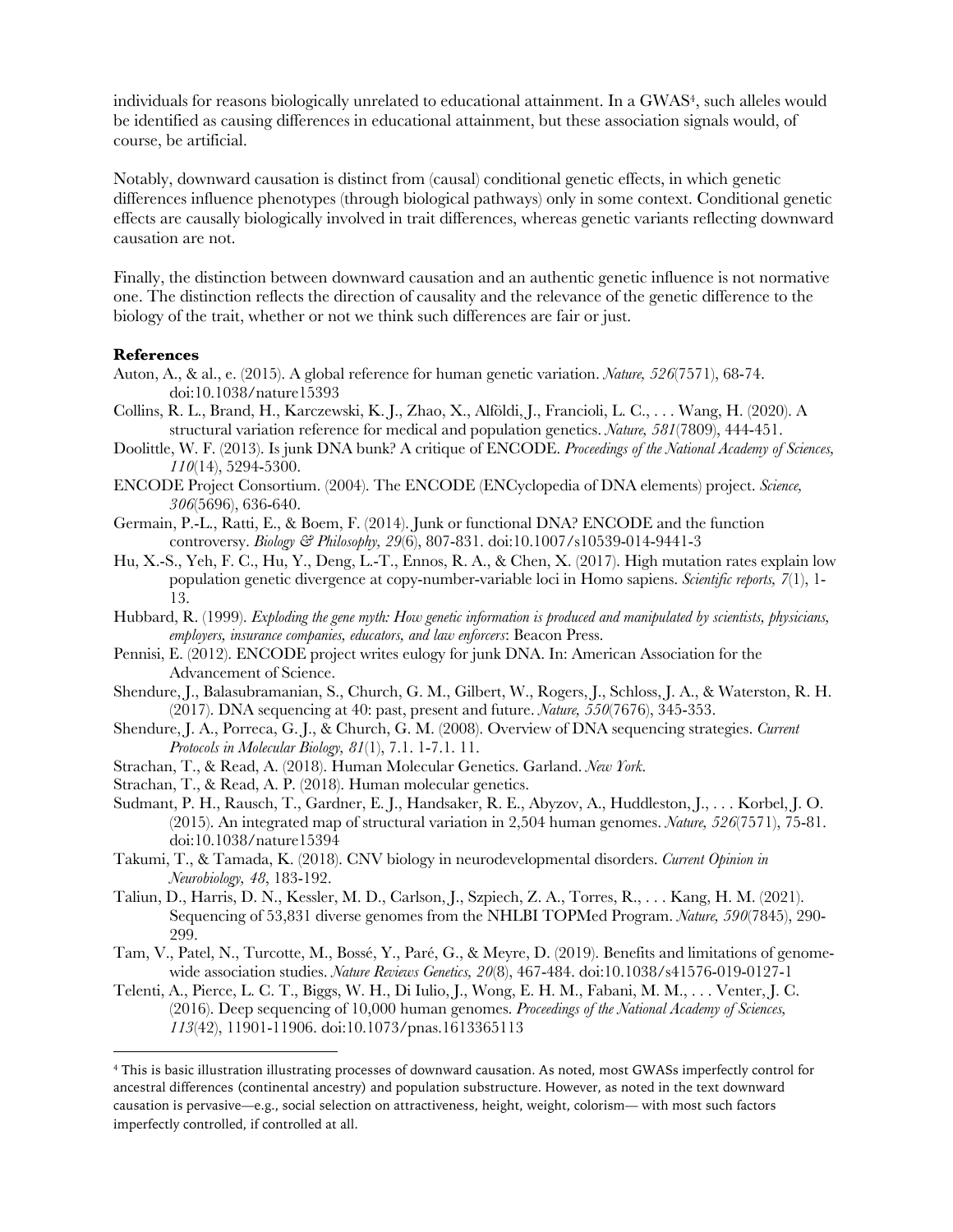individuals for reasons biologically unrelated to educational attainment. In a GWAS[4], such alleles would be identified as causing differences in educational attainment, but these association signals would, of course, be artificial.

Notably, downward causation is distinct from (causal) conditional genetic effects, in which genetic differences influence phenotypes (through biological pathways) only in some context. Conditional genetic effects are causally biologically involved in trait differences, whereas genetic variants reflecting downward causation are not.

Finally, the distinction between downward causation and an authentic genetic influence is not normative one. The distinction reflects the direction of causality and the relevance of the genetic difference to the biology of the trait, whether or not we think such differences are fair or just.

**References**

Auton, A., & al., e. (2015). A global reference for human genetic variation. *Nature, 526*(7571), 68-74. doi:10.1038/nature15393

Collins, R. L., Brand, H., Karczewski, K. J., Zhao, X., Alföldi, J., Francioli, L. C., . . . Wang, H. (2020). A structural variation reference for medical and population genetics. *Nature, 581*(7809), 444-451.

Doolittle, W. F. (2013). Is junk DNA bunk? A critique of ENCODE. *Proceedings of the National Academy of Sciences, 110*(14), 5294-5300.

ENCODE Project Consortium. (2004). The ENCODE (ENCyclopedia of DNA elements) project. *Science, 306*(5696), 636-640.

Germain, P.-L., Ratti, E., & Boem, F. (2014). Junk or functional DNA? ENCODE and the function controversy. *Biology & Philosophy, 29*(6), 807-831. doi:10.1007/s10539-014-9441-3

Hu, X.-S., Yeh, F. C., Hu, Y., Deng, L.-T., Ennos, R. A., & Chen, X. (2017). High mutation rates explain low population genetic divergence at copy-number-variable loci in Homo sapiens. *Scientific reports, 7*(1), 1-13.

Hubbard, R. (1999). *Exploding the gene myth: How genetic information is produced and manipulated by scientists, physicians, employers, insurance companies, educators, and law enforcers*: Beacon Press.

Pennisi, E. (2012). ENCODE project writes eulogy for junk DNA. In: American Association for the Advancement of Science.

Shendure, J., Balasubramanian, S., Church, G. M., Gilbert, W., Rogers, J., Schloss, J. A., & Waterston, R. H. (2017). DNA sequencing at 40: past, present and future. *Nature, 550*(7676), 345-353.

Shendure, J. A., Porreca, G. J., & Church, G. M. (2008). Overview of DNA sequencing strategies. *Current Protocols in Molecular Biology, 81*(1), 7.1. 1-7.1. 11.

Strachan, T., & Read, A. (2018). Human Molecular Genetics. Garland. *New York.*

Strachan, T., & Read, A. P. (2018). Human molecular genetics.

Sudmant, P. H., Rausch, T., Gardner, E. J., Handsaker, R. E., Abyzov, A., Huddleston, J., . . . Korbel, J. O. (2015). An integrated map of structural variation in 2,504 human genomes. *Nature, 526*(7571), 75-81. doi:10.1038/nature15394

Takumi, T., & Tamada, K. (2018). CNV biology in neurodevelopmental disorders. *Current Opinion in Neurobiology, 48*, 183-192.

Taliun, D., Harris, D. N., Kessler, M. D., Carlson, J., Szpiech, Z. A., Torres, R., . . . Kang, H. M. (2021). Sequencing of 53,831 diverse genomes from the NHLBI TOPMed Program. *Nature, 590*(7845), 290-299.

Tam, V., Patel, N., Turcotte, M., Bossé, Y., Paré, G., & Meyre, D. (2019). Benefits and limitations of genome-wide association studies. *Nature Reviews Genetics, 20*(8), 467-484. doi:10.1038/s41576-019-0127-1

Telenti, A., Pierce, L. C. T., Biggs, W. H., Di Iulio, J., Wong, E. H. M., Fabani, M. M., . . . Venter, J. C. (2016). Deep sequencing of 10,000 human genomes. *Proceedings of the National Academy of Sciences, 113*(42), 11901-11906. doi:10.1073/pnas.1613365113

[4] This is basic illustration illustrating processes of downward causation. As noted, most GWASs imperfectly control for ancestral differences (continental ancestry) and population substructure. However, as noted in the text downward causation is pervasive—e.g., social selection on attractiveness, height, weight, colorism— with most such factors imperfectly controlled, if controlled at all.